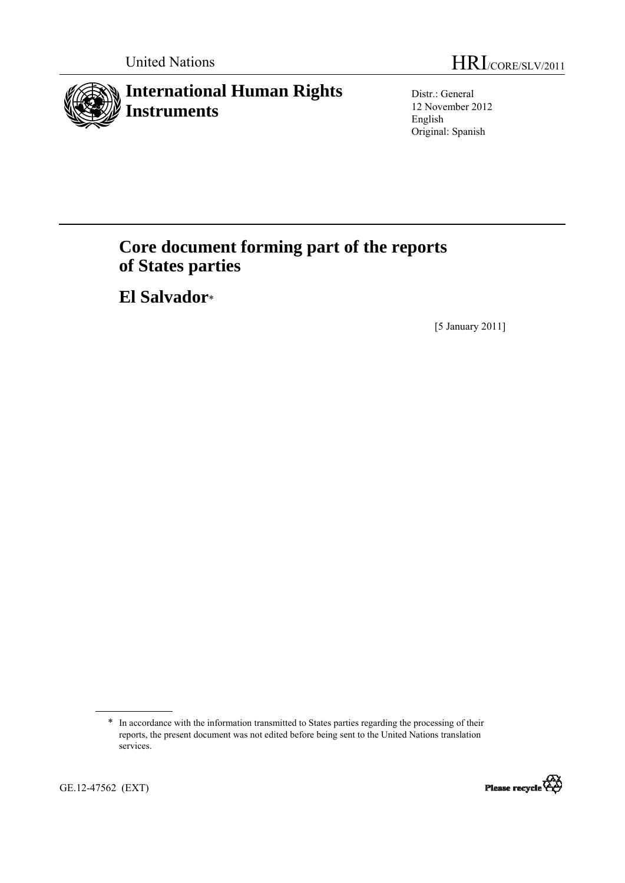United Nations

HRI/CORE/SLV/2011

# International Human Rights Instruments

Distr.: General
12 November 2012
English
Original: Spanish

# Core document forming part of the reports of States parties

## El Salvador*

[5 January 2011]

\* In accordance with the information transmitted to States parties regarding the processing of their reports, the present document was not edited before being sent to the United Nations translation services.

GE.12-47562 (EXT)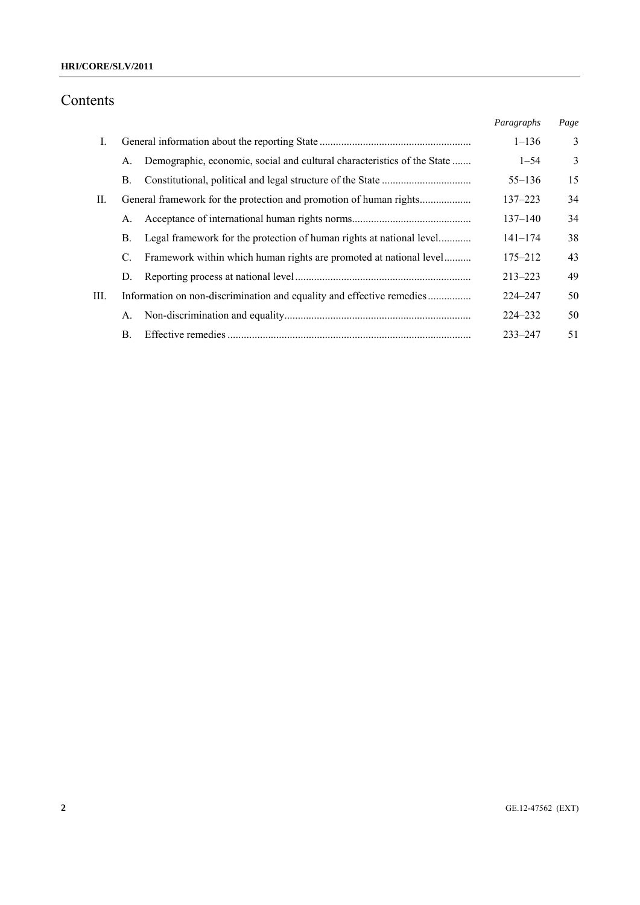# Contents

| | | | Paragraphs | Page |
|---|---|---|---|---|
| I. | General information about the reporting State | | 1–136 | 3 |
| | A. | Demographic, economic, social and cultural characteristics of the State | 1–54 | 3 |
| | B. | Constitutional, political and legal structure of the State | 55–136 | 15 |
| II. | General framework for the protection and promotion of human rights | | 137–223 | 34 |
| | A. | Acceptance of international human rights norms | 137–140 | 34 |
| | B. | Legal framework for the protection of human rights at national level | 141–174 | 38 |
| | C. | Framework within which human rights are promoted at national level | 175–212 | 43 |
| | D. | Reporting process at national level | 213–223 | 49 |
| III. | Information on non-discrimination and equality and effective remedies | | 224–247 | 50 |
| | A. | Non-discrimination and equality | 224–232 | 50 |
| | B. | Effective remedies | 233–247 | 51 |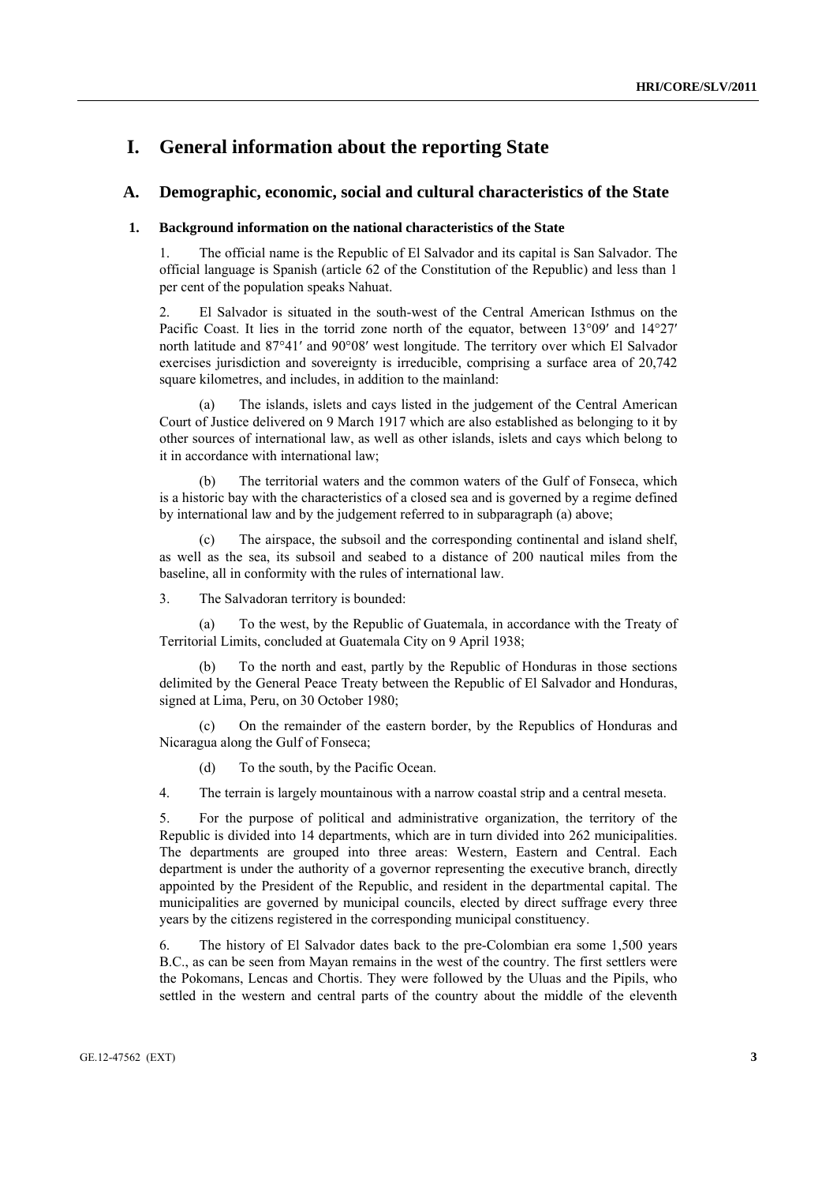# I. General information about the reporting State

## A. Demographic, economic, social and cultural characteristics of the State

### 1. Background information on the national characteristics of the State

1. The official name is the Republic of El Salvador and its capital is San Salvador. The official language is Spanish (article 62 of the Constitution of the Republic) and less than 1 per cent of the population speaks Nahuat.

2. El Salvador is situated in the south-west of the Central American Isthmus on the Pacific Coast. It lies in the torrid zone north of the equator, between 13°09′ and 14°27′ north latitude and 87°41′ and 90°08′ west longitude. The territory over which El Salvador exercises jurisdiction and sovereignty is irreducible, comprising a surface area of 20,742 square kilometres, and includes, in addition to the mainland:

(a) The islands, islets and cays listed in the judgement of the Central American Court of Justice delivered on 9 March 1917 which are also established as belonging to it by other sources of international law, as well as other islands, islets and cays which belong to it in accordance with international law;

(b) The territorial waters and the common waters of the Gulf of Fonseca, which is a historic bay with the characteristics of a closed sea and is governed by a regime defined by international law and by the judgement referred to in subparagraph (a) above;

(c) The airspace, the subsoil and the corresponding continental and island shelf, as well as the sea, its subsoil and seabed to a distance of 200 nautical miles from the baseline, all in conformity with the rules of international law.

3. The Salvadoran territory is bounded:

(a) To the west, by the Republic of Guatemala, in accordance with the Treaty of Territorial Limits, concluded at Guatemala City on 9 April 1938;

(b) To the north and east, partly by the Republic of Honduras in those sections delimited by the General Peace Treaty between the Republic of El Salvador and Honduras, signed at Lima, Peru, on 30 October 1980;

(c) On the remainder of the eastern border, by the Republics of Honduras and Nicaragua along the Gulf of Fonseca;

(d) To the south, by the Pacific Ocean.

4. The terrain is largely mountainous with a narrow coastal strip and a central meseta.

5. For the purpose of political and administrative organization, the territory of the Republic is divided into 14 departments, which are in turn divided into 262 municipalities. The departments are grouped into three areas: Western, Eastern and Central. Each department is under the authority of a governor representing the executive branch, directly appointed by the President of the Republic, and resident in the departmental capital. The municipalities are governed by municipal councils, elected by direct suffrage every three years by the citizens registered in the corresponding municipal constituency.

6. The history of El Salvador dates back to the pre-Colombian era some 1,500 years B.C., as can be seen from Mayan remains in the west of the country. The first settlers were the Pokomans, Lencas and Chortis. They were followed by the Uluas and the Pipils, who settled in the western and central parts of the country about the middle of the eleventh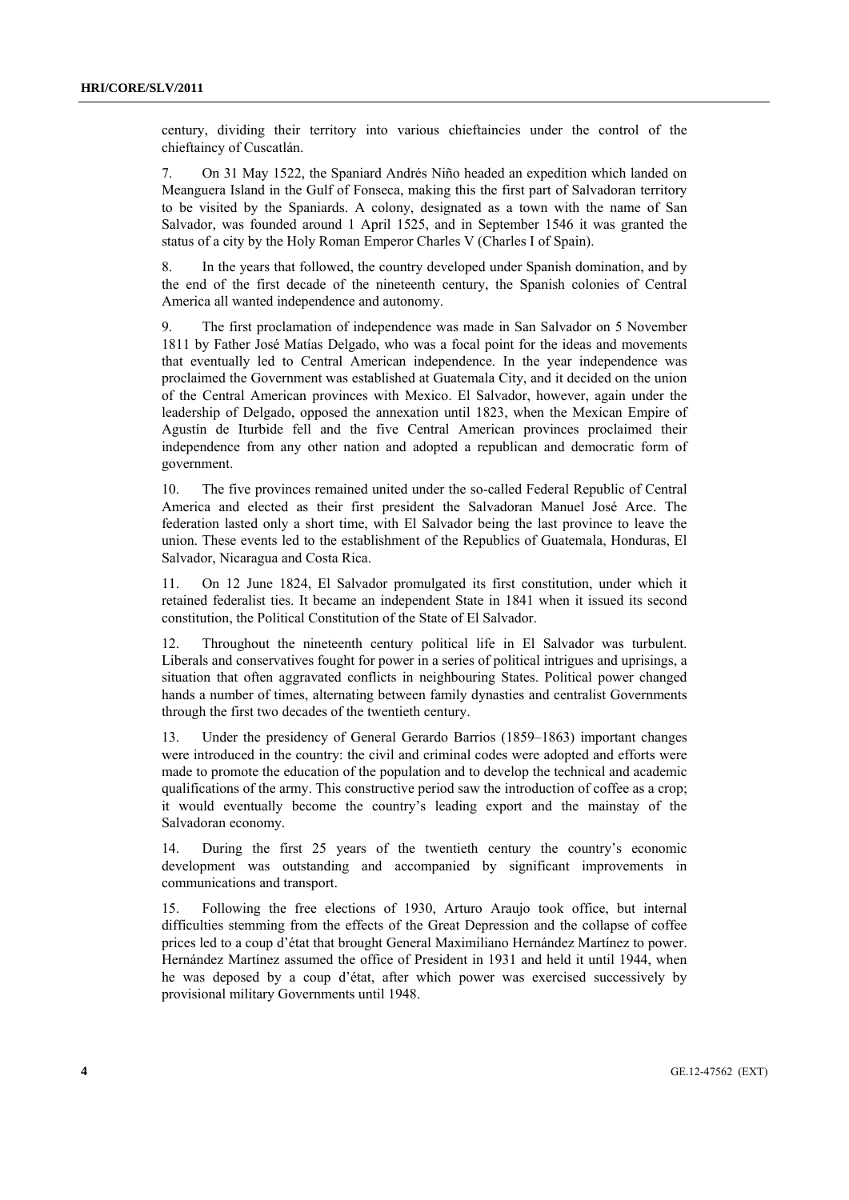century, dividing their territory into various chieftaincies under the control of the chieftaincy of Cuscatlán.

7. On 31 May 1522, the Spaniard Andrés Niño headed an expedition which landed on Meanguera Island in the Gulf of Fonseca, making this the first part of Salvadoran territory to be visited by the Spaniards. A colony, designated as a town with the name of San Salvador, was founded around 1 April 1525, and in September 1546 it was granted the status of a city by the Holy Roman Emperor Charles V (Charles I of Spain).

8. In the years that followed, the country developed under Spanish domination, and by the end of the first decade of the nineteenth century, the Spanish colonies of Central America all wanted independence and autonomy.

9. The first proclamation of independence was made in San Salvador on 5 November 1811 by Father José Matías Delgado, who was a focal point for the ideas and movements that eventually led to Central American independence. In the year independence was proclaimed the Government was established at Guatemala City, and it decided on the union of the Central American provinces with Mexico. El Salvador, however, again under the leadership of Delgado, opposed the annexation until 1823, when the Mexican Empire of Agustín de Iturbide fell and the five Central American provinces proclaimed their independence from any other nation and adopted a republican and democratic form of government.

10. The five provinces remained united under the so-called Federal Republic of Central America and elected as their first president the Salvadoran Manuel José Arce. The federation lasted only a short time, with El Salvador being the last province to leave the union. These events led to the establishment of the Republics of Guatemala, Honduras, El Salvador, Nicaragua and Costa Rica.

11. On 12 June 1824, El Salvador promulgated its first constitution, under which it retained federalist ties. It became an independent State in 1841 when it issued its second constitution, the Political Constitution of the State of El Salvador.

12. Throughout the nineteenth century political life in El Salvador was turbulent. Liberals and conservatives fought for power in a series of political intrigues and uprisings, a situation that often aggravated conflicts in neighbouring States. Political power changed hands a number of times, alternating between family dynasties and centralist Governments through the first two decades of the twentieth century.

13. Under the presidency of General Gerardo Barrios (1859–1863) important changes were introduced in the country: the civil and criminal codes were adopted and efforts were made to promote the education of the population and to develop the technical and academic qualifications of the army. This constructive period saw the introduction of coffee as a crop; it would eventually become the country's leading export and the mainstay of the Salvadoran economy.

14. During the first 25 years of the twentieth century the country's economic development was outstanding and accompanied by significant improvements in communications and transport.

15. Following the free elections of 1930, Arturo Araujo took office, but internal difficulties stemming from the effects of the Great Depression and the collapse of coffee prices led to a coup d'état that brought General Maximiliano Hernández Martínez to power. Hernández Martínez assumed the office of President in 1931 and held it until 1944, when he was deposed by a coup d'état, after which power was exercised successively by provisional military Governments until 1948.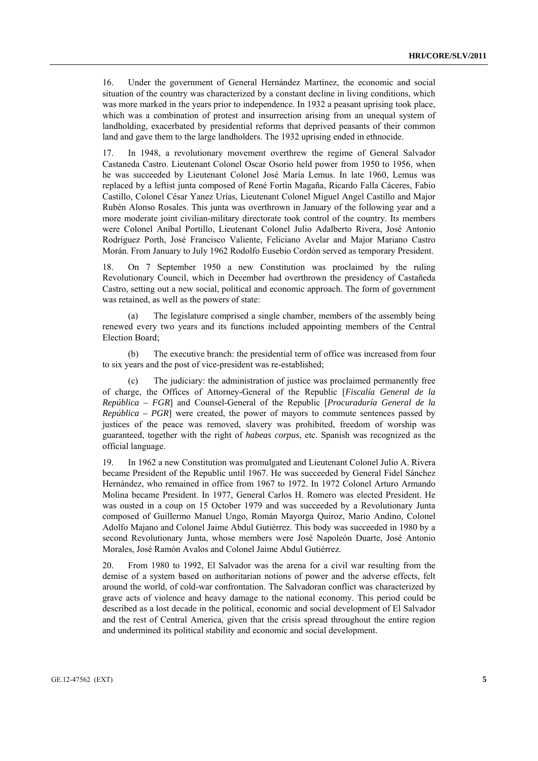16. Under the government of General Hernández Martínez, the economic and social situation of the country was characterized by a constant decline in living conditions, which was more marked in the years prior to independence. In 1932 a peasant uprising took place, which was a combination of protest and insurrection arising from an unequal system of landholding, exacerbated by presidential reforms that deprived peasants of their common land and gave them to the large landholders. The 1932 uprising ended in ethnocide.

17. In 1948, a revolutionary movement overthrew the regime of General Salvador Castaneda Castro. Lieutenant Colonel Oscar Osorio held power from 1950 to 1956, when he was succeeded by Lieutenant Colonel José María Lemus. In late 1960, Lemus was replaced by a leftist junta composed of René Fortín Magaña, Ricardo Falla Cáceres, Fabio Castillo, Colonel César Yanez Urías, Lieutenant Colonel Miguel Angel Castillo and Major Rubén Alonso Rosales. This junta was overthrown in January of the following year and a more moderate joint civilian-military directorate took control of the country. Its members were Colonel Aníbal Portillo, Lieutenant Colonel Julio Adalberto Rivera, José Antonio Rodríguez Porth, José Francisco Valiente, Feliciano Avelar and Major Mariano Castro Morán. From January to July 1962 Rodolfo Eusebio Cordón served as temporary President.

18. On 7 September 1950 a new Constitution was proclaimed by the ruling Revolutionary Council, which in December had overthrown the presidency of Castañeda Castro, setting out a new social, political and economic approach. The form of government was retained, as well as the powers of state:

(a) The legislature comprised a single chamber, members of the assembly being renewed every two years and its functions included appointing members of the Central Election Board;

(b) The executive branch: the presidential term of office was increased from four to six years and the post of vice-president was re-established;

(c) The judiciary: the administration of justice was proclaimed permanently free of charge, the Offices of Attorney-General of the Republic [*Fiscalía General de la República – FGR*] and Counsel-General of the Republic [*Procuraduría General de la República – PGR*] were created, the power of mayors to commute sentences passed by justices of the peace was removed, slavery was prohibited, freedom of worship was guaranteed, together with the right of *habeas corpus*, etc. Spanish was recognized as the official language.

19. In 1962 a new Constitution was promulgated and Lieutenant Colonel Julio A. Rivera became President of the Republic until 1967. He was succeeded by General Fidel Sánchez Hernández, who remained in office from 1967 to 1972. In 1972 Colonel Arturo Armando Molina became President. In 1977, General Carlos H. Romero was elected President. He was ousted in a coup on 15 October 1979 and was succeeded by a Revolutionary Junta composed of Guillermo Manuel Ungo, Román Mayorga Quiroz, Mario Andino, Colonel Adolfo Majano and Colonel Jaime Abdul Gutiérrez. This body was succeeded in 1980 by a second Revolutionary Junta, whose members were José Napoleón Duarte, José Antonio Morales, José Ramón Avalos and Colonel Jaime Abdul Gutiérrez.

20. From 1980 to 1992, El Salvador was the arena for a civil war resulting from the demise of a system based on authoritarian notions of power and the adverse effects, felt around the world, of cold-war confrontation. The Salvadoran conflict was characterized by grave acts of violence and heavy damage to the national economy. This period could be described as a lost decade in the political, economic and social development of El Salvador and the rest of Central America, given that the crisis spread throughout the entire region and undermined its political stability and economic and social development.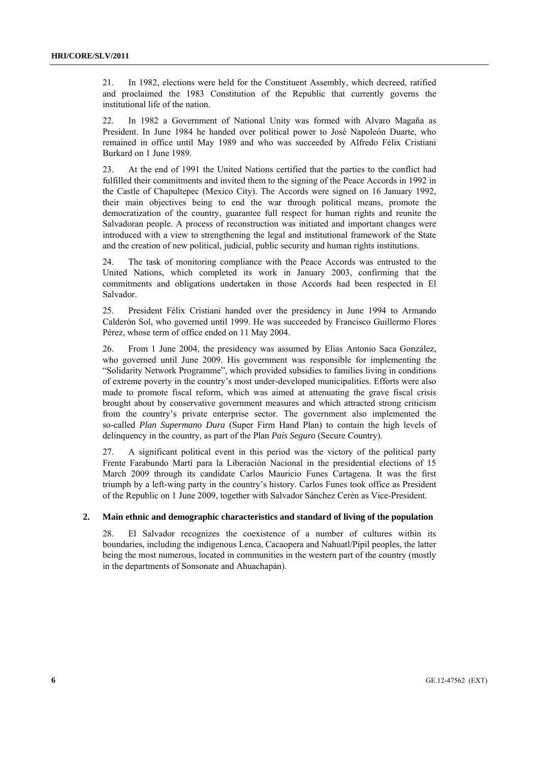21. In 1982, elections were held for the Constituent Assembly, which decreed, ratified and proclaimed the 1983 Constitution of the Republic that currently governs the institutional life of the nation.

22. In 1982 a Government of National Unity was formed with Alvaro Magaña as President. In June 1984 he handed over political power to José Napoleón Duarte, who remained in office until May 1989 and who was succeeded by Alfredo Félix Cristiani Burkard on 1 June 1989.

23. At the end of 1991 the United Nations certified that the parties to the conflict had fulfilled their commitments and invited them to the signing of the Peace Accords in 1992 in the Castle of Chapultepec (Mexico City). The Accords were signed on 16 January 1992, their main objectives being to end the war through political means, promote the democratization of the country, guarantee full respect for human rights and reunite the Salvadoran people. A process of reconstruction was initiated and important changes were introduced with a view to strengthening the legal and institutional framework of the State and the creation of new political, judicial, public security and human rights institutions.

24. The task of monitoring compliance with the Peace Accords was entrusted to the United Nations, which completed its work in January 2003, confirming that the commitments and obligations undertaken in those Accords had been respected in El Salvador.

25. President Félix Cristiani handed over the presidency in June 1994 to Armando Calderón Sol, who governed until 1999. He was succeeded by Francisco Guillermo Flores Pérez, whose term of office ended on 11 May 2004.

26. From 1 June 2004, the presidency was assumed by Elías Antonio Saca González, who governed until June 2009. His government was responsible for implementing the "Solidarity Network Programme", which provided subsidies to families living in conditions of extreme poverty in the country's most under-developed municipalities. Efforts were also made to promote fiscal reform, which was aimed at attenuating the grave fiscal crisis brought about by conservative government measures and which attracted strong criticism from the country's private enterprise sector. The government also implemented the so-called *Plan Supermano Dura* (Super Firm Hand Plan) to contain the high levels of delinquency in the country, as part of the Plan *País Seguro* (Secure Country).

27. A significant political event in this period was the victory of the political party Frente Farabundo Martí para la Liberación Nacional in the presidential elections of 15 March 2009 through its candidate Carlos Mauricio Funes Cartagena. It was the first triumph by a left-wing party in the country's history. Carlos Funes took office as President of the Republic on 1 June 2009, together with Salvador Sánchez Cerén as Vice-President.

## 2. Main ethnic and demographic characteristics and standard of living of the population

28. El Salvador recognizes the coexistence of a number of cultures within its boundaries, including the indigenous Lenca, Cacaopera and Nahuatl/Pipil peoples, the latter being the most numerous, located in communities in the western part of the country (mostly in the departments of Sonsonate and Ahuachapán).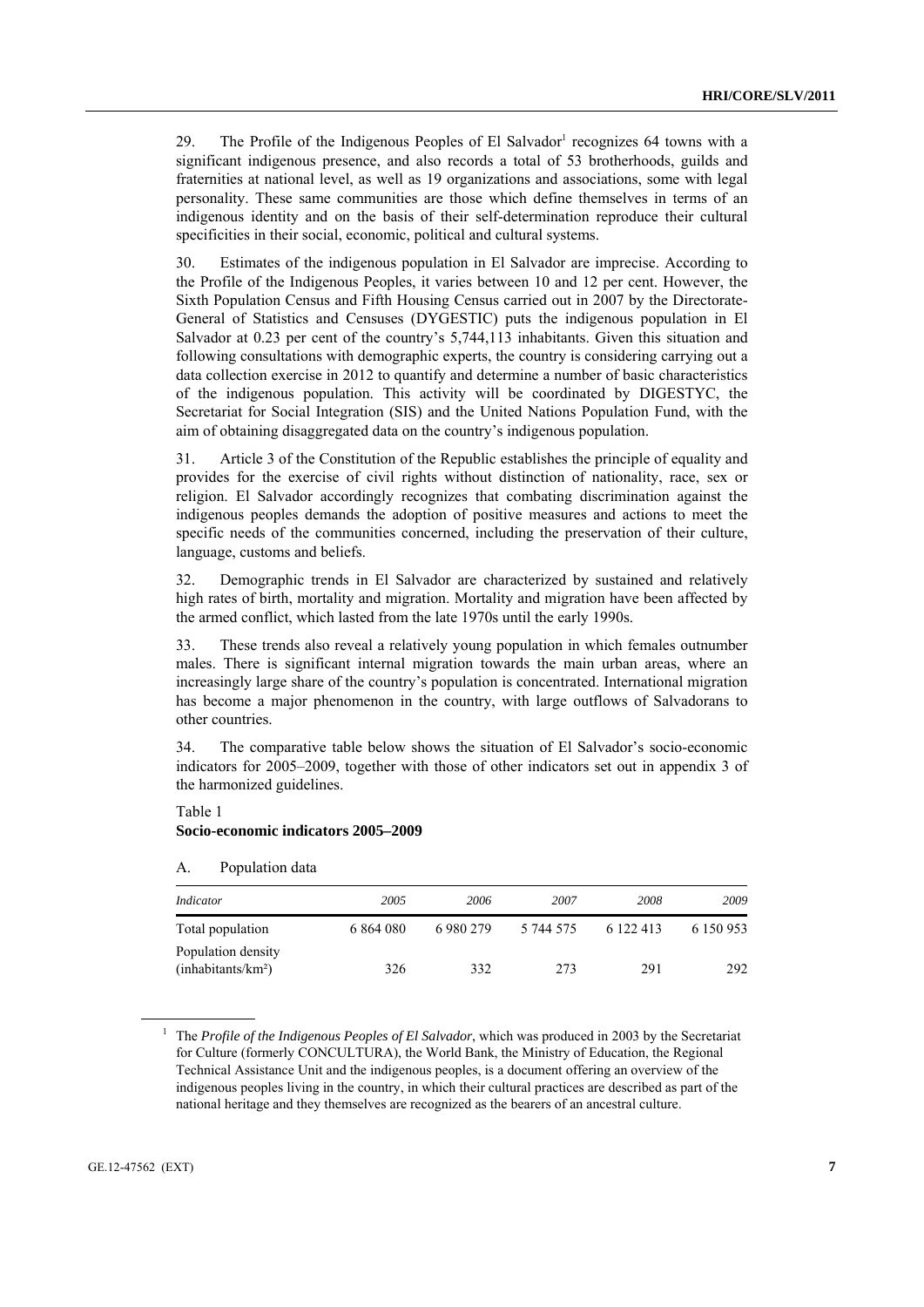29. The Profile of the Indigenous Peoples of El Salvador[1] recognizes 64 towns with a significant indigenous presence, and also records a total of 53 brotherhoods, guilds and fraternities at national level, as well as 19 organizations and associations, some with legal personality. These same communities are those which define themselves in terms of an indigenous identity and on the basis of their self-determination reproduce their cultural specificities in their social, economic, political and cultural systems.

30. Estimates of the indigenous population in El Salvador are imprecise. According to the Profile of the Indigenous Peoples, it varies between 10 and 12 per cent. However, the Sixth Population Census and Fifth Housing Census carried out in 2007 by the Directorate-General of Statistics and Censuses (DYGESTIC) puts the indigenous population in El Salvador at 0.23 per cent of the country's 5,744,113 inhabitants. Given this situation and following consultations with demographic experts, the country is considering carrying out a data collection exercise in 2012 to quantify and determine a number of basic characteristics of the indigenous population. This activity will be coordinated by DIGESTYC, the Secretariat for Social Integration (SIS) and the United Nations Population Fund, with the aim of obtaining disaggregated data on the country's indigenous population.

31. Article 3 of the Constitution of the Republic establishes the principle of equality and provides for the exercise of civil rights without distinction of nationality, race, sex or religion. El Salvador accordingly recognizes that combating discrimination against the indigenous peoples demands the adoption of positive measures and actions to meet the specific needs of the communities concerned, including the preservation of their culture, language, customs and beliefs.

32. Demographic trends in El Salvador are characterized by sustained and relatively high rates of birth, mortality and migration. Mortality and migration have been affected by the armed conflict, which lasted from the late 1970s until the early 1990s.

33. These trends also reveal a relatively young population in which females outnumber males. There is significant internal migration towards the main urban areas, where an increasingly large share of the country's population is concentrated. International migration has become a major phenomenon in the country, with large outflows of Salvadorans to other countries.

34. The comparative table below shows the situation of El Salvador's socio-economic indicators for 2005–2009, together with those of other indicators set out in appendix 3 of the harmonized guidelines.

Table 1
**Socio-economic indicators 2005–2009**

A. Population data

| *Indicator* | *2005* | *2006* | *2007* | *2008* | *2009* |
|---|---|---|---|---|---|
| Total population | 6 864 080 | 6 980 279 | 5 744 575 | 6 122 413 | 6 150 953 |
| Population density (inhabitants/km²) | 326 | 332 | 273 | 291 | 292 |

[1] The *Profile of the Indigenous Peoples of El Salvador*, which was produced in 2003 by the Secretariat for Culture (formerly CONCULTURA), the World Bank, the Ministry of Education, the Regional Technical Assistance Unit and the indigenous peoples, is a document offering an overview of the indigenous peoples living in the country, in which their cultural practices are described as part of the national heritage and they themselves are recognized as the bearers of an ancestral culture.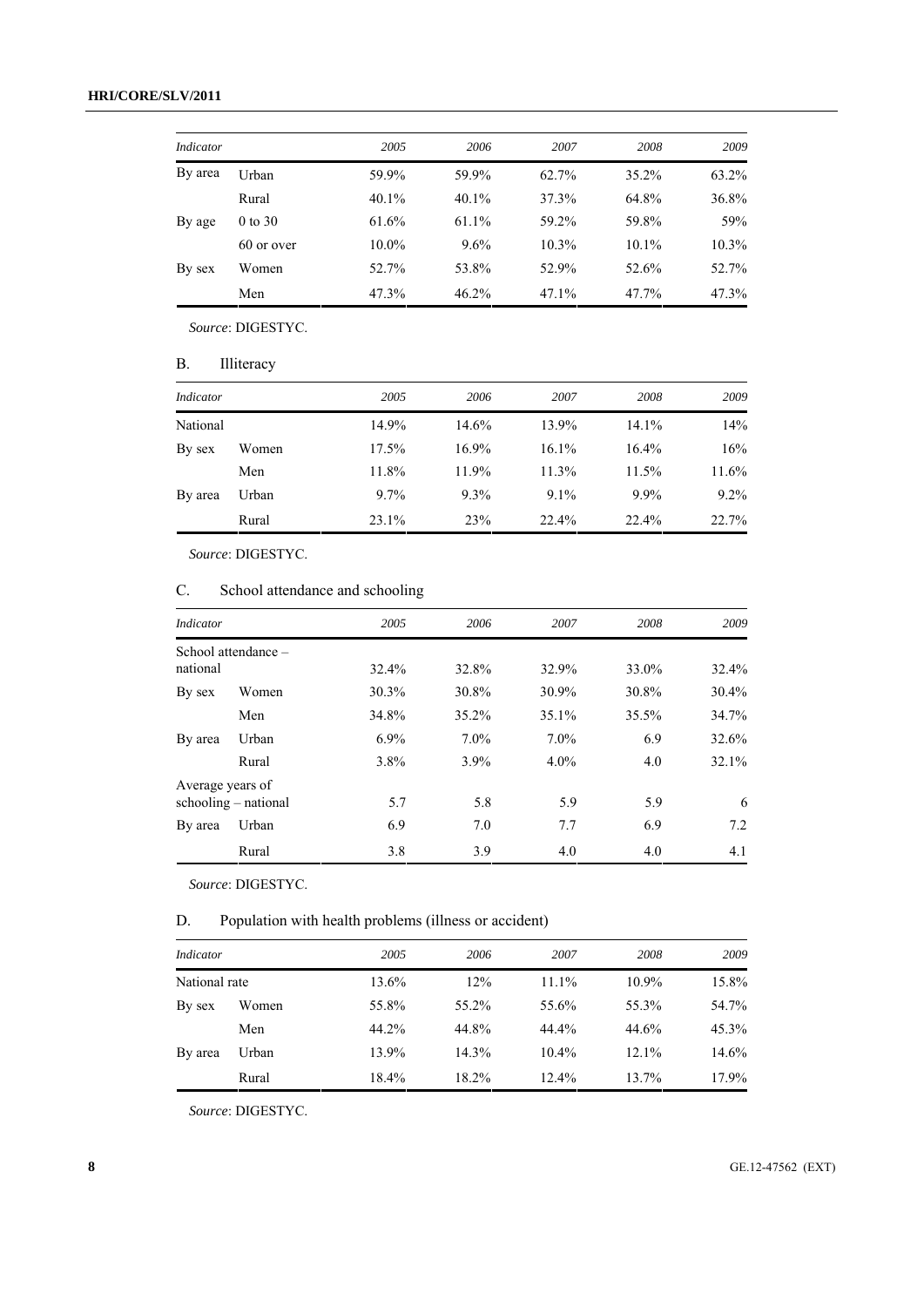| *Indicator* | | *2005* | *2006* | *2007* | *2008* | *2009* |
|---|---|---|---|---|---|---|
| By area | Urban | 59.9% | 59.9% | 62.7% | 35.2% | 63.2% |
| | Rural | 40.1% | 40.1% | 37.3% | 64.8% | 36.8% |
| By age | 0 to 30 | 61.6% | 61.1% | 59.2% | 59.8% | 59% |
| | 60 or over | 10.0% | 9.6% | 10.3% | 10.1% | 10.3% |
| By sex | Women | 52.7% | 53.8% | 52.9% | 52.6% | 52.7% |
| | Men | 47.3% | 46.2% | 47.1% | 47.7% | 47.3% |

*Source*: DIGESTYC.

## B. Illiteracy

| *Indicator* | | *2005* | *2006* | *2007* | *2008* | *2009* |
|---|---|---|---|---|---|---|
| National | | 14.9% | 14.6% | 13.9% | 14.1% | 14% |
| By sex | Women | 17.5% | 16.9% | 16.1% | 16.4% | 16% |
| | Men | 11.8% | 11.9% | 11.3% | 11.5% | 11.6% |
| By area | Urban | 9.7% | 9.3% | 9.1% | 9.9% | 9.2% |
| | Rural | 23.1% | 23% | 22.4% | 22.4% | 22.7% |

*Source*: DIGESTYC.

## C. School attendance and schooling

| *Indicator* | | *2005* | *2006* | *2007* | *2008* | *2009* |
|---|---|---|---|---|---|---|
| School attendance – national | | 32.4% | 32.8% | 32.9% | 33.0% | 32.4% |
| By sex | Women | 30.3% | 30.8% | 30.9% | 30.8% | 30.4% |
| | Men | 34.8% | 35.2% | 35.1% | 35.5% | 34.7% |
| By area | Urban | 6.9% | 7.0% | 7.0% | 6.9 | 32.6% |
| | Rural | 3.8% | 3.9% | 4.0% | 4.0 | 32.1% |
| Average years of schooling – national | | 5.7 | 5.8 | 5.9 | 5.9 | 6 |
| By area | Urban | 6.9 | 7.0 | 7.7 | 6.9 | 7.2 |
| | Rural | 3.8 | 3.9 | 4.0 | 4.0 | 4.1 |

*Source*: DIGESTYC.

## D. Population with health problems (illness or accident)

| *Indicator* | | *2005* | *2006* | *2007* | *2008* | *2009* |
|---|---|---|---|---|---|---|
| National rate | | 13.6% | 12% | 11.1% | 10.9% | 15.8% |
| By sex | Women | 55.8% | 55.2% | 55.6% | 55.3% | 54.7% |
| | Men | 44.2% | 44.8% | 44.4% | 44.6% | 45.3% |
| By area | Urban | 13.9% | 14.3% | 10.4% | 12.1% | 14.6% |
| | Rural | 18.4% | 18.2% | 12.4% | 13.7% | 17.9% |

*Source*: DIGESTYC.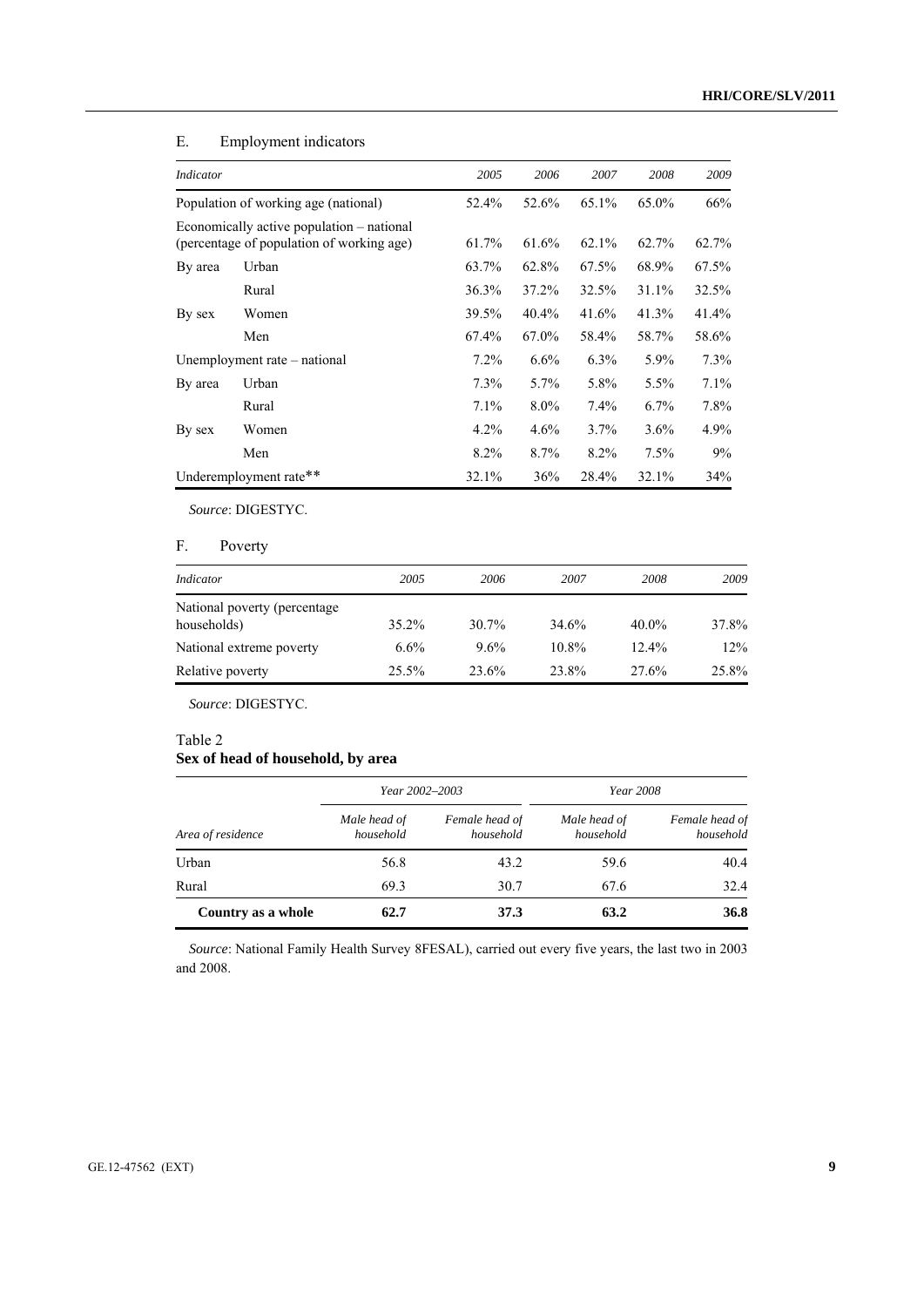## E. Employment indicators

| *Indicator* | | *2005* | *2006* | *2007* | *2008* | *2009* |
|---|---|---|---|---|---|---|
| Population of working age (national) | | 52.4% | 52.6% | 65.1% | 65.0% | 66% |
| Economically active population – national (percentage of population of working age) | | 61.7% | 61.6% | 62.1% | 62.7% | 62.7% |
| By area | Urban | 63.7% | 62.8% | 67.5% | 68.9% | 67.5% |
| | Rural | 36.3% | 37.2% | 32.5% | 31.1% | 32.5% |
| By sex | Women | 39.5% | 40.4% | 41.6% | 41.3% | 41.4% |
| | Men | 67.4% | 67.0% | 58.4% | 58.7% | 58.6% |
| Unemployment rate – national | | 7.2% | 6.6% | 6.3% | 5.9% | 7.3% |
| By area | Urban | 7.3% | 5.7% | 5.8% | 5.5% | 7.1% |
| | Rural | 7.1% | 8.0% | 7.4% | 6.7% | 7.8% |
| By sex | Women | 4.2% | 4.6% | 3.7% | 3.6% | 4.9% |
| | Men | 8.2% | 8.7% | 8.2% | 7.5% | 9% |
| Underemployment rate** | | 32.1% | 36% | 28.4% | 32.1% | 34% |

*Source*: DIGESTYC.

## F. Poverty

| *Indicator* | *2005* | *2006* | *2007* | *2008* | *2009* |
|---|---|---|---|---|---|
| National poverty (percentage households) | 35.2% | 30.7% | 34.6% | 40.0% | 37.8% |
| National extreme poverty | 6.6% | 9.6% | 10.8% | 12.4% | 12% |
| Relative poverty | 25.5% | 23.6% | 23.8% | 27.6% | 25.8% |

*Source*: DIGESTYC.

Table 2
**Sex of head of household, by area**

| | *Year 2002–2003* | | *Year 2008* | |
|---|---|---|---|---|
| *Area of residence* | *Male head of household* | *Female head of household* | *Male head of household* | *Female head of household* |
| Urban | 56.8 | 43.2 | 59.6 | 40.4 |
| Rural | 69.3 | 30.7 | 67.6 | 32.4 |
| **Country as a whole** | **62.7** | **37.3** | **63.2** | **36.8** |

*Source*: National Family Health Survey 8FESAL), carried out every five years, the last two in 2003 and 2008.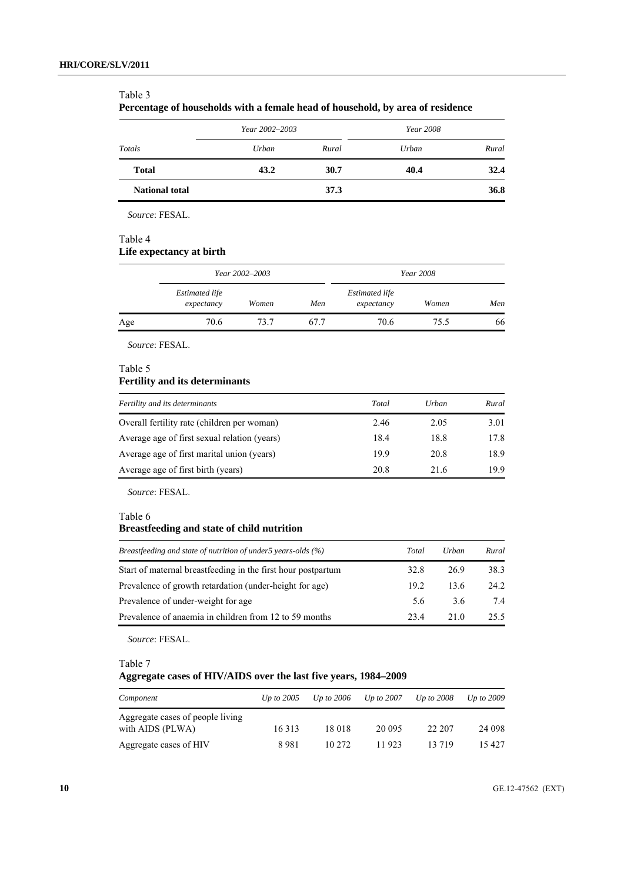Table 3

**Percentage of households with a female head of household, by area of residence**

| *Totals* | *Year 2002–2003* | | *Year 2008* | |
|---|---|---|---|---|
| | *Urban* | *Rural* | *Urban* | *Rural* |
| **Total** | **43.2** | **30.7** | **40.4** | **32.4** |
| **National total** | | **37.3** | | **36.8** |

*Source*: FESAL.

Table 4

**Life expectancy at birth**

| | *Year 2002–2003* | | | *Year 2008* | | |
|---|---|---|---|---|---|---|
| | *Estimated life expectancy* | *Women* | *Men* | *Estimated life expectancy* | *Women* | *Men* |
| Age | 70.6 | 73.7 | 67.7 | 70.6 | 75.5 | 66 |

*Source*: FESAL.

Table 5

**Fertility and its determinants**

| *Fertility and its determinants* | *Total* | *Urban* | *Rural* |
|---|---|---|---|
| Overall fertility rate (children per woman) | 2.46 | 2.05 | 3.01 |
| Average age of first sexual relation (years) | 18.4 | 18.8 | 17.8 |
| Average age of first marital union (years) | 19.9 | 20.8 | 18.9 |
| Average age of first birth (years) | 20.8 | 21.6 | 19.9 |

*Source*: FESAL.

Table 6

**Breastfeeding and state of child nutrition**

| *Breastfeeding and state of nutrition of under5 years-olds (%)* | *Total* | *Urban* | *Rural* |
|---|---|---|---|
| Start of maternal breastfeeding in the first hour postpartum | 32.8 | 26.9 | 38.3 |
| Prevalence of growth retardation (under-height for age) | 19.2 | 13.6 | 24.2 |
| Prevalence of under-weight for age | 5.6 | 3.6 | 7.4 |
| Prevalence of anaemia in children from 12 to 59 months | 23.4 | 21.0 | 25.5 |

*Source*: FESAL.

Table 7

**Aggregate cases of HIV/AIDS over the last five years, 1984–2009**

| *Component* | *Up to 2005* | *Up to 2006* | *Up to 2007* | *Up to 2008* | *Up to 2009* |
|---|---|---|---|---|---|
| Aggregate cases of people living with AIDS (PLWA) | 16 313 | 18 018 | 20 095 | 22 207 | 24 098 |
| Aggregate cases of HIV | 8 981 | 10 272 | 11 923 | 13 719 | 15 427 |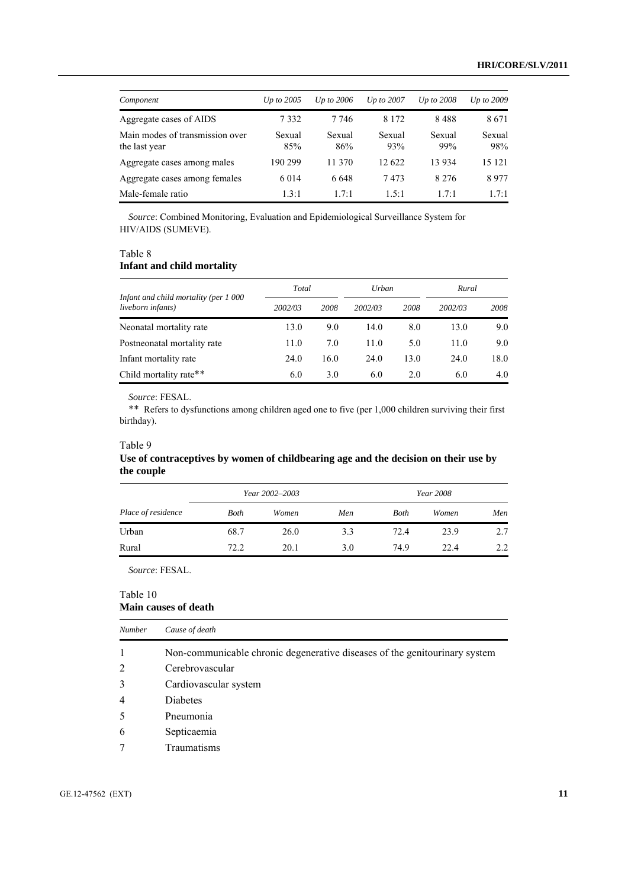| *Component* | *Up to 2005* | *Up to 2006* | *Up to 2007* | *Up to 2008* | *Up to 2009* |
|---|---|---|---|---|---|
| Aggregate cases of AIDS | 7 332 | 7 746 | 8 172 | 8 488 | 8 671 |
| Main modes of transmission over the last year | Sexual 85% | Sexual 86% | Sexual 93% | Sexual 99% | Sexual 98% |
| Aggregate cases among males | 190 299 | 11 370 | 12 622 | 13 934 | 15 121 |
| Aggregate cases among females | 6 014 | 6 648 | 7 473 | 8 276 | 8 977 |
| Male-female ratio | 1.3:1 | 1.7:1 | 1.5:1 | 1.7:1 | 1.7:1 |

*Source*: Combined Monitoring, Evaluation and Epidemiological Surveillance System for HIV/AIDS (SUMEVE).

Table 8
**Infant and child mortality**

| *Infant and child mortality (per 1 000 liveborn infants)* | *Total* | | *Urban* | | *Rural* | |
|---|---|---|---|---|---|---|
| | *2002/03* | *2008* | *2002/03* | *2008* | *2002/03* | *2008* |
| Neonatal mortality rate | 13.0 | 9.0 | 14.0 | 8.0 | 13.0 | 9.0 |
| Postneonatal mortality rate | 11.0 | 7.0 | 11.0 | 5.0 | 11.0 | 9.0 |
| Infant mortality rate | 24.0 | 16.0 | 24.0 | 13.0 | 24.0 | 18.0 |
| Child mortality rate** | 6.0 | 3.0 | 6.0 | 2.0 | 6.0 | 4.0 |

*Source*: FESAL.

** Refers to dysfunctions among children aged one to five (per 1,000 children surviving their first birthday).

Table 9
**Use of contraceptives by women of childbearing age and the decision on their use by the couple**

| *Place of residence* | *Year 2002–2003* | | | *Year 2008* | | |
|---|---|---|---|---|---|---|
| | *Both* | *Women* | *Men* | *Both* | *Women* | *Men* |
| Urban | 68.7 | 26.0 | 3.3 | 72.4 | 23.9 | 2.7 |
| Rural | 72.2 | 20.1 | 3.0 | 74.9 | 22.4 | 2.2 |

*Source*: FESAL.

Table 10
**Main causes of death**

| *Number* | *Cause of death* |
|---|---|
| 1 | Non-communicable chronic degenerative diseases of the genitourinary system |
| 2 | Cerebrovascular |
| 3 | Cardiovascular system |
| 4 | Diabetes |
| 5 | Pneumonia |
| 6 | Septicaemia |
| 7 | Traumatisms |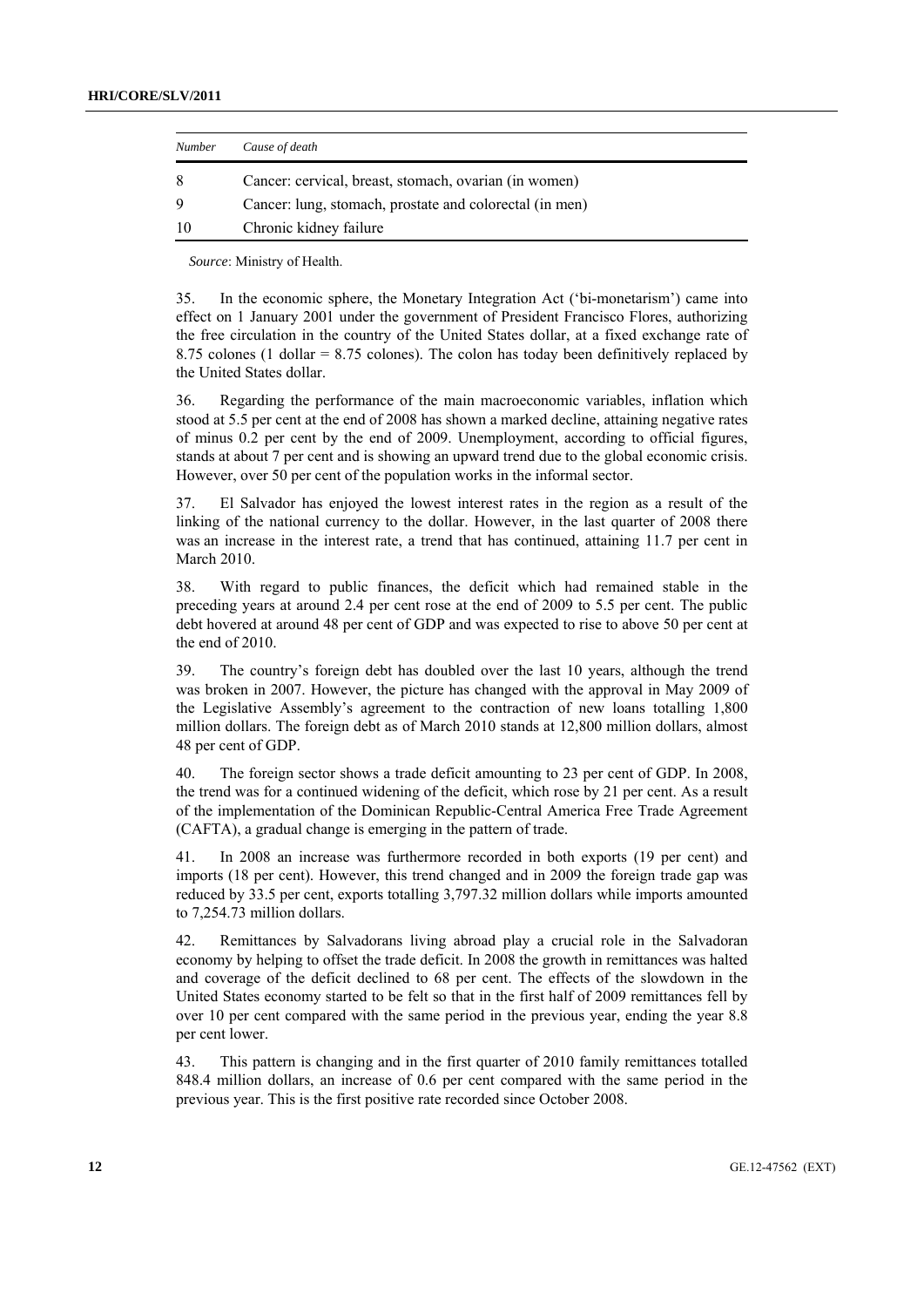| *Number* | *Cause of death* |
|---|---|
| 8 | Cancer: cervical, breast, stomach, ovarian (in women) |
| 9 | Cancer: lung, stomach, prostate and colorectal (in men) |
| 10 | Chronic kidney failure |

*Source*: Ministry of Health.

35. In the economic sphere, the Monetary Integration Act ('bi-monetarism') came into effect on 1 January 2001 under the government of President Francisco Flores, authorizing the free circulation in the country of the United States dollar, at a fixed exchange rate of 8.75 colones (1 dollar = 8.75 colones). The colon has today been definitively replaced by the United States dollar.

36. Regarding the performance of the main macroeconomic variables, inflation which stood at 5.5 per cent at the end of 2008 has shown a marked decline, attaining negative rates of minus 0.2 per cent by the end of 2009. Unemployment, according to official figures, stands at about 7 per cent and is showing an upward trend due to the global economic crisis. However, over 50 per cent of the population works in the informal sector.

37. El Salvador has enjoyed the lowest interest rates in the region as a result of the linking of the national currency to the dollar. However, in the last quarter of 2008 there was an increase in the interest rate, a trend that has continued, attaining 11.7 per cent in March 2010.

38. With regard to public finances, the deficit which had remained stable in the preceding years at around 2.4 per cent rose at the end of 2009 to 5.5 per cent. The public debt hovered at around 48 per cent of GDP and was expected to rise to above 50 per cent at the end of 2010.

39. The country's foreign debt has doubled over the last 10 years, although the trend was broken in 2007. However, the picture has changed with the approval in May 2009 of the Legislative Assembly's agreement to the contraction of new loans totalling 1,800 million dollars. The foreign debt as of March 2010 stands at 12,800 million dollars, almost 48 per cent of GDP.

40. The foreign sector shows a trade deficit amounting to 23 per cent of GDP. In 2008, the trend was for a continued widening of the deficit, which rose by 21 per cent. As a result of the implementation of the Dominican Republic-Central America Free Trade Agreement (CAFTA), a gradual change is emerging in the pattern of trade.

41. In 2008 an increase was furthermore recorded in both exports (19 per cent) and imports (18 per cent). However, this trend changed and in 2009 the foreign trade gap was reduced by 33.5 per cent, exports totalling 3,797.32 million dollars while imports amounted to 7,254.73 million dollars.

42. Remittances by Salvadorans living abroad play a crucial role in the Salvadoran economy by helping to offset the trade deficit. In 2008 the growth in remittances was halted and coverage of the deficit declined to 68 per cent. The effects of the slowdown in the United States economy started to be felt so that in the first half of 2009 remittances fell by over 10 per cent compared with the same period in the previous year, ending the year 8.8 per cent lower.

43. This pattern is changing and in the first quarter of 2010 family remittances totalled 848.4 million dollars, an increase of 0.6 per cent compared with the same period in the previous year. This is the first positive rate recorded since October 2008.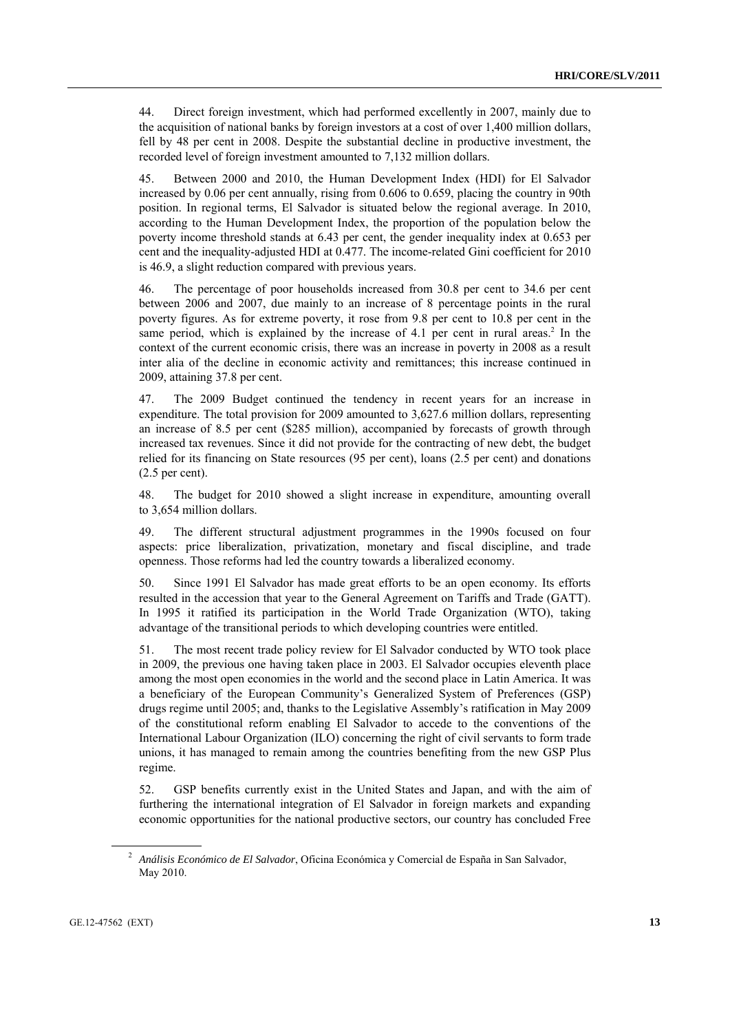44. Direct foreign investment, which had performed excellently in 2007, mainly due to the acquisition of national banks by foreign investors at a cost of over 1,400 million dollars, fell by 48 per cent in 2008. Despite the substantial decline in productive investment, the recorded level of foreign investment amounted to 7,132 million dollars.

45. Between 2000 and 2010, the Human Development Index (HDI) for El Salvador increased by 0.06 per cent annually, rising from 0.606 to 0.659, placing the country in 90th position. In regional terms, El Salvador is situated below the regional average. In 2010, according to the Human Development Index, the proportion of the population below the poverty income threshold stands at 6.43 per cent, the gender inequality index at 0.653 per cent and the inequality-adjusted HDI at 0.477. The income-related Gini coefficient for 2010 is 46.9, a slight reduction compared with previous years.

46. The percentage of poor households increased from 30.8 per cent to 34.6 per cent between 2006 and 2007, due mainly to an increase of 8 percentage points in the rural poverty figures. As for extreme poverty, it rose from 9.8 per cent to 10.8 per cent in the same period, which is explained by the increase of 4.1 per cent in rural areas.[2] In the context of the current economic crisis, there was an increase in poverty in 2008 as a result inter alia of the decline in economic activity and remittances; this increase continued in 2009, attaining 37.8 per cent.

47. The 2009 Budget continued the tendency in recent years for an increase in expenditure. The total provision for 2009 amounted to 3,627.6 million dollars, representing an increase of 8.5 per cent ($285 million), accompanied by forecasts of growth through increased tax revenues. Since it did not provide for the contracting of new debt, the budget relied for its financing on State resources (95 per cent), loans (2.5 per cent) and donations (2.5 per cent).

48. The budget for 2010 showed a slight increase in expenditure, amounting overall to 3,654 million dollars.

49. The different structural adjustment programmes in the 1990s focused on four aspects: price liberalization, privatization, monetary and fiscal discipline, and trade openness. Those reforms had led the country towards a liberalized economy.

50. Since 1991 El Salvador has made great efforts to be an open economy. Its efforts resulted in the accession that year to the General Agreement on Tariffs and Trade (GATT). In 1995 it ratified its participation in the World Trade Organization (WTO), taking advantage of the transitional periods to which developing countries were entitled.

51. The most recent trade policy review for El Salvador conducted by WTO took place in 2009, the previous one having taken place in 2003. El Salvador occupies eleventh place among the most open economies in the world and the second place in Latin America. It was a beneficiary of the European Community's Generalized System of Preferences (GSP) drugs regime until 2005; and, thanks to the Legislative Assembly's ratification in May 2009 of the constitutional reform enabling El Salvador to accede to the conventions of the International Labour Organization (ILO) concerning the right of civil servants to form trade unions, it has managed to remain among the countries benefiting from the new GSP Plus regime.

52. GSP benefits currently exist in the United States and Japan, and with the aim of furthering the international integration of El Salvador in foreign markets and expanding economic opportunities for the national productive sectors, our country has concluded Free

[2] *Análisis Económico de El Salvador*, Oficina Económica y Comercial de España in San Salvador, May 2010.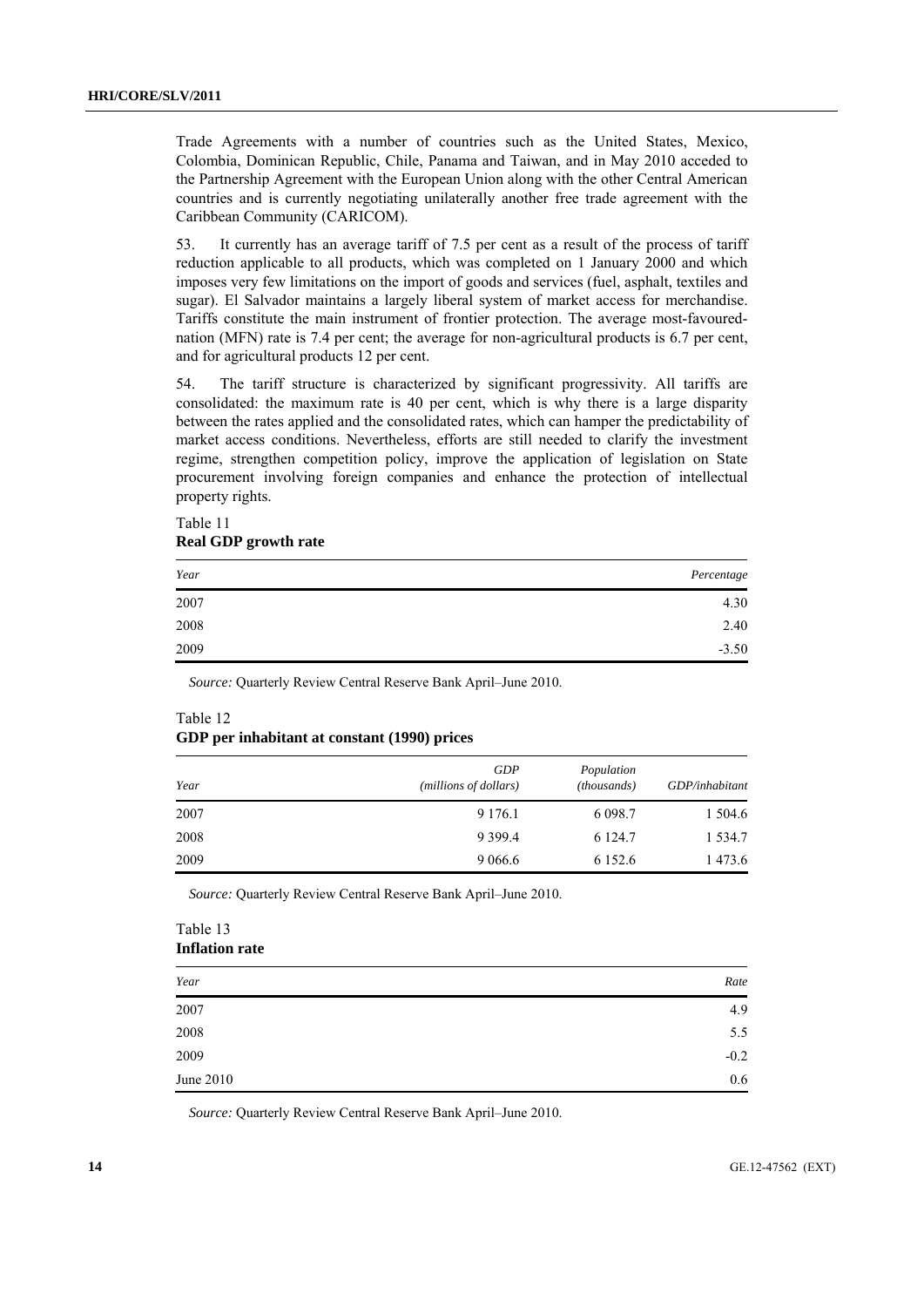Trade Agreements with a number of countries such as the United States, Mexico, Colombia, Dominican Republic, Chile, Panama and Taiwan, and in May 2010 acceded to the Partnership Agreement with the European Union along with the other Central American countries and is currently negotiating unilaterally another free trade agreement with the Caribbean Community (CARICOM).

53. It currently has an average tariff of 7.5 per cent as a result of the process of tariff reduction applicable to all products, which was completed on 1 January 2000 and which imposes very few limitations on the import of goods and services (fuel, asphalt, textiles and sugar). El Salvador maintains a largely liberal system of market access for merchandise. Tariffs constitute the main instrument of frontier protection. The average most-favoured-nation (MFN) rate is 7.4 per cent; the average for non-agricultural products is 6.7 per cent, and for agricultural products 12 per cent.

54. The tariff structure is characterized by significant progressivity. All tariffs are consolidated: the maximum rate is 40 per cent, which is why there is a large disparity between the rates applied and the consolidated rates, which can hamper the predictability of market access conditions. Nevertheless, efforts are still needed to clarify the investment regime, strengthen competition policy, improve the application of legislation on State procurement involving foreign companies and enhance the protection of intellectual property rights.

Table 11
**Real GDP growth rate**

| *Year* | *Percentage* |
|---|---|
| 2007 | 4.30 |
| 2008 | 2.40 |
| 2009 | -3.50 |

*Source:* Quarterly Review Central Reserve Bank April–June 2010.

Table 12
**GDP per inhabitant at constant (1990) prices**

| *Year* | *GDP (millions of dollars)* | *Population (thousands)* | *GDP/inhabitant* |
|---|---|---|---|
| 2007 | 9 176.1 | 6 098.7 | 1 504.6 |
| 2008 | 9 399.4 | 6 124.7 | 1 534.7 |
| 2009 | 9 066.6 | 6 152.6 | 1 473.6 |

*Source:* Quarterly Review Central Reserve Bank April–June 2010.

Table 13
**Inflation rate**

| *Year* | *Rate* |
|---|---|
| 2007 | 4.9 |
| 2008 | 5.5 |
| 2009 | -0.2 |
| June 2010 | 0.6 |

*Source:* Quarterly Review Central Reserve Bank April–June 2010.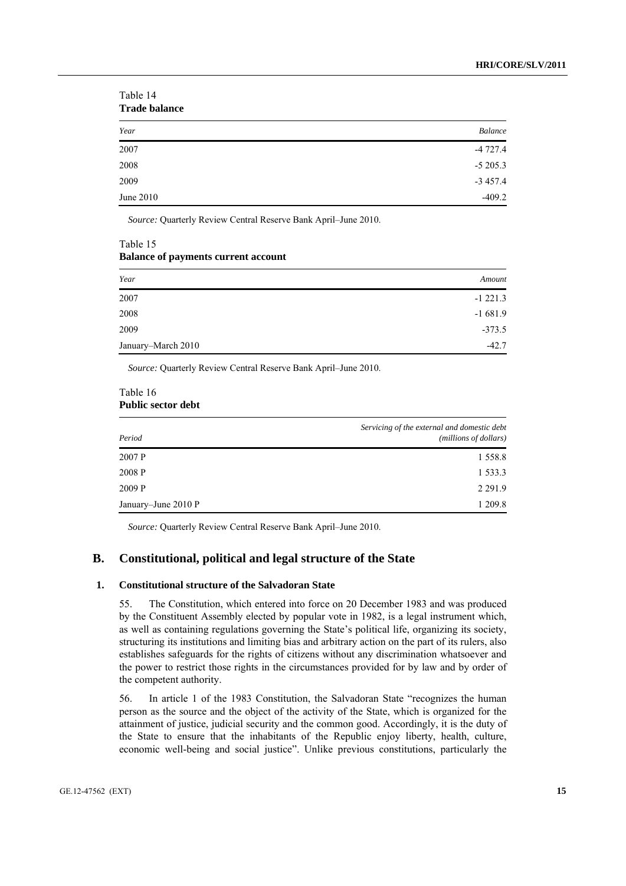Table 14
**Trade balance**

| *Year* | *Balance* |
|---|---|
| 2007 | -4 727.4 |
| 2008 | -5 205.3 |
| 2009 | -3 457.4 |
| June 2010 | -409.2 |

*Source:* Quarterly Review Central Reserve Bank April–June 2010.

Table 15
**Balance of payments current account**

| *Year* | *Amount* |
|---|---|
| 2007 | -1 221.3 |
| 2008 | -1 681.9 |
| 2009 | -373.5 |
| January–March 2010 | -42.7 |

*Source:* Quarterly Review Central Reserve Bank April–June 2010.

Table 16
**Public sector debt**

| *Period* | *Servicing of the external and domestic debt (millions of dollars)* |
|---|---|
| 2007 P | 1 558.8 |
| 2008 P | 1 533.3 |
| 2009 P | 2 291.9 |
| January–June 2010 P | 1 209.8 |

*Source:* Quarterly Review Central Reserve Bank April–June 2010.

## B. Constitutional, political and legal structure of the State

### 1. Constitutional structure of the Salvadoran State

55. The Constitution, which entered into force on 20 December 1983 and was produced by the Constituent Assembly elected by popular vote in 1982, is a legal instrument which, as well as containing regulations governing the State's political life, organizing its society, structuring its institutions and limiting bias and arbitrary action on the part of its rulers, also establishes safeguards for the rights of citizens without any discrimination whatsoever and the power to restrict those rights in the circumstances provided for by law and by order of the competent authority.

56. In article 1 of the 1983 Constitution, the Salvadoran State "recognizes the human person as the source and the object of the activity of the State, which is organized for the attainment of justice, judicial security and the common good. Accordingly, it is the duty of the State to ensure that the inhabitants of the Republic enjoy liberty, health, culture, economic well-being and social justice". Unlike previous constitutions, particularly the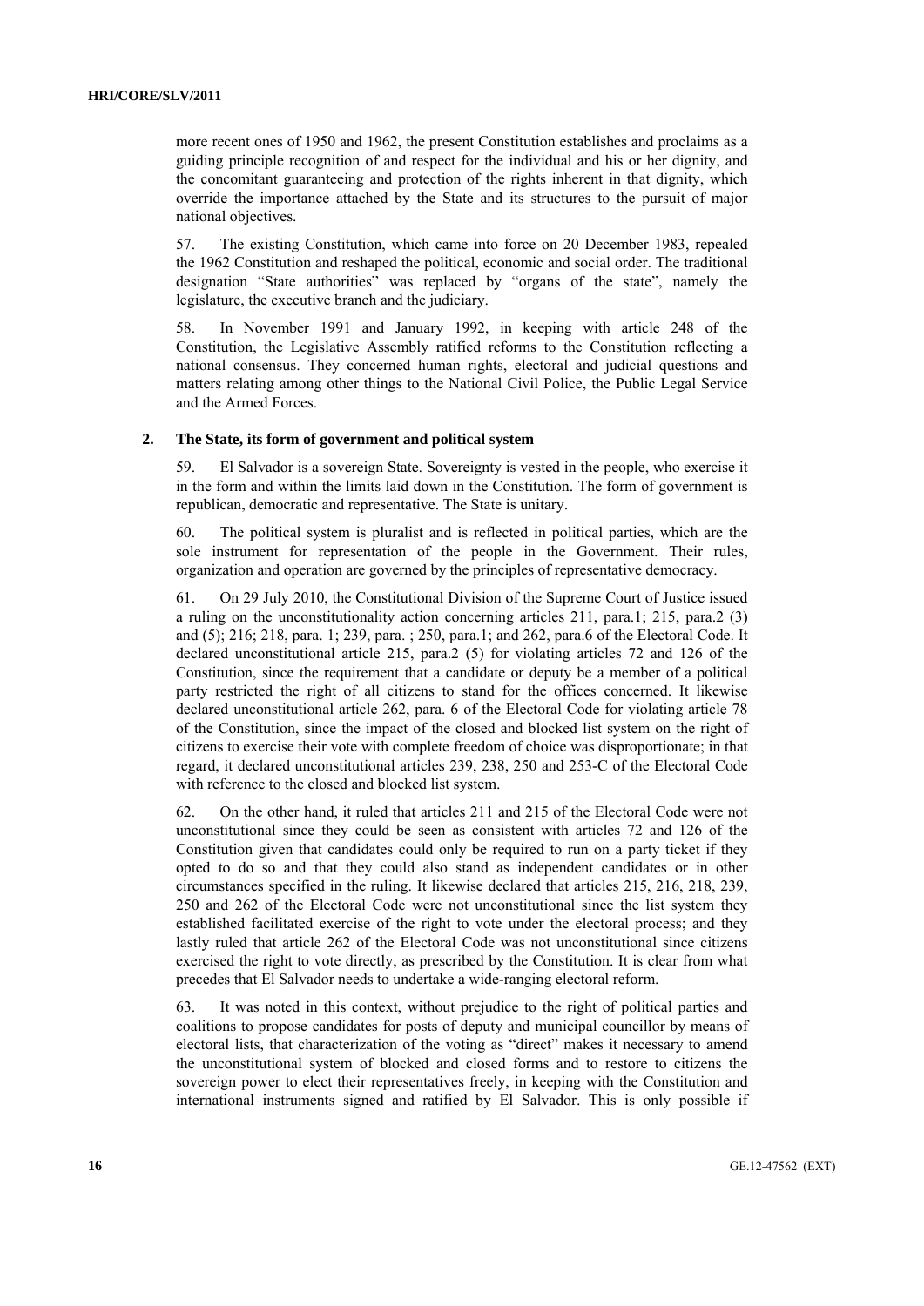more recent ones of 1950 and 1962, the present Constitution establishes and proclaims as a guiding principle recognition of and respect for the individual and his or her dignity, and the concomitant guaranteeing and protection of the rights inherent in that dignity, which override the importance attached by the State and its structures to the pursuit of major national objectives.

57. The existing Constitution, which came into force on 20 December 1983, repealed the 1962 Constitution and reshaped the political, economic and social order. The traditional designation "State authorities" was replaced by "organs of the state", namely the legislature, the executive branch and the judiciary.

58. In November 1991 and January 1992, in keeping with article 248 of the Constitution, the Legislative Assembly ratified reforms to the Constitution reflecting a national consensus. They concerned human rights, electoral and judicial questions and matters relating among other things to the National Civil Police, the Public Legal Service and the Armed Forces.

## 2. The State, its form of government and political system

59. El Salvador is a sovereign State. Sovereignty is vested in the people, who exercise it in the form and within the limits laid down in the Constitution. The form of government is republican, democratic and representative. The State is unitary.

60. The political system is pluralist and is reflected in political parties, which are the sole instrument for representation of the people in the Government. Their rules, organization and operation are governed by the principles of representative democracy.

61. On 29 July 2010, the Constitutional Division of the Supreme Court of Justice issued a ruling on the unconstitutionality action concerning articles 211, para.1; 215, para.2 (3) and (5); 216; 218, para. 1; 239, para. ; 250, para.1; and 262, para.6 of the Electoral Code. It declared unconstitutional article 215, para.2 (5) for violating articles 72 and 126 of the Constitution, since the requirement that a candidate or deputy be a member of a political party restricted the right of all citizens to stand for the offices concerned. It likewise declared unconstitutional article 262, para. 6 of the Electoral Code for violating article 78 of the Constitution, since the impact of the closed and blocked list system on the right of citizens to exercise their vote with complete freedom of choice was disproportionate; in that regard, it declared unconstitutional articles 239, 238, 250 and 253-C of the Electoral Code with reference to the closed and blocked list system.

62. On the other hand, it ruled that articles 211 and 215 of the Electoral Code were not unconstitutional since they could be seen as consistent with articles 72 and 126 of the Constitution given that candidates could only be required to run on a party ticket if they opted to do so and that they could also stand as independent candidates or in other circumstances specified in the ruling. It likewise declared that articles 215, 216, 218, 239, 250 and 262 of the Electoral Code were not unconstitutional since the list system they established facilitated exercise of the right to vote under the electoral process; and they lastly ruled that article 262 of the Electoral Code was not unconstitutional since citizens exercised the right to vote directly, as prescribed by the Constitution. It is clear from what precedes that El Salvador needs to undertake a wide-ranging electoral reform.

63. It was noted in this context, without prejudice to the right of political parties and coalitions to propose candidates for posts of deputy and municipal councillor by means of electoral lists, that characterization of the voting as "direct" makes it necessary to amend the unconstitutional system of blocked and closed forms and to restore to citizens the sovereign power to elect their representatives freely, in keeping with the Constitution and international instruments signed and ratified by El Salvador. This is only possible if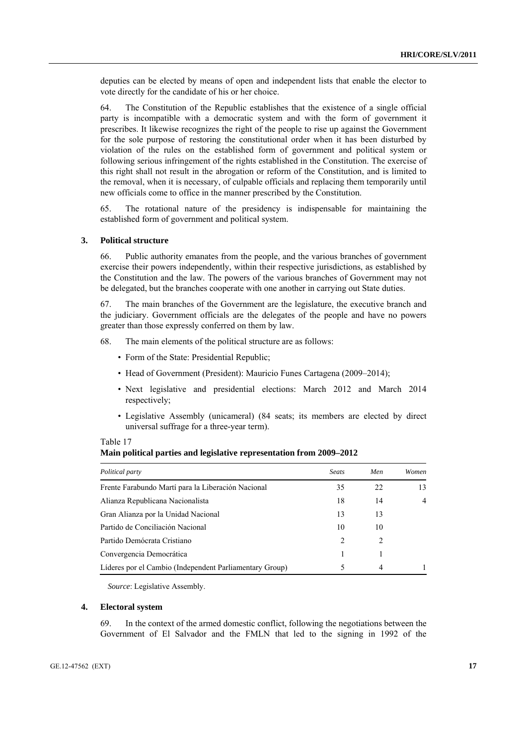deputies can be elected by means of open and independent lists that enable the elector to vote directly for the candidate of his or her choice.

64. The Constitution of the Republic establishes that the existence of a single official party is incompatible with a democratic system and with the form of government it prescribes. It likewise recognizes the right of the people to rise up against the Government for the sole purpose of restoring the constitutional order when it has been disturbed by violation of the rules on the established form of government and political system or following serious infringement of the rights established in the Constitution. The exercise of this right shall not result in the abrogation or reform of the Constitution, and is limited to the removal, when it is necessary, of culpable officials and replacing them temporarily until new officials come to office in the manner prescribed by the Constitution.

65. The rotational nature of the presidency is indispensable for maintaining the established form of government and political system.

### 3. Political structure

66. Public authority emanates from the people, and the various branches of government exercise their powers independently, within their respective jurisdictions, as established by the Constitution and the law. The powers of the various branches of Government may not be delegated, but the branches cooperate with one another in carrying out State duties.

67. The main branches of the Government are the legislature, the executive branch and the judiciary. Government officials are the delegates of the people and have no powers greater than those expressly conferred on them by law.

68. The main elements of the political structure are as follows:

- Form of the State: Presidential Republic;
- Head of Government (President): Mauricio Funes Cartagena (2009–2014);
- Next legislative and presidential elections: March 2012 and March 2014 respectively;
- Legislative Assembly (unicameral) (84 seats; its members are elected by direct universal suffrage for a three-year term).

Table 17
**Main political parties and legislative representation from 2009–2012**

| *Political party* | *Seats* | *Men* | *Women* |
|---|---|---|---|
| Frente Farabundo Martí para la Liberación Nacional | 35 | 22 | 13 |
| Alianza Republicana Nacionalista | 18 | 14 | 4 |
| Gran Alianza por la Unidad Nacional | 13 | 13 | |
| Partido de Conciliación Nacional | 10 | 10 | |
| Partido Demócrata Cristiano | 2 | 2 | |
| Convergencia Democrática | 1 | 1 | |
| Líderes por el Cambio (Independent Parliamentary Group) | 5 | 4 | 1 |

*Source*: Legislative Assembly.

### 4. Electoral system

69. In the context of the armed domestic conflict, following the negotiations between the Government of El Salvador and the FMLN that led to the signing in 1992 of the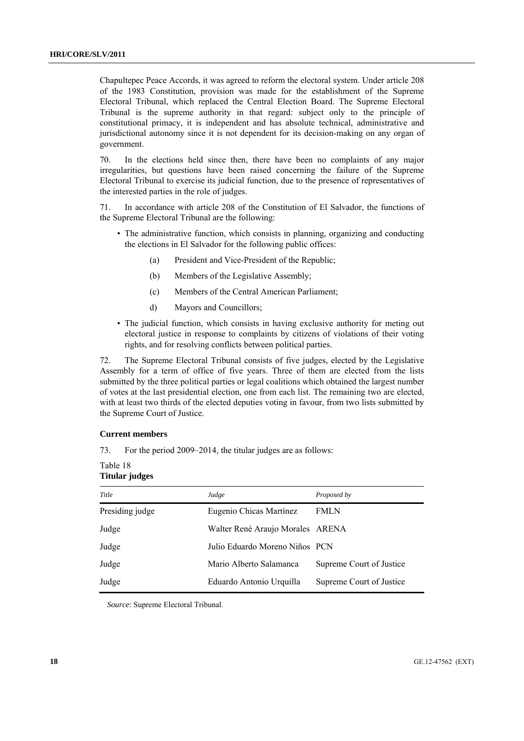Chapultepec Peace Accords, it was agreed to reform the electoral system. Under article 208 of the 1983 Constitution, provision was made for the establishment of the Supreme Electoral Tribunal, which replaced the Central Election Board. The Supreme Electoral Tribunal is the supreme authority in that regard: subject only to the principle of constitutional primacy, it is independent and has absolute technical, administrative and jurisdictional autonomy since it is not dependent for its decision-making on any organ of government.

70. In the elections held since then, there have been no complaints of any major irregularities, but questions have been raised concerning the failure of the Supreme Electoral Tribunal to exercise its judicial function, due to the presence of representatives of the interested parties in the role of judges.

71. In accordance with article 208 of the Constitution of El Salvador, the functions of the Supreme Electoral Tribunal are the following:

- The administrative function, which consists in planning, organizing and conducting the elections in El Salvador for the following public offices:
  - (a) President and Vice-President of the Republic;
  - (b) Members of the Legislative Assembly;
  - (c) Members of the Central American Parliament;
  - d) Mayors and Councillors;
- The judicial function, which consists in having exclusive authority for meting out electoral justice in response to complaints by citizens of violations of their voting rights, and for resolving conflicts between political parties.

72. The Supreme Electoral Tribunal consists of five judges, elected by the Legislative Assembly for a term of office of five years. Three of them are elected from the lists submitted by the three political parties or legal coalitions which obtained the largest number of votes at the last presidential election, one from each list. The remaining two are elected, with at least two thirds of the elected deputies voting in favour, from two lists submitted by the Supreme Court of Justice.

**Current members**

73. For the period 2009–2014, the titular judges are as follows:

Table 18
**Titular judges**

| *Title* | *Judge* | *Proposed by* |
|---|---|---|
| Presiding judge | Eugenio Chicas Martínez | FMLN |
| Judge | Walter René Araujo Morales | ARENA |
| Judge | Julio Eduardo Moreno Niños | PCN |
| Judge | Mario Alberto Salamanca | Supreme Court of Justice |
| Judge | Eduardo Antonio Urquilla | Supreme Court of Justice |

*Source*: Supreme Electoral Tribunal.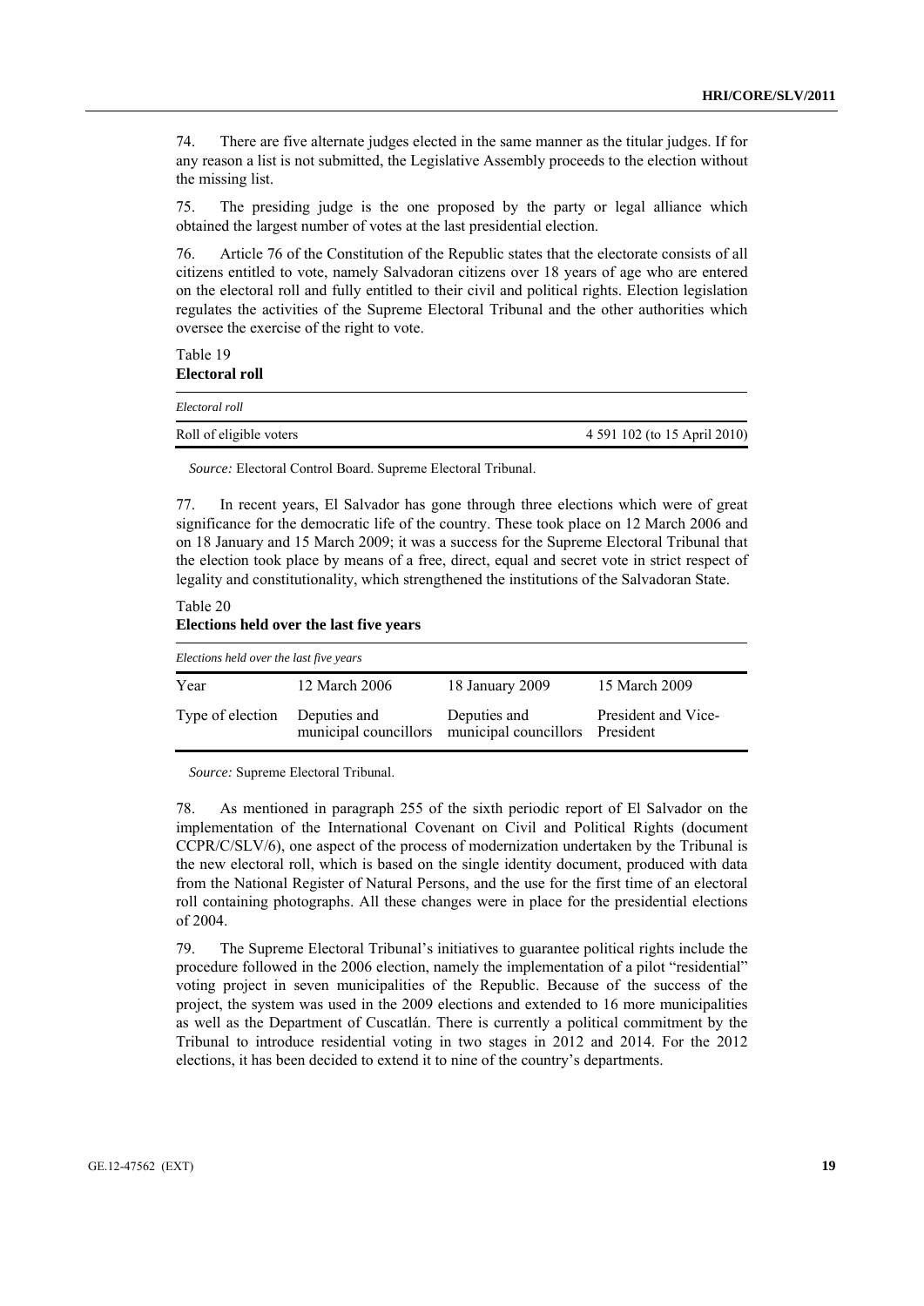74. There are five alternate judges elected in the same manner as the titular judges. If for any reason a list is not submitted, the Legislative Assembly proceeds to the election without the missing list.

75. The presiding judge is the one proposed by the party or legal alliance which obtained the largest number of votes at the last presidential election.

76. Article 76 of the Constitution of the Republic states that the electorate consists of all citizens entitled to vote, namely Salvadoran citizens over 18 years of age who are entered on the electoral roll and fully entitled to their civil and political rights. Election legislation regulates the activities of the Supreme Electoral Tribunal and the other authorities which oversee the exercise of the right to vote.

Table 19
**Electoral roll**

| *Electoral roll* | |
|---|---|
| Roll of eligible voters | 4 591 102 (to 15 April 2010) |

*Source:* Electoral Control Board. Supreme Electoral Tribunal.

77. In recent years, El Salvador has gone through three elections which were of great significance for the democratic life of the country. These took place on 12 March 2006 and on 18 January and 15 March 2009; it was a success for the Supreme Electoral Tribunal that the election took place by means of a free, direct, equal and secret vote in strict respect of legality and constitutionality, which strengthened the institutions of the Salvadoran State.

Table 20
**Elections held over the last five years**

| *Elections held over the last five years* | | | |
|---|---|---|---|
| Year | 12 March 2006 | 18 January 2009 | 15 March 2009 |
| Type of election | Deputies and municipal councillors | Deputies and municipal councillors | President and Vice-President |

*Source:* Supreme Electoral Tribunal.

78. As mentioned in paragraph 255 of the sixth periodic report of El Salvador on the implementation of the International Covenant on Civil and Political Rights (document CCPR/C/SLV/6), one aspect of the process of modernization undertaken by the Tribunal is the new electoral roll, which is based on the single identity document, produced with data from the National Register of Natural Persons, and the use for the first time of an electoral roll containing photographs. All these changes were in place for the presidential elections of 2004.

79. The Supreme Electoral Tribunal's initiatives to guarantee political rights include the procedure followed in the 2006 election, namely the implementation of a pilot "residential" voting project in seven municipalities of the Republic. Because of the success of the project, the system was used in the 2009 elections and extended to 16 more municipalities as well as the Department of Cuscatlán. There is currently a political commitment by the Tribunal to introduce residential voting in two stages in 2012 and 2014. For the 2012 elections, it has been decided to extend it to nine of the country's departments.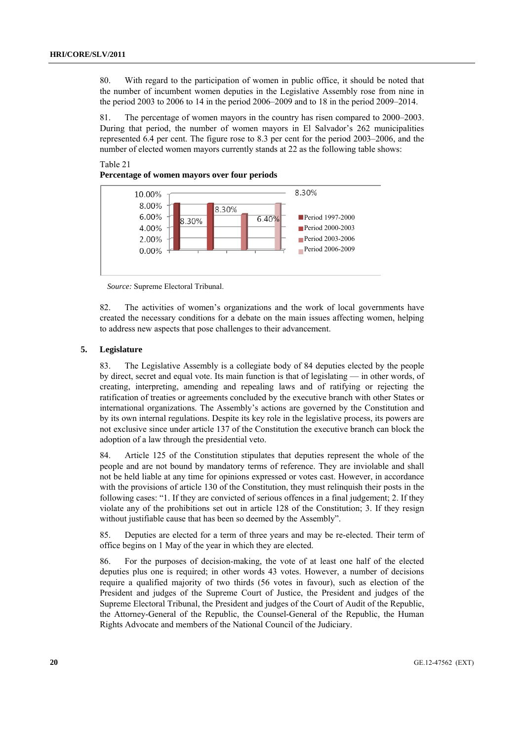80. With regard to the participation of women in public office, it should be noted that the number of incumbent women deputies in the Legislative Assembly rose from nine in the period 2003 to 2006 to 14 in the period 2006–2009 and to 18 in the period 2009–2014.

81. The percentage of women mayors in the country has risen compared to 2000–2003. During that period, the number of women mayors in El Salvador's 262 municipalities represented 6.4 per cent. The figure rose to 8.3 per cent for the period 2003–2006, and the number of elected women mayors currently stands at 22 as the following table shows:

Table 21

**Percentage of women mayors over four periods**

| Period | Percentage |
| --- | --- |
| Period 1997-2000 | 8.30% |
| Period 2000-2003 | 8.30% |
| Period 2003-2006 | 6.40% |
| Period 2006-2009 | 8.30% |

*Source:* Supreme Electoral Tribunal.

82. The activities of women's organizations and the work of local governments have created the necessary conditions for a debate on the main issues affecting women, helping to address new aspects that pose challenges to their advancement.

### 5. Legislature

83. The Legislative Assembly is a collegiate body of 84 deputies elected by the people by direct, secret and equal vote. Its main function is that of legislating — in other words, of creating, interpreting, amending and repealing laws and of ratifying or rejecting the ratification of treaties or agreements concluded by the executive branch with other States or international organizations. The Assembly's actions are governed by the Constitution and by its own internal regulations. Despite its key role in the legislative process, its powers are not exclusive since under article 137 of the Constitution the executive branch can block the adoption of a law through the presidential veto.

84. Article 125 of the Constitution stipulates that deputies represent the whole of the people and are not bound by mandatory terms of reference. They are inviolable and shall not be held liable at any time for opinions expressed or votes cast. However, in accordance with the provisions of article 130 of the Constitution, they must relinquish their posts in the following cases: "1. If they are convicted of serious offences in a final judgement; 2. If they violate any of the prohibitions set out in article 128 of the Constitution; 3. If they resign without justifiable cause that has been so deemed by the Assembly".

85. Deputies are elected for a term of three years and may be re-elected. Their term of office begins on 1 May of the year in which they are elected.

86. For the purposes of decision-making, the vote of at least one half of the elected deputies plus one is required; in other words 43 votes. However, a number of decisions require a qualified majority of two thirds (56 votes in favour), such as election of the President and judges of the Supreme Court of Justice, the President and judges of the Supreme Electoral Tribunal, the President and judges of the Court of Audit of the Republic, the Attorney-General of the Republic, the Counsel-General of the Republic, the Human Rights Advocate and members of the National Council of the Judiciary.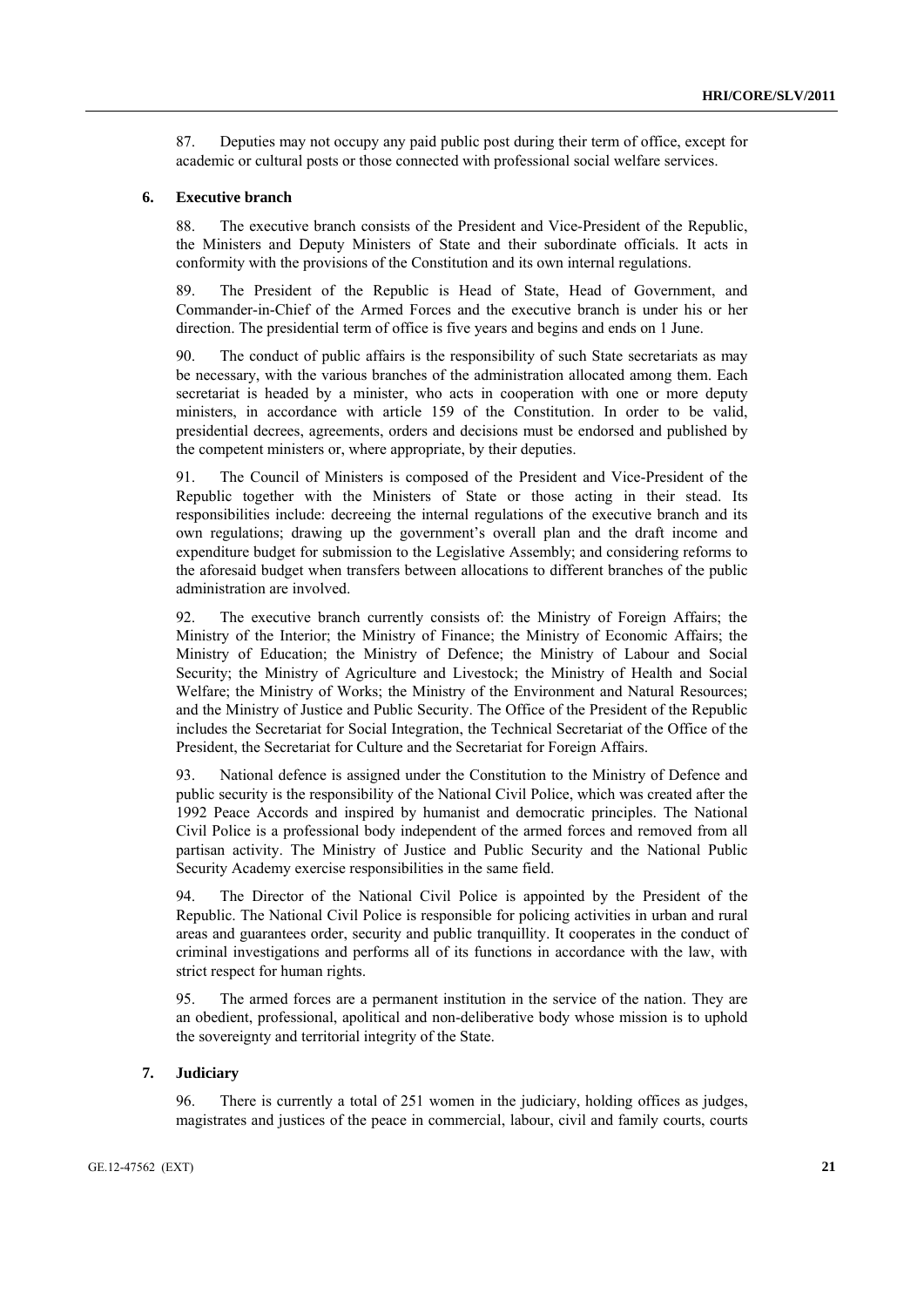87. Deputies may not occupy any paid public post during their term of office, except for academic or cultural posts or those connected with professional social welfare services.

### 6. Executive branch

88. The executive branch consists of the President and Vice-President of the Republic, the Ministers and Deputy Ministers of State and their subordinate officials. It acts in conformity with the provisions of the Constitution and its own internal regulations.

89. The President of the Republic is Head of State, Head of Government, and Commander-in-Chief of the Armed Forces and the executive branch is under his or her direction. The presidential term of office is five years and begins and ends on 1 June.

90. The conduct of public affairs is the responsibility of such State secretariats as may be necessary, with the various branches of the administration allocated among them. Each secretariat is headed by a minister, who acts in cooperation with one or more deputy ministers, in accordance with article 159 of the Constitution. In order to be valid, presidential decrees, agreements, orders and decisions must be endorsed and published by the competent ministers or, where appropriate, by their deputies.

91. The Council of Ministers is composed of the President and Vice-President of the Republic together with the Ministers of State or those acting in their stead. Its responsibilities include: decreeing the internal regulations of the executive branch and its own regulations; drawing up the government's overall plan and the draft income and expenditure budget for submission to the Legislative Assembly; and considering reforms to the aforesaid budget when transfers between allocations to different branches of the public administration are involved.

92. The executive branch currently consists of: the Ministry of Foreign Affairs; the Ministry of the Interior; the Ministry of Finance; the Ministry of Economic Affairs; the Ministry of Education; the Ministry of Defence; the Ministry of Labour and Social Security; the Ministry of Agriculture and Livestock; the Ministry of Health and Social Welfare; the Ministry of Works; the Ministry of the Environment and Natural Resources; and the Ministry of Justice and Public Security. The Office of the President of the Republic includes the Secretariat for Social Integration, the Technical Secretariat of the Office of the President, the Secretariat for Culture and the Secretariat for Foreign Affairs.

93. National defence is assigned under the Constitution to the Ministry of Defence and public security is the responsibility of the National Civil Police, which was created after the 1992 Peace Accords and inspired by humanist and democratic principles. The National Civil Police is a professional body independent of the armed forces and removed from all partisan activity. The Ministry of Justice and Public Security and the National Public Security Academy exercise responsibilities in the same field.

94. The Director of the National Civil Police is appointed by the President of the Republic. The National Civil Police is responsible for policing activities in urban and rural areas and guarantees order, security and public tranquillity. It cooperates in the conduct of criminal investigations and performs all of its functions in accordance with the law, with strict respect for human rights.

95. The armed forces are a permanent institution in the service of the nation. They are an obedient, professional, apolitical and non-deliberative body whose mission is to uphold the sovereignty and territorial integrity of the State.

### 7. Judiciary

96. There is currently a total of 251 women in the judiciary, holding offices as judges, magistrates and justices of the peace in commercial, labour, civil and family courts, courts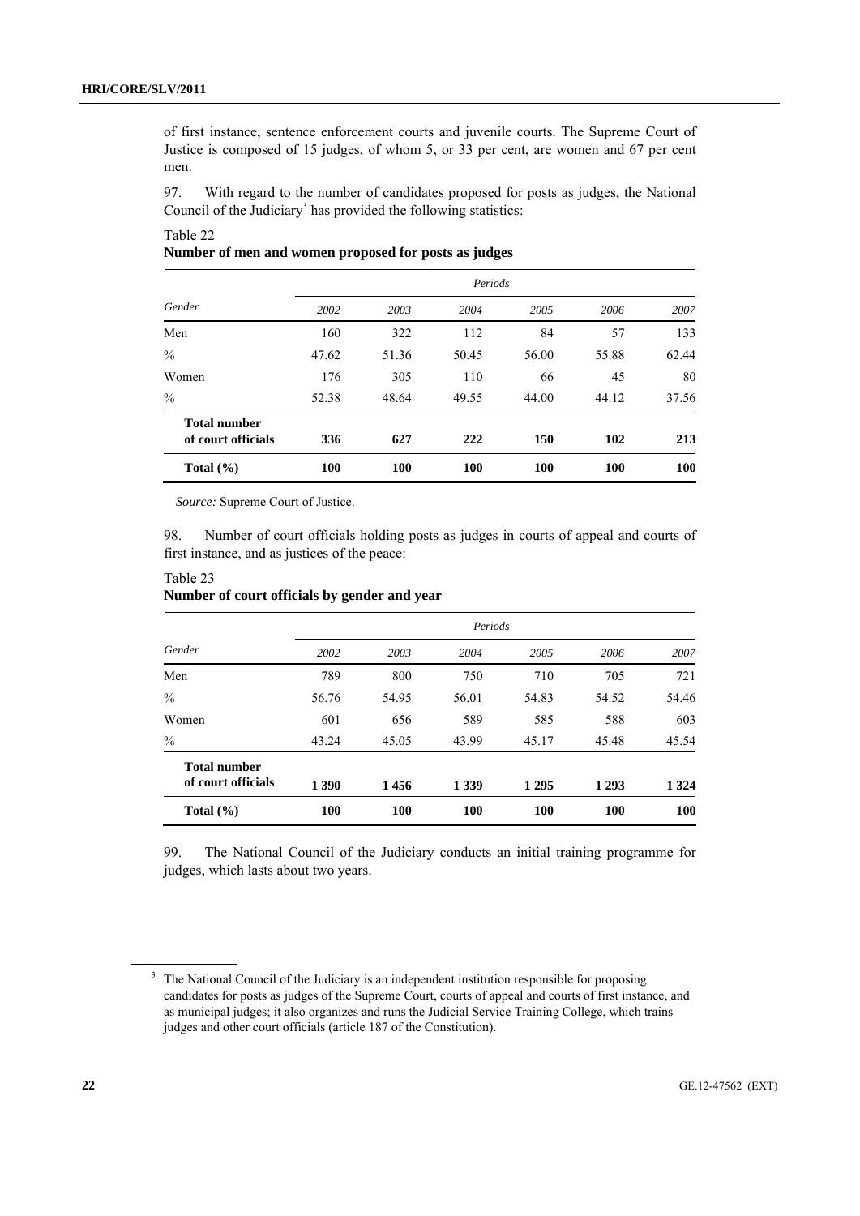of first instance, sentence enforcement courts and juvenile courts. The Supreme Court of Justice is composed of 15 judges, of whom 5, or 33 per cent, are women and 67 per cent men.

97. With regard to the number of candidates proposed for posts as judges, the National Council of the Judiciary[3] has provided the following statistics:

Table 22
**Number of men and women proposed for posts as judges**

| Gender | Periods | | | | | |
|---|---|---|---|---|---|---|
| | *2002* | *2003* | *2004* | *2005* | *2006* | *2007* |
| Men | 160 | 322 | 112 | 84 | 57 | 133 |
| % | 47.62 | 51.36 | 50.45 | 56.00 | 55.88 | 62.44 |
| Women | 176 | 305 | 110 | 66 | 45 | 80 |
| % | 52.38 | 48.64 | 49.55 | 44.00 | 44.12 | 37.56 |
| **Total number of court officials** | **336** | **627** | **222** | **150** | **102** | **213** |
| **Total (%)** | **100** | **100** | **100** | **100** | **100** | **100** |

*Source:* Supreme Court of Justice.

98. Number of court officials holding posts as judges in courts of appeal and courts of first instance, and as justices of the peace:

Table 23
**Number of court officials by gender and year**

| Gender | Periods | | | | | |
|---|---|---|---|---|---|---|
| | *2002* | *2003* | *2004* | *2005* | *2006* | *2007* |
| Men | 789 | 800 | 750 | 710 | 705 | 721 |
| % | 56.76 | 54.95 | 56.01 | 54.83 | 54.52 | 54.46 |
| Women | 601 | 656 | 589 | 585 | 588 | 603 |
| % | 43.24 | 45.05 | 43.99 | 45.17 | 45.48 | 45.54 |
| **Total number of court officials** | **1 390** | **1 456** | **1 339** | **1 295** | **1 293** | **1 324** |
| **Total (%)** | **100** | **100** | **100** | **100** | **100** | **100** |

99. The National Council of the Judiciary conducts an initial training programme for judges, which lasts about two years.

[3] The National Council of the Judiciary is an independent institution responsible for proposing candidates for posts as judges of the Supreme Court, courts of appeal and courts of first instance, and as municipal judges; it also organizes and runs the Judicial Service Training College, which trains judges and other court officials (article 187 of the Constitution).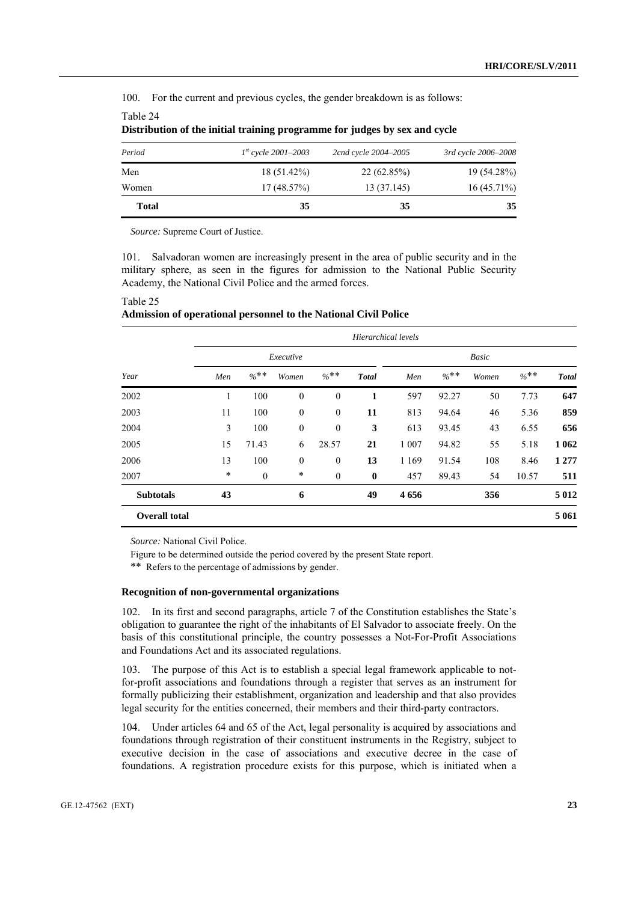100. For the current and previous cycles, the gender breakdown is as follows:

Table 24
**Distribution of the initial training programme for judges by sex and cycle**

| *Period* | *1st cycle 2001–2003* | *2cnd cycle 2004–2005* | *3rd cycle 2006–2008* |
|---|---|---|---|
| Men | 18 (51.42%) | 22 (62.85%) | 19 (54.28%) |
| Women | 17 (48.57%) | 13 (37.145) | 16 (45.71%) |
| **Total** | **35** | **35** | **35** |

*Source:* Supreme Court of Justice.

101. Salvadoran women are increasingly present in the area of public security and in the military sphere, as seen in the figures for admission to the National Public Security Academy, the National Civil Police and the armed forces.

Table 25
**Admission of operational personnel to the National Civil Police**

| | *Hierarchical levels* | | | | | | | | | |
|---|---|---|---|---|---|---|---|---|---|---|
| | *Executive* | | | | | *Basic* | | | | |
| *Year* | *Men* | *%*** | *Women* | *%*** | *Total* | *Men* | *%*** | *Women* | *%*** | *Total* |
| 2002 | 1 | 100 | 0 | 0 | **1** | 597 | 92.27 | 50 | 7.73 | **647** |
| 2003 | 11 | 100 | 0 | 0 | **11** | 813 | 94.64 | 46 | 5.36 | **859** |
| 2004 | 3 | 100 | 0 | 0 | **3** | 613 | 93.45 | 43 | 6.55 | **656** |
| 2005 | 15 | 71.43 | 6 | 28.57 | **21** | 1 007 | 94.82 | 55 | 5.18 | **1 062** |
| 2006 | 13 | 100 | 0 | 0 | **13** | 1 169 | 91.54 | 108 | 8.46 | **1 277** |
| 2007 | * | 0 | * | 0 | **0** | 457 | 89.43 | 54 | 10.57 | **511** |
| **Subtotals** | **43** | | **6** | | **49** | **4 656** | | **356** | | **5 012** |
| **Overall total** | | | | | | | | | | **5 061** |

*Source:* National Civil Police.

Figure to be determined outside the period covered by the present State report.

** Refers to the percentage of admissions by gender.

**Recognition of non-governmental organizations**

102. In its first and second paragraphs, article 7 of the Constitution establishes the State's obligation to guarantee the right of the inhabitants of El Salvador to associate freely. On the basis of this constitutional principle, the country possesses a Not-For-Profit Associations and Foundations Act and its associated regulations.

103. The purpose of this Act is to establish a special legal framework applicable to not-for-profit associations and foundations through a register that serves as an instrument for formally publicizing their establishment, organization and leadership and that also provides legal security for the entities concerned, their members and their third-party contractors.

104. Under articles 64 and 65 of the Act, legal personality is acquired by associations and foundations through registration of their constituent instruments in the Registry, subject to executive decision in the case of associations and executive decree in the case of foundations. A registration procedure exists for this purpose, which is initiated when a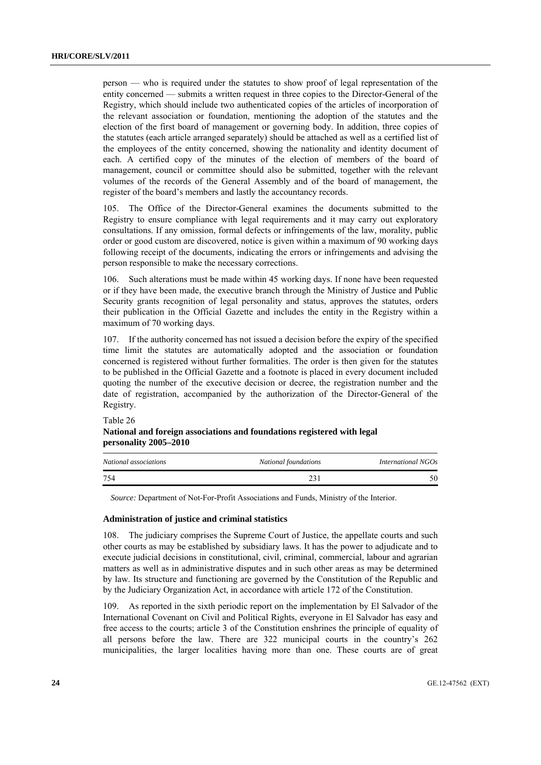person — who is required under the statutes to show proof of legal representation of the entity concerned — submits a written request in three copies to the Director-General of the Registry, which should include two authenticated copies of the articles of incorporation of the relevant association or foundation, mentioning the adoption of the statutes and the election of the first board of management or governing body. In addition, three copies of the statutes (each article arranged separately) should be attached as well as a certified list of the employees of the entity concerned, showing the nationality and identity document of each. A certified copy of the minutes of the election of members of the board of management, council or committee should also be submitted, together with the relevant volumes of the records of the General Assembly and of the board of management, the register of the board's members and lastly the accountancy records.

105. The Office of the Director-General examines the documents submitted to the Registry to ensure compliance with legal requirements and it may carry out exploratory consultations. If any omission, formal defects or infringements of the law, morality, public order or good custom are discovered, notice is given within a maximum of 90 working days following receipt of the documents, indicating the errors or infringements and advising the person responsible to make the necessary corrections.

106. Such alterations must be made within 45 working days. If none have been requested or if they have been made, the executive branch through the Ministry of Justice and Public Security grants recognition of legal personality and status, approves the statutes, orders their publication in the Official Gazette and includes the entity in the Registry within a maximum of 70 working days.

107. If the authority concerned has not issued a decision before the expiry of the specified time limit the statutes are automatically adopted and the association or foundation concerned is registered without further formalities. The order is then given for the statutes to be published in the Official Gazette and a footnote is placed in every document included quoting the number of the executive decision or decree, the registration number and the date of registration, accompanied by the authorization of the Director-General of the Registry.

Table 26
**National and foreign associations and foundations registered with legal personality 2005–2010**

| *National associations* | *National foundations* | *International NGOs* |
|---|---|---|
| 754 | 231 | 50 |

*Source:* Department of Not-For-Profit Associations and Funds, Ministry of the Interior.

### Administration of justice and criminal statistics

108. The judiciary comprises the Supreme Court of Justice, the appellate courts and such other courts as may be established by subsidiary laws. It has the power to adjudicate and to execute judicial decisions in constitutional, civil, criminal, commercial, labour and agrarian matters as well as in administrative disputes and in such other areas as may be determined by law. Its structure and functioning are governed by the Constitution of the Republic and by the Judiciary Organization Act, in accordance with article 172 of the Constitution.

109. As reported in the sixth periodic report on the implementation by El Salvador of the International Covenant on Civil and Political Rights, everyone in El Salvador has easy and free access to the courts; article 3 of the Constitution enshrines the principle of equality of all persons before the law. There are 322 municipal courts in the country's 262 municipalities, the larger localities having more than one. These courts are of great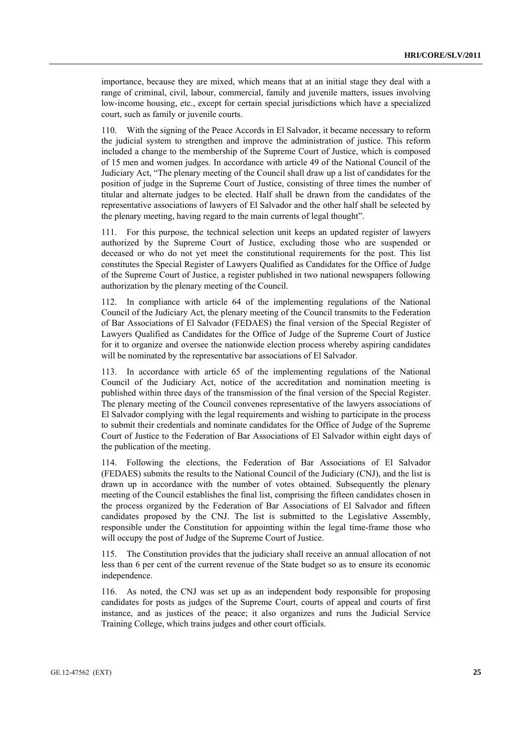importance, because they are mixed, which means that at an initial stage they deal with a range of criminal, civil, labour, commercial, family and juvenile matters, issues involving low-income housing, etc., except for certain special jurisdictions which have a specialized court, such as family or juvenile courts.

110. With the signing of the Peace Accords in El Salvador, it became necessary to reform the judicial system to strengthen and improve the administration of justice. This reform included a change to the membership of the Supreme Court of Justice, which is composed of 15 men and women judges. In accordance with article 49 of the National Council of the Judiciary Act, "The plenary meeting of the Council shall draw up a list of candidates for the position of judge in the Supreme Court of Justice, consisting of three times the number of titular and alternate judges to be elected. Half shall be drawn from the candidates of the representative associations of lawyers of El Salvador and the other half shall be selected by the plenary meeting, having regard to the main currents of legal thought".

111. For this purpose, the technical selection unit keeps an updated register of lawyers authorized by the Supreme Court of Justice, excluding those who are suspended or deceased or who do not yet meet the constitutional requirements for the post. This list constitutes the Special Register of Lawyers Qualified as Candidates for the Office of Judge of the Supreme Court of Justice, a register published in two national newspapers following authorization by the plenary meeting of the Council.

112. In compliance with article 64 of the implementing regulations of the National Council of the Judiciary Act, the plenary meeting of the Council transmits to the Federation of Bar Associations of El Salvador (FEDAES) the final version of the Special Register of Lawyers Qualified as Candidates for the Office of Judge of the Supreme Court of Justice for it to organize and oversee the nationwide election process whereby aspiring candidates will be nominated by the representative bar associations of El Salvador.

113. In accordance with article 65 of the implementing regulations of the National Council of the Judiciary Act, notice of the accreditation and nomination meeting is published within three days of the transmission of the final version of the Special Register. The plenary meeting of the Council convenes representative of the lawyers associations of El Salvador complying with the legal requirements and wishing to participate in the process to submit their credentials and nominate candidates for the Office of Judge of the Supreme Court of Justice to the Federation of Bar Associations of El Salvador within eight days of the publication of the meeting.

114. Following the elections, the Federation of Bar Associations of El Salvador (FEDAES) submits the results to the National Council of the Judiciary (CNJ), and the list is drawn up in accordance with the number of votes obtained. Subsequently the plenary meeting of the Council establishes the final list, comprising the fifteen candidates chosen in the process organized by the Federation of Bar Associations of El Salvador and fifteen candidates proposed by the CNJ. The list is submitted to the Legislative Assembly, responsible under the Constitution for appointing within the legal time-frame those who will occupy the post of Judge of the Supreme Court of Justice.

115. The Constitution provides that the judiciary shall receive an annual allocation of not less than 6 per cent of the current revenue of the State budget so as to ensure its economic independence.

116. As noted, the CNJ was set up as an independent body responsible for proposing candidates for posts as judges of the Supreme Court, courts of appeal and courts of first instance, and as justices of the peace; it also organizes and runs the Judicial Service Training College, which trains judges and other court officials.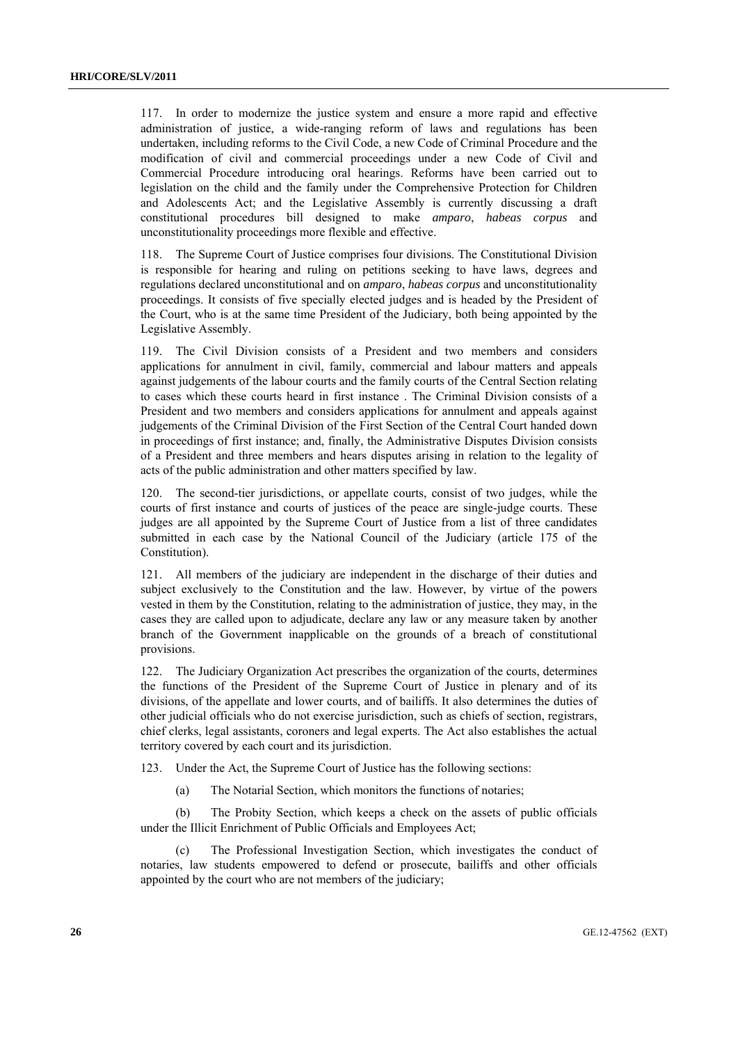117. In order to modernize the justice system and ensure a more rapid and effective administration of justice, a wide-ranging reform of laws and regulations has been undertaken, including reforms to the Civil Code, a new Code of Criminal Procedure and the modification of civil and commercial proceedings under a new Code of Civil and Commercial Procedure introducing oral hearings. Reforms have been carried out to legislation on the child and the family under the Comprehensive Protection for Children and Adolescents Act; and the Legislative Assembly is currently discussing a draft constitutional procedures bill designed to make *amparo*, *habeas corpus* and unconstitutionality proceedings more flexible and effective.

118. The Supreme Court of Justice comprises four divisions. The Constitutional Division is responsible for hearing and ruling on petitions seeking to have laws, degrees and regulations declared unconstitutional and on *amparo*, *habeas corpus* and unconstitutionality proceedings. It consists of five specially elected judges and is headed by the President of the Court, who is at the same time President of the Judiciary, both being appointed by the Legislative Assembly.

119. The Civil Division consists of a President and two members and considers applications for annulment in civil, family, commercial and labour matters and appeals against judgements of the labour courts and the family courts of the Central Section relating to cases which these courts heard in first instance . The Criminal Division consists of a President and two members and considers applications for annulment and appeals against judgements of the Criminal Division of the First Section of the Central Court handed down in proceedings of first instance; and, finally, the Administrative Disputes Division consists of a President and three members and hears disputes arising in relation to the legality of acts of the public administration and other matters specified by law.

120. The second-tier jurisdictions, or appellate courts, consist of two judges, while the courts of first instance and courts of justices of the peace are single-judge courts. These judges are all appointed by the Supreme Court of Justice from a list of three candidates submitted in each case by the National Council of the Judiciary (article 175 of the Constitution).

121. All members of the judiciary are independent in the discharge of their duties and subject exclusively to the Constitution and the law. However, by virtue of the powers vested in them by the Constitution, relating to the administration of justice, they may, in the cases they are called upon to adjudicate, declare any law or any measure taken by another branch of the Government inapplicable on the grounds of a breach of constitutional provisions.

122. The Judiciary Organization Act prescribes the organization of the courts, determines the functions of the President of the Supreme Court of Justice in plenary and of its divisions, of the appellate and lower courts, and of bailiffs. It also determines the duties of other judicial officials who do not exercise jurisdiction, such as chiefs of section, registrars, chief clerks, legal assistants, coroners and legal experts. The Act also establishes the actual territory covered by each court and its jurisdiction.

123. Under the Act, the Supreme Court of Justice has the following sections:

(a) The Notarial Section, which monitors the functions of notaries;

(b) The Probity Section, which keeps a check on the assets of public officials under the Illicit Enrichment of Public Officials and Employees Act;

(c) The Professional Investigation Section, which investigates the conduct of notaries, law students empowered to defend or prosecute, bailiffs and other officials appointed by the court who are not members of the judiciary;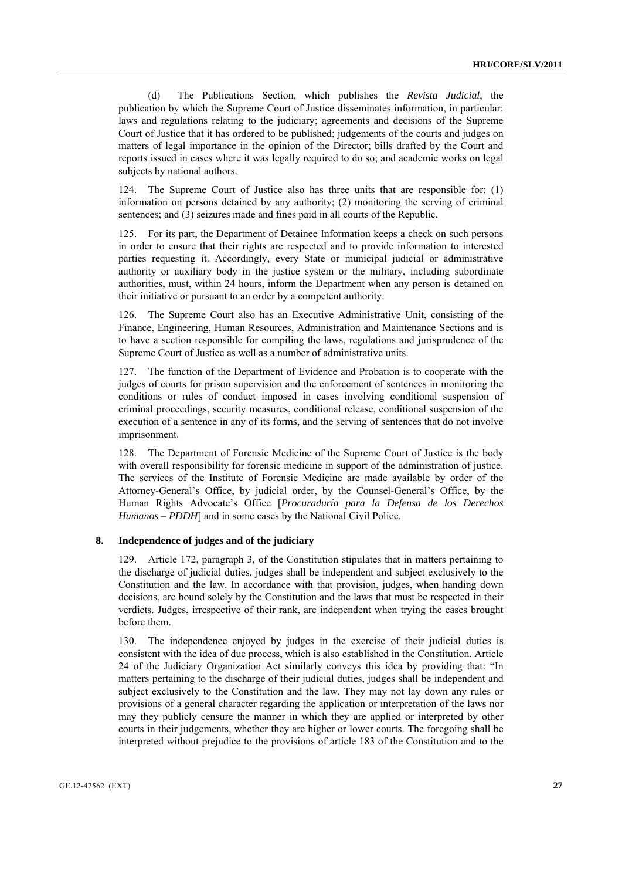(d) The Publications Section, which publishes the *Revista Judicial*, the publication by which the Supreme Court of Justice disseminates information, in particular: laws and regulations relating to the judiciary; agreements and decisions of the Supreme Court of Justice that it has ordered to be published; judgements of the courts and judges on matters of legal importance in the opinion of the Director; bills drafted by the Court and reports issued in cases where it was legally required to do so; and academic works on legal subjects by national authors.

124. The Supreme Court of Justice also has three units that are responsible for: (1) information on persons detained by any authority; (2) monitoring the serving of criminal sentences; and (3) seizures made and fines paid in all courts of the Republic.

125. For its part, the Department of Detainee Information keeps a check on such persons in order to ensure that their rights are respected and to provide information to interested parties requesting it. Accordingly, every State or municipal judicial or administrative authority or auxiliary body in the justice system or the military, including subordinate authorities, must, within 24 hours, inform the Department when any person is detained on their initiative or pursuant to an order by a competent authority.

126. The Supreme Court also has an Executive Administrative Unit, consisting of the Finance, Engineering, Human Resources, Administration and Maintenance Sections and is to have a section responsible for compiling the laws, regulations and jurisprudence of the Supreme Court of Justice as well as a number of administrative units.

127. The function of the Department of Evidence and Probation is to cooperate with the judges of courts for prison supervision and the enforcement of sentences in monitoring the conditions or rules of conduct imposed in cases involving conditional suspension of criminal proceedings, security measures, conditional release, conditional suspension of the execution of a sentence in any of its forms, and the serving of sentences that do not involve imprisonment.

128. The Department of Forensic Medicine of the Supreme Court of Justice is the body with overall responsibility for forensic medicine in support of the administration of justice. The services of the Institute of Forensic Medicine are made available by order of the Attorney-General's Office, by judicial order, by the Counsel-General's Office, by the Human Rights Advocate's Office [*Procuraduría para la Defensa de los Derechos Humanos – PDDH*] and in some cases by the National Civil Police.

### 8. Independence of judges and of the judiciary

129. Article 172, paragraph 3, of the Constitution stipulates that in matters pertaining to the discharge of judicial duties, judges shall be independent and subject exclusively to the Constitution and the law. In accordance with that provision, judges, when handing down decisions, are bound solely by the Constitution and the laws that must be respected in their verdicts. Judges, irrespective of their rank, are independent when trying the cases brought before them.

130. The independence enjoyed by judges in the exercise of their judicial duties is consistent with the idea of due process, which is also established in the Constitution. Article 24 of the Judiciary Organization Act similarly conveys this idea by providing that: "In matters pertaining to the discharge of their judicial duties, judges shall be independent and subject exclusively to the Constitution and the law. They may not lay down any rules or provisions of a general character regarding the application or interpretation of the laws nor may they publicly censure the manner in which they are applied or interpreted by other courts in their judgements, whether they are higher or lower courts. The foregoing shall be interpreted without prejudice to the provisions of article 183 of the Constitution and to the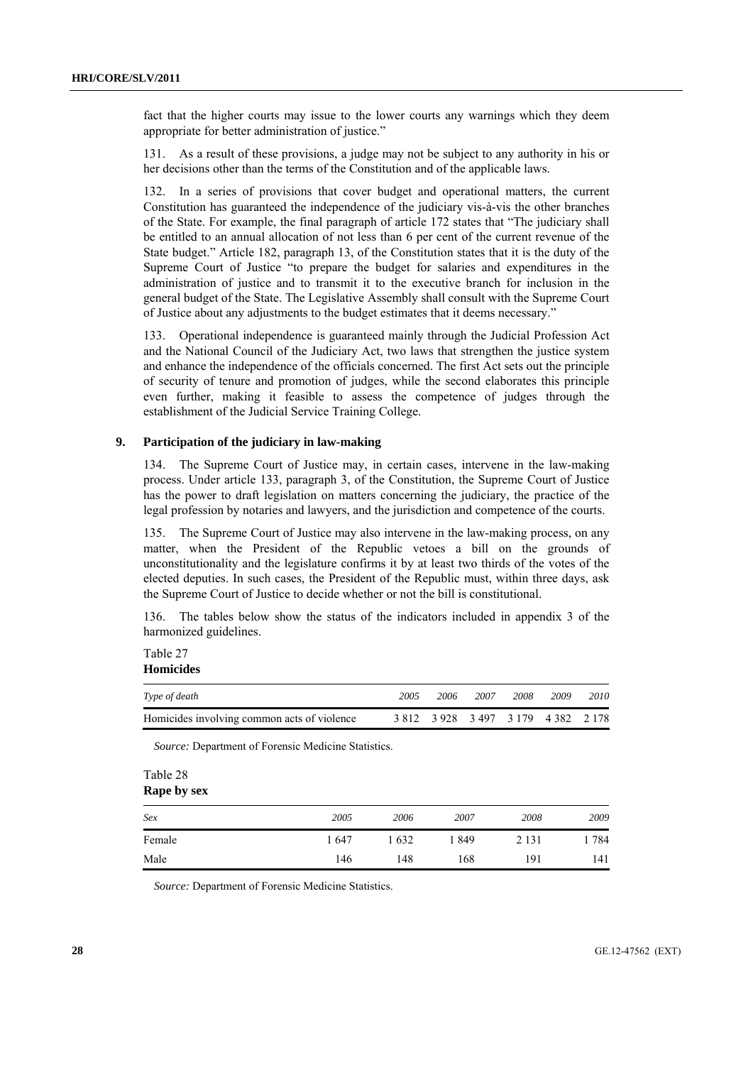fact that the higher courts may issue to the lower courts any warnings which they deem appropriate for better administration of justice."

131. As a result of these provisions, a judge may not be subject to any authority in his or her decisions other than the terms of the Constitution and of the applicable laws.

132. In a series of provisions that cover budget and operational matters, the current Constitution has guaranteed the independence of the judiciary vis-à-vis the other branches of the State. For example, the final paragraph of article 172 states that "The judiciary shall be entitled to an annual allocation of not less than 6 per cent of the current revenue of the State budget." Article 182, paragraph 13, of the Constitution states that it is the duty of the Supreme Court of Justice "to prepare the budget for salaries and expenditures in the administration of justice and to transmit it to the executive branch for inclusion in the general budget of the State. The Legislative Assembly shall consult with the Supreme Court of Justice about any adjustments to the budget estimates that it deems necessary."

133. Operational independence is guaranteed mainly through the Judicial Profession Act and the National Council of the Judiciary Act, two laws that strengthen the justice system and enhance the independence of the officials concerned. The first Act sets out the principle of security of tenure and promotion of judges, while the second elaborates this principle even further, making it feasible to assess the competence of judges through the establishment of the Judicial Service Training College.

## 9. Participation of the judiciary in law-making

134. The Supreme Court of Justice may, in certain cases, intervene in the law-making process. Under article 133, paragraph 3, of the Constitution, the Supreme Court of Justice has the power to draft legislation on matters concerning the judiciary, the practice of the legal profession by notaries and lawyers, and the jurisdiction and competence of the courts.

135. The Supreme Court of Justice may also intervene in the law-making process, on any matter, when the President of the Republic vetoes a bill on the grounds of unconstitutionality and the legislature confirms it by at least two thirds of the votes of the elected deputies. In such cases, the President of the Republic must, within three days, ask the Supreme Court of Justice to decide whether or not the bill is constitutional.

136. The tables below show the status of the indicators included in appendix 3 of the harmonized guidelines.

Table 27
**Homicides**

| *Type of death* | *2005* | *2006* | *2007* | *2008* | *2009* | *2010* |
|---|---|---|---|---|---|---|
| Homicides involving common acts of violence | 3 812 | 3 928 | 3 497 | 3 179 | 4 382 | 2 178 |

*Source:* Department of Forensic Medicine Statistics.

Table 28
**Rape by sex**

| *Sex* | *2005* | *2006* | *2007* | *2008* | *2009* |
|---|---|---|---|---|---|
| Female | 1 647 | 1 632 | 1 849 | 2 131 | 1 784 |
| Male | 146 | 148 | 168 | 191 | 141 |

*Source:* Department of Forensic Medicine Statistics.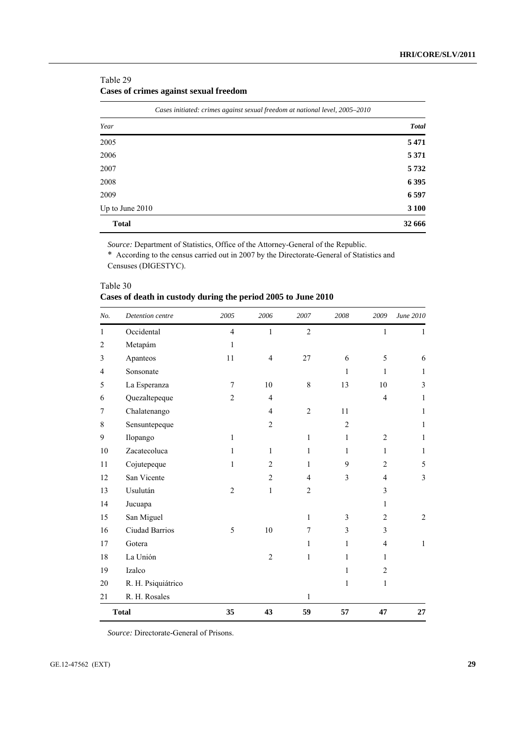Table 29
**Cases of crimes against sexual freedom**

| *Cases initiated: crimes against sexual freedom at national level, 2005–2010* | |
|---|---|
| *Year* | ***Total*** |
| 2005 | **5 471** |
| 2006 | **5 371** |
| 2007 | **5 732** |
| 2008 | **6 395** |
| 2009 | **6 597** |
| Up to June 2010 | **3 100** |
| **Total** | **32 666** |

*Source:* Department of Statistics, Office of the Attorney-General of the Republic.
\* According to the census carried out in 2007 by the Directorate-General of Statistics and Censuses (DIGESTYC).

Table 30
**Cases of death in custody during the period 2005 to June 2010**

| *No.* | *Detention centre* | *2005* | *2006* | *2007* | *2008* | *2009* | *June 2010* |
|---|---|---|---|---|---|---|---|
| 1 | Occidental | 4 | 1 | 2 | | 1 | 1 |
| 2 | Metapám | 1 | | | | | |
| 3 | Apanteos | 11 | 4 | 27 | 6 | 5 | 6 |
| 4 | Sonsonate | | | | 1 | 1 | 1 |
| 5 | La Esperanza | 7 | 10 | 8 | 13 | 10 | 3 |
| 6 | Quezaltepeque | 2 | 4 | | | 4 | 1 |
| 7 | Chalatenango | | 4 | 2 | 11 | | 1 |
| 8 | Sensuntepeque | | 2 | | 2 | | 1 |
| 9 | Ilopango | 1 | | 1 | 1 | 2 | 1 |
| 10 | Zacatecoluca | 1 | 1 | 1 | 1 | 1 | 1 |
| 11 | Cojutepeque | 1 | 2 | 1 | 9 | 2 | 5 |
| 12 | San Vicente | | 2 | 4 | 3 | 4 | 3 |
| 13 | Usulután | 2 | 1 | 2 | | 3 | |
| 14 | Jucuapa | | | | | 1 | |
| 15 | San Miguel | | | 1 | 3 | 2 | 2 |
| 16 | Ciudad Barrios | 5 | 10 | 7 | 3 | 3 | |
| 17 | Gotera | | | 1 | 1 | 4 | 1 |
| 18 | La Unión | | 2 | 1 | 1 | 1 | |
| 19 | Izalco | | | | 1 | 2 | |
| 20 | R. H. Psiquiátrico | | | | 1 | 1 | |
| 21 | R. H. Rosales | | | 1 | | | |
| | **Total** | **35** | **43** | **59** | **57** | **47** | **27** |

*Source:* Directorate-General of Prisons.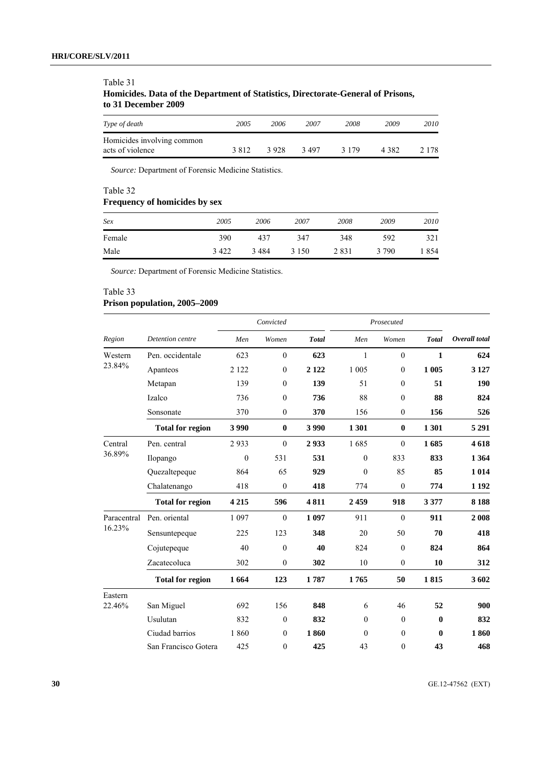Table 31
**Homicides. Data of the Department of Statistics, Directorate-General of Prisons, to 31 December 2009**

| *Type of death* | *2005* | *2006* | *2007* | *2008* | *2009* | *2010* |
|---|---|---|---|---|---|---|
| Homicides involving common acts of violence | 3 812 | 3 928 | 3 497 | 3 179 | 4 382 | 2 178 |

*Source:* Department of Forensic Medicine Statistics.

Table 32
**Frequency of homicides by sex**

| *Sex* | *2005* | *2006* | *2007* | *2008* | *2009* | *2010* |
|---|---|---|---|---|---|---|
| Female | 390 | 437 | 347 | 348 | 592 | 321 |
| Male | 3 422 | 3 484 | 3 150 | 2 831 | 3 790 | 1 854 |

*Source:* Department of Forensic Medicine Statistics.

Table 33
**Prison population, 2005–2009**

| | | *Convicted* | | | *Prosecuted* | | | |
|---|---|---|---|---|---|---|---|---|
| *Region* | *Detention centre* | *Men* | *Women* | ***Total*** | *Men* | *Women* | ***Total*** | ***Overall total*** |
| Western 23.84% | Pen. occidentale | 623 | 0 | **623** | 1 | 0 | **1** | **624** |
| | Apanteos | 2 122 | 0 | **2 122** | 1 005 | 0 | **1 005** | **3 127** |
| | Metapan | 139 | 0 | **139** | 51 | 0 | **51** | **190** |
| | Izalco | 736 | 0 | **736** | 88 | 0 | **88** | **824** |
| | Sonsonate | 370 | 0 | **370** | 156 | 0 | **156** | **526** |
| | **Total for region** | **3 990** | **0** | **3 990** | **1 301** | **0** | **1 301** | **5 291** |
| Central 36.89% | Pen. central | 2 933 | 0 | **2 933** | 1 685 | 0 | **1 685** | **4 618** |
| | Ilopango | 0 | 531 | **531** | 0 | 833 | **833** | **1 364** |
| | Quezaltepeque | 864 | 65 | **929** | 0 | 85 | **85** | **1 014** |
| | Chalatenango | 418 | 0 | **418** | 774 | 0 | **774** | **1 192** |
| | **Total for region** | **4 215** | **596** | **4 811** | **2 459** | **918** | **3 377** | **8 188** |
| Paracentral 16.23% | Pen. oriental | 1 097 | 0 | **1 097** | 911 | 0 | **911** | **2 008** |
| | Sensuntepeque | 225 | 123 | **348** | 20 | 50 | **70** | **418** |
| | Cojutepeque | 40 | 0 | **40** | 824 | 0 | **824** | **864** |
| | Zacatecoluca | 302 | 0 | **302** | 10 | 0 | **10** | **312** |
| | **Total for region** | **1 664** | **123** | **1 787** | **1 765** | **50** | **1 815** | **3 602** |
| Eastern 22.46% | San Miguel | 692 | 156 | **848** | 6 | 46 | **52** | **900** |
| | Usulutan | 832 | 0 | **832** | 0 | 0 | **0** | **832** |
| | Ciudad barrios | 1 860 | 0 | **1 860** | 0 | 0 | **0** | **1 860** |
| | San Francisco Gotera | 425 | 0 | **425** | 43 | 0 | **43** | **468** |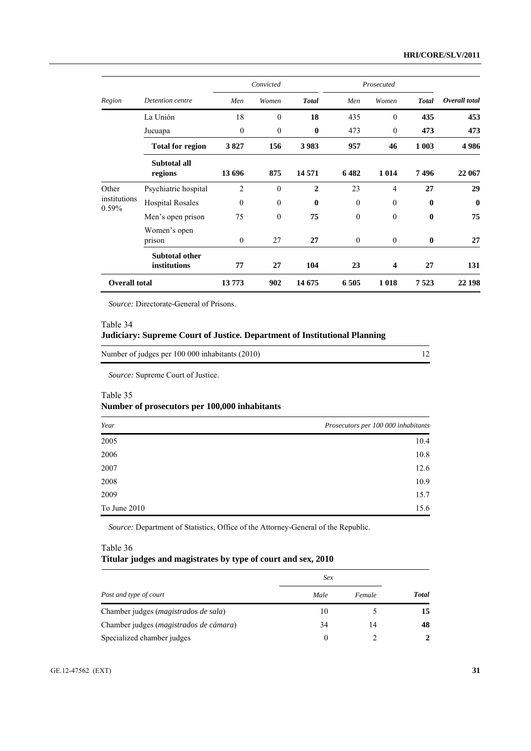| Region | Detention centre | Convicted | | | Prosecuted | | | Overall total |
|---|---|---|---|---|---|---|---|---|
| | | *Men* | *Women* | *Total* | *Men* | *Women* | *Total* | |
| | La Unión | 18 | 0 | **18** | 435 | 0 | **435** | **453** |
| | Jucuapa | 0 | 0 | **0** | 473 | 0 | **473** | **473** |
| | **Total for region** | **3 827** | **156** | **3 983** | **957** | **46** | **1 003** | **4 986** |
| | **Subtotal all regions** | **13 696** | **875** | **14 571** | **6 482** | **1 014** | **7 496** | **22 067** |
| Other institutions 0.59% | Psychiatric hospital | 2 | 0 | **2** | 23 | 4 | **27** | **29** |
| | Hospital Rosales | 0 | 0 | **0** | 0 | 0 | **0** | **0** |
| | Men's open prison | 75 | 0 | **75** | 0 | 0 | **0** | **75** |
| | Women's open prison | 0 | 27 | **27** | 0 | 0 | **0** | **27** |
| | **Subtotal other institutions** | **77** | **27** | **104** | **23** | **4** | **27** | **131** |
| **Overall total** | | **13 773** | **902** | **14 675** | **6 505** | **1 018** | **7 523** | **22 198** |

*Source:* Directorate-General of Prisons.

Table 34
**Judiciary: Supreme Court of Justice. Department of Institutional Planning**

| | |
|---|---|
| Number of judges per 100 000 inhabitants (2010) | 12 |

*Source:* Supreme Court of Justice.

Table 35
**Number of prosecutors per 100,000 inhabitants**

| *Year* | *Prosecutors per 100 000 inhabitants* |
|---|---|
| 2005 | 10.4 |
| 2006 | 10.8 |
| 2007 | 12.6 |
| 2008 | 10.9 |
| 2009 | 15.7 |
| To June 2010 | 15.6 |

*Source:* Department of Statistics, Office of the Attorney-General of the Republic.

Table 36
**Titular judges and magistrates by type of court and sex, 2010**

| *Post and type of court* | *Sex* | | *Total* |
|---|---|---|---|
| | *Male* | *Female* | |
| Chamber judges (*magistrados de sala*) | 10 | 5 | **15** |
| Chamber judges (*magistrados de cámara*) | 34 | 14 | **48** |
| Specialized chamber judges | 0 | 2 | **2** |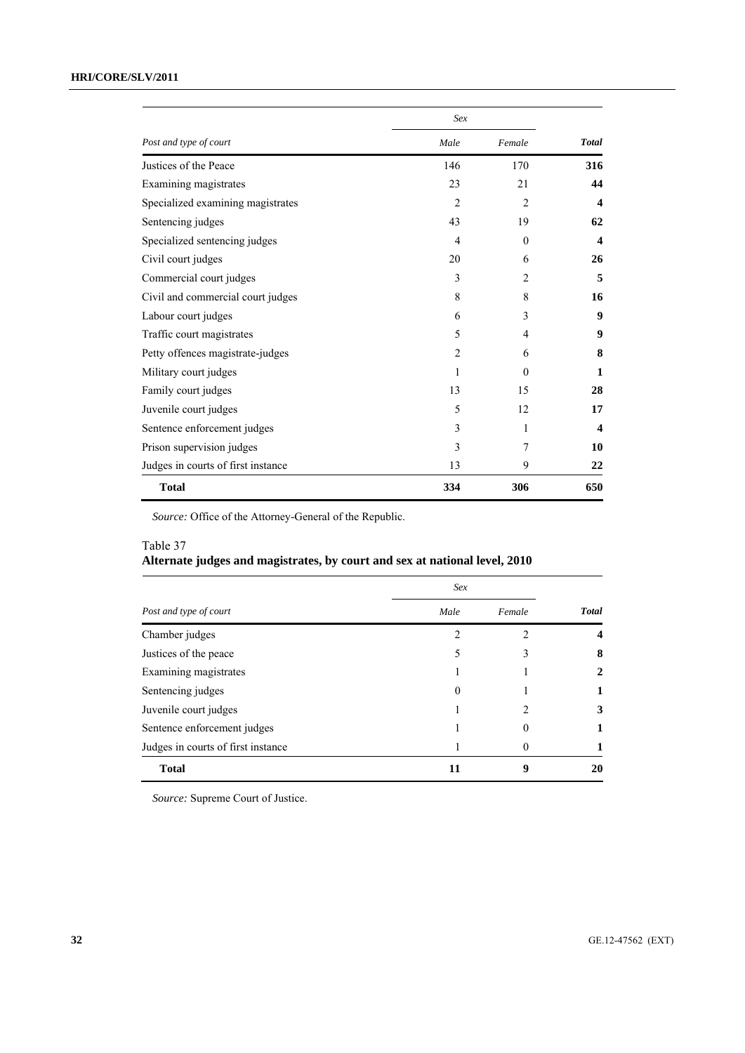| Post and type of court | Sex | | Total |
|---|---|---|---|
| | Male | Female | |
| Justices of the Peace | 146 | 170 | **316** |
| Examining magistrates | 23 | 21 | **44** |
| Specialized examining magistrates | 2 | 2 | **4** |
| Sentencing judges | 43 | 19 | **62** |
| Specialized sentencing judges | 4 | 0 | **4** |
| Civil court judges | 20 | 6 | **26** |
| Commercial court judges | 3 | 2 | **5** |
| Civil and commercial court judges | 8 | 8 | **16** |
| Labour court judges | 6 | 3 | **9** |
| Traffic court magistrates | 5 | 4 | **9** |
| Petty offences magistrate-judges | 2 | 6 | **8** |
| Military court judges | 1 | 0 | **1** |
| Family court judges | 13 | 15 | **28** |
| Juvenile court judges | 5 | 12 | **17** |
| Sentence enforcement judges | 3 | 1 | **4** |
| Prison supervision judges | 3 | 7 | **10** |
| Judges in courts of first instance | 13 | 9 | **22** |
| **Total** | **334** | **306** | **650** |

*Source:* Office of the Attorney-General of the Republic.

Table 37
**Alternate judges and magistrates, by court and sex at national level, 2010**

| Post and type of court | Sex | | Total |
|---|---|---|---|
| | Male | Female | |
| Chamber judges | 2 | 2 | **4** |
| Justices of the peace | 5 | 3 | **8** |
| Examining magistrates | 1 | 1 | **2** |
| Sentencing judges | 0 | 1 | **1** |
| Juvenile court judges | 1 | 2 | **3** |
| Sentence enforcement judges | 1 | 0 | **1** |
| Judges in courts of first instance | 1 | 0 | **1** |
| **Total** | **11** | **9** | **20** |

*Source:* Supreme Court of Justice.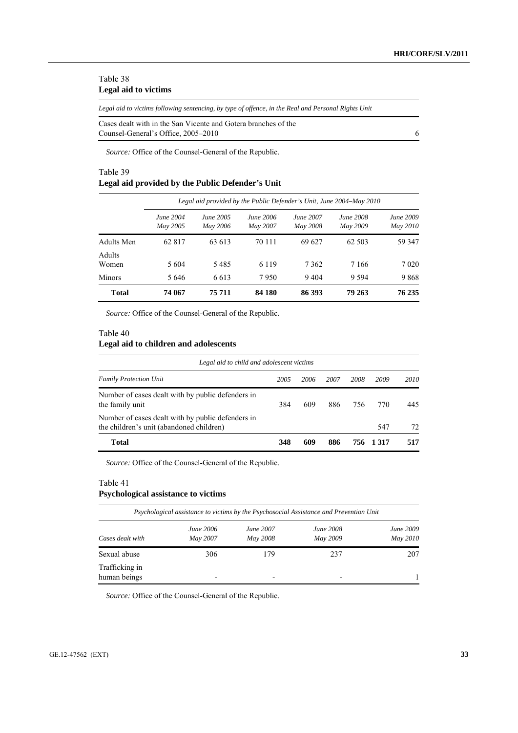Table 38
**Legal aid to victims**

| *Legal aid to victims following sentencing, by type of offence, in the Real and Personal Rights Unit* | |
|---|---|
| Cases dealt with in the San Vicente and Gotera branches of the Counsel-General's Office, 2005–2010 | 6 |

*Source:* Office of the Counsel-General of the Republic.

Table 39
**Legal aid provided by the Public Defender's Unit**

| | *Legal aid provided by the Public Defender's Unit, June 2004–May 2010* | | | | | |
|---|---|---|---|---|---|---|
| | *June 2004 May 2005* | *June 2005 May 2006* | *June 2006 May 2007* | *June 2007 May 2008* | *June 2008 May 2009* | *June 2009 May 2010* |
| Adults Men | 62 817 | 63 613 | 70 111 | 69 627 | 62 503 | 59 347 |
| Adults Women | 5 604 | 5 485 | 6 119 | 7 362 | 7 166 | 7 020 |
| Minors | 5 646 | 6 613 | 7 950 | 9 404 | 9 594 | 9 868 |
| **Total** | **74 067** | **75 711** | **84 180** | **86 393** | **79 263** | **76 235** |

*Source:* Office of the Counsel-General of the Republic.

Table 40
**Legal aid to children and adolescents**

| *Legal aid to child and adolescent victims* | | | | | | |
|---|---|---|---|---|---|---|
| *Family Protection Unit* | *2005* | *2006* | *2007* | *2008* | *2009* | *2010* |
| Number of cases dealt with by public defenders in the family unit | 384 | 609 | 886 | 756 | 770 | 445 |
| Number of cases dealt with by public defenders in the children's unit (abandoned children) | | | | | 547 | 72 |
| **Total** | **348** | **609** | **886** | **756** | **1 317** | **517** |

*Source:* Office of the Counsel-General of the Republic.

Table 41
**Psychological assistance to victims**

| *Psychological assistance to victims by the Psychosocial Assistance and Prevention Unit* | | | | |
|---|---|---|---|---|
| *Cases dealt with* | *June 2006 May 2007* | *June 2007 May 2008* | *June 2008 May 2009* | *June 2009 May 2010* |
| Sexual abuse | 306 | 179 | 237 | 207 |
| Trafficking in human beings | - | - | - | 1 |

*Source:* Office of the Counsel-General of the Republic.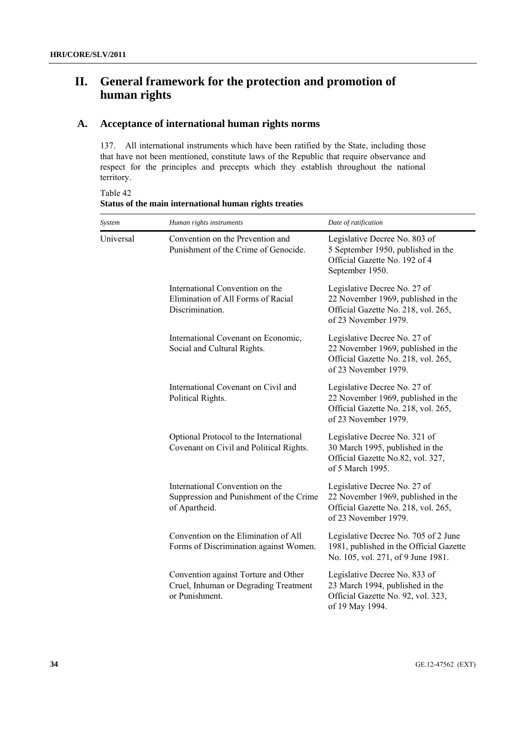# II. General framework for the protection and promotion of human rights

## A. Acceptance of international human rights norms

137. All international instruments which have been ratified by the State, including those that have not been mentioned, constitute laws of the Republic that require observance and respect for the principles and precepts which they establish throughout the national territory.

Table 42
**Status of the main international human rights treaties**

| *System* | *Human rights instruments* | *Date of ratification* |
|---|---|---|
| Universal | Convention on the Prevention and Punishment of the Crime of Genocide. | Legislative Decree No. 803 of 5 September 1950, published in the Official Gazette No. 192 of 4 September 1950. |
| | International Convention on the Elimination of All Forms of Racial Discrimination. | Legislative Decree No. 27 of 22 November 1969, published in the Official Gazette No. 218, vol. 265, of 23 November 1979. |
| | International Covenant on Economic, Social and Cultural Rights. | Legislative Decree No. 27 of 22 November 1969, published in the Official Gazette No. 218, vol. 265, of 23 November 1979. |
| | International Covenant on Civil and Political Rights. | Legislative Decree No. 27 of 22 November 1969, published in the Official Gazette No. 218, vol. 265, of 23 November 1979. |
| | Optional Protocol to the International Covenant on Civil and Political Rights. | Legislative Decree No. 321 of 30 March 1995, published in the Official Gazette No.82, vol. 327, of 5 March 1995. |
| | International Convention on the Suppression and Punishment of the Crime of Apartheid. | Legislative Decree No. 27 of 22 November 1969, published in the Official Gazette No. 218, vol. 265, of 23 November 1979. |
| | Convention on the Elimination of All Forms of Discrimination against Women. | Legislative Decree No. 705 of 2 June 1981, published in the Official Gazette No. 105, vol. 271, of 9 June 1981. |
| | Convention against Torture and Other Cruel, Inhuman or Degrading Treatment or Punishment. | Legislative Decree No. 833 of 23 March 1994, published in the Official Gazette No. 92, vol. 323, of 19 May 1994. |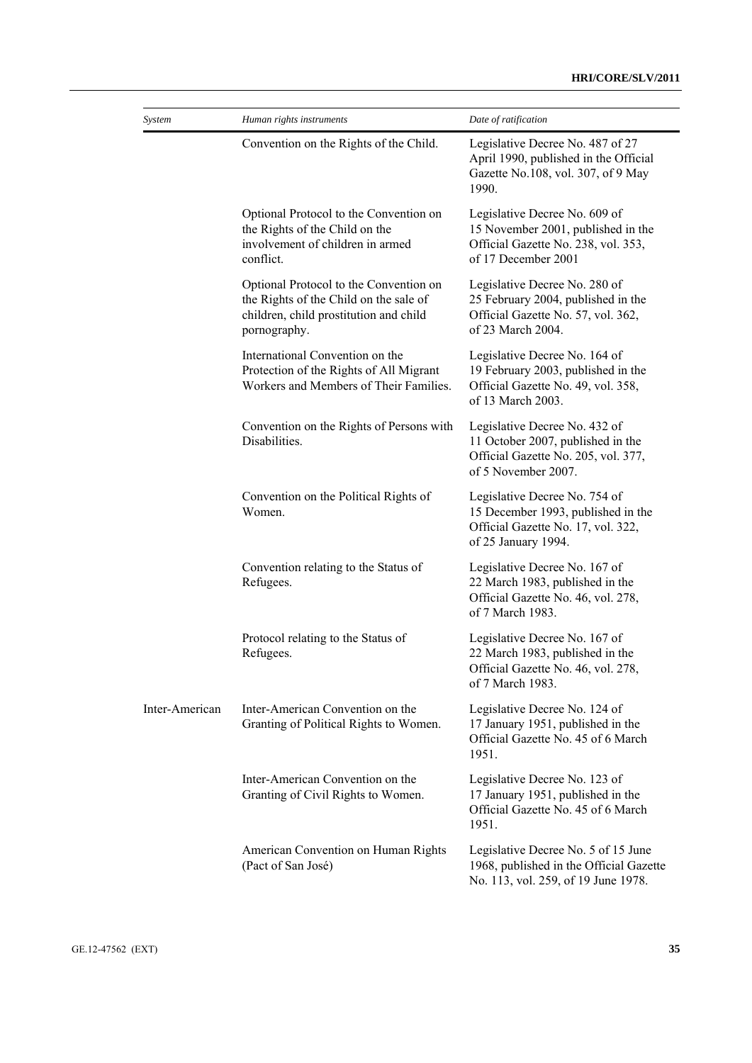| *System* | *Human rights instruments* | *Date of ratification* |
|---|---|---|
| | Convention on the Rights of the Child. | Legislative Decree No. 487 of 27 April 1990, published in the Official Gazette No.108, vol. 307, of 9 May 1990. |
| | Optional Protocol to the Convention on the Rights of the Child on the involvement of children in armed conflict. | Legislative Decree No. 609 of 15 November 2001, published in the Official Gazette No. 238, vol. 353, of 17 December 2001 |
| | Optional Protocol to the Convention on the Rights of the Child on the sale of children, child prostitution and child pornography. | Legislative Decree No. 280 of 25 February 2004, published in the Official Gazette No. 57, vol. 362, of 23 March 2004. |
| | International Convention on the Protection of the Rights of All Migrant Workers and Members of Their Families. | Legislative Decree No. 164 of 19 February 2003, published in the Official Gazette No. 49, vol. 358, of 13 March 2003. |
| | Convention on the Rights of Persons with Disabilities. | Legislative Decree No. 432 of 11 October 2007, published in the Official Gazette No. 205, vol. 377, of 5 November 2007. |
| | Convention on the Political Rights of Women. | Legislative Decree No. 754 of 15 December 1993, published in the Official Gazette No. 17, vol. 322, of 25 January 1994. |
| | Convention relating to the Status of Refugees. | Legislative Decree No. 167 of 22 March 1983, published in the Official Gazette No. 46, vol. 278, of 7 March 1983. |
| | Protocol relating to the Status of Refugees. | Legislative Decree No. 167 of 22 March 1983, published in the Official Gazette No. 46, vol. 278, of 7 March 1983. |
| Inter-American | Inter-American Convention on the Granting of Political Rights to Women. | Legislative Decree No. 124 of 17 January 1951, published in the Official Gazette No. 45 of 6 March 1951. |
| | Inter-American Convention on the Granting of Civil Rights to Women. | Legislative Decree No. 123 of 17 January 1951, published in the Official Gazette No. 45 of 6 March 1951. |
| | American Convention on Human Rights (Pact of San José) | Legislative Decree No. 5 of 15 June 1968, published in the Official Gazette No. 113, vol. 259, of 19 June 1978. |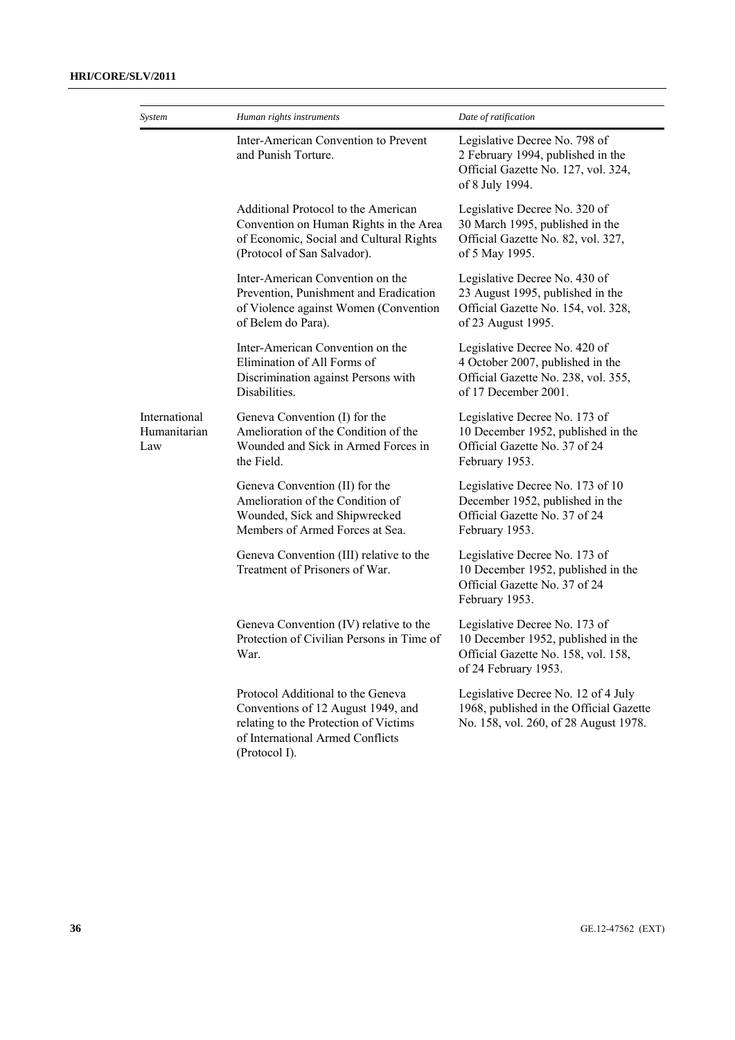| *System* | *Human rights instruments* | *Date of ratification* |
| --- | --- | --- |
| | Inter-American Convention to Prevent and Punish Torture. | Legislative Decree No. 798 of 2 February 1994, published in the Official Gazette No. 127, vol. 324, of 8 July 1994. |
| | Additional Protocol to the American Convention on Human Rights in the Area of Economic, Social and Cultural Rights (Protocol of San Salvador). | Legislative Decree No. 320 of 30 March 1995, published in the Official Gazette No. 82, vol. 327, of 5 May 1995. |
| | Inter-American Convention on the Prevention, Punishment and Eradication of Violence against Women (Convention of Belem do Para). | Legislative Decree No. 430 of 23 August 1995, published in the Official Gazette No. 154, vol. 328, of 23 August 1995. |
| | Inter-American Convention on the Elimination of All Forms of Discrimination against Persons with Disabilities. | Legislative Decree No. 420 of 4 October 2007, published in the Official Gazette No. 238, vol. 355, of 17 December 2001. |
| International Humanitarian Law | Geneva Convention (I) for the Amelioration of the Condition of the Wounded and Sick in Armed Forces in the Field. | Legislative Decree No. 173 of 10 December 1952, published in the Official Gazette No. 37 of 24 February 1953. |
| | Geneva Convention (II) for the Amelioration of the Condition of Wounded, Sick and Shipwrecked Members of Armed Forces at Sea. | Legislative Decree No. 173 of 10 December 1952, published in the Official Gazette No. 37 of 24 February 1953. |
| | Geneva Convention (III) relative to the Treatment of Prisoners of War. | Legislative Decree No. 173 of 10 December 1952, published in the Official Gazette No. 37 of 24 February 1953. |
| | Geneva Convention (IV) relative to the Protection of Civilian Persons in Time of War. | Legislative Decree No. 173 of 10 December 1952, published in the Official Gazette No. 158, vol. 158, of 24 February 1953. |
| | Protocol Additional to the Geneva Conventions of 12 August 1949, and relating to the Protection of Victims of International Armed Conflicts (Protocol I). | Legislative Decree No. 12 of 4 July 1968, published in the Official Gazette No. 158, vol. 260, of 28 August 1978. |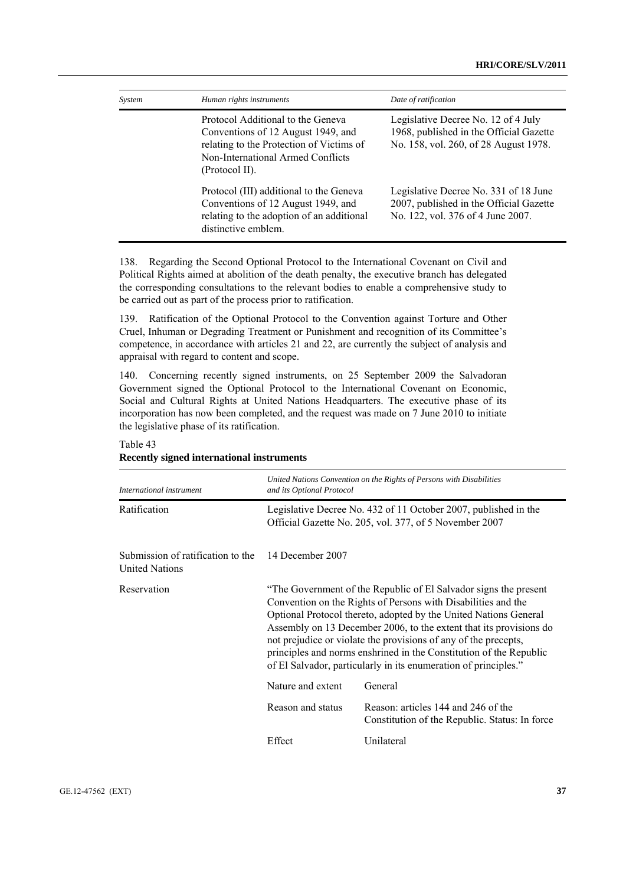| System | Human rights instruments | Date of ratification |
|---|---|---|
| | Protocol Additional to the Geneva Conventions of 12 August 1949, and relating to the Protection of Victims of Non-International Armed Conflicts (Protocol II). | Legislative Decree No. 12 of 4 July 1968, published in the Official Gazette No. 158, vol. 260, of 28 August 1978. |
| | Protocol (III) additional to the Geneva Conventions of 12 August 1949, and relating to the adoption of an additional distinctive emblem. | Legislative Decree No. 331 of 18 June 2007, published in the Official Gazette No. 122, vol. 376 of 4 June 2007. |

138. Regarding the Second Optional Protocol to the International Covenant on Civil and Political Rights aimed at abolition of the death penalty, the executive branch has delegated the corresponding consultations to the relevant bodies to enable a comprehensive study to be carried out as part of the process prior to ratification.

139. Ratification of the Optional Protocol to the Convention against Torture and Other Cruel, Inhuman or Degrading Treatment or Punishment and recognition of its Committee's competence, in accordance with articles 21 and 22, are currently the subject of analysis and appraisal with regard to content and scope.

140. Concerning recently signed instruments, on 25 September 2009 the Salvadoran Government signed the Optional Protocol to the International Covenant on Economic, Social and Cultural Rights at United Nations Headquarters. The executive phase of its incorporation has now been completed, and the request was made on 7 June 2010 to initiate the legislative phase of its ratification.

Table 43
**Recently signed international instruments**

| *International instrument* | *United Nations Convention on the Rights of Persons with Disabilities and its Optional Protocol* | |
|---|---|---|
| Ratification | Legislative Decree No. 432 of 11 October 2007, published in the Official Gazette No. 205, vol. 377, of 5 November 2007 | |
| Submission of ratification to the United Nations | 14 December 2007 | |
| Reservation | "The Government of the Republic of El Salvador signs the present Convention on the Rights of Persons with Disabilities and the Optional Protocol thereto, adopted by the United Nations General Assembly on 13 December 2006, to the extent that its provisions do not prejudice or violate the provisions of any of the precepts, principles and norms enshrined in the Constitution of the Republic of El Salvador, particularly in its enumeration of principles." | |
| | Nature and extent | General |
| | Reason and status | Reason: articles 144 and 246 of the Constitution of the Republic. Status: In force |
| | Effect | Unilateral |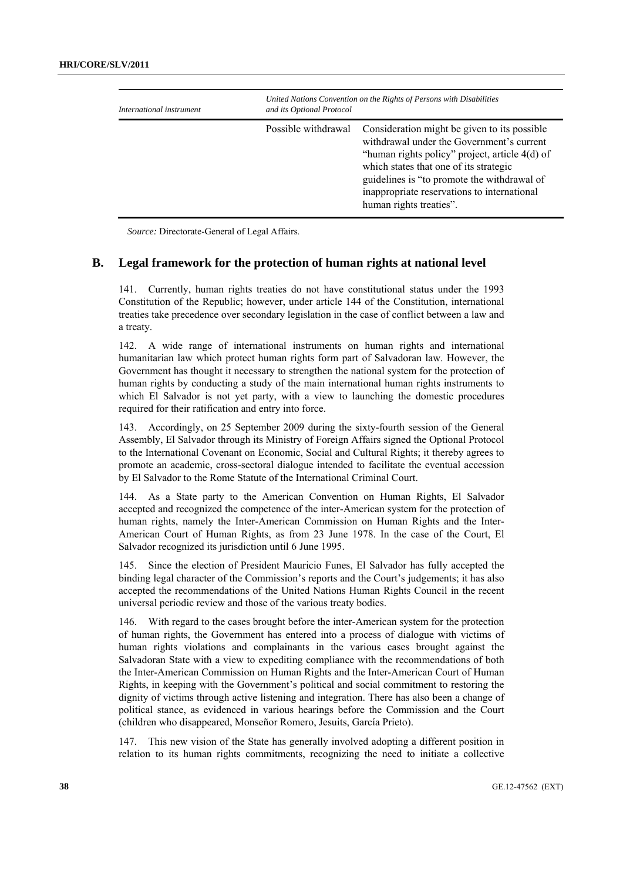| *International instrument* | *United Nations Convention on the Rights of Persons with Disabilities and its Optional Protocol* | |
|---|---|---|
| | Possible withdrawal | Consideration might be given to its possible withdrawal under the Government's current "human rights policy" project, article 4(d) of which states that one of its strategic guidelines is "to promote the withdrawal of inappropriate reservations to international human rights treaties". |

*Source:* Directorate-General of Legal Affairs.

## B. Legal framework for the protection of human rights at national level

141. Currently, human rights treaties do not have constitutional status under the 1993 Constitution of the Republic; however, under article 144 of the Constitution, international treaties take precedence over secondary legislation in the case of conflict between a law and a treaty.

142. A wide range of international instruments on human rights and international humanitarian law which protect human rights form part of Salvadoran law. However, the Government has thought it necessary to strengthen the national system for the protection of human rights by conducting a study of the main international human rights instruments to which El Salvador is not yet party, with a view to launching the domestic procedures required for their ratification and entry into force.

143. Accordingly, on 25 September 2009 during the sixty-fourth session of the General Assembly, El Salvador through its Ministry of Foreign Affairs signed the Optional Protocol to the International Covenant on Economic, Social and Cultural Rights; it thereby agrees to promote an academic, cross-sectoral dialogue intended to facilitate the eventual accession by El Salvador to the Rome Statute of the International Criminal Court.

144. As a State party to the American Convention on Human Rights, El Salvador accepted and recognized the competence of the inter-American system for the protection of human rights, namely the Inter-American Commission on Human Rights and the Inter-American Court of Human Rights, as from 23 June 1978. In the case of the Court, El Salvador recognized its jurisdiction until 6 June 1995.

145. Since the election of President Mauricio Funes, El Salvador has fully accepted the binding legal character of the Commission's reports and the Court's judgements; it has also accepted the recommendations of the United Nations Human Rights Council in the recent universal periodic review and those of the various treaty bodies.

146. With regard to the cases brought before the inter-American system for the protection of human rights, the Government has entered into a process of dialogue with victims of human rights violations and complainants in the various cases brought against the Salvadoran State with a view to expediting compliance with the recommendations of both the Inter-American Commission on Human Rights and the Inter-American Court of Human Rights, in keeping with the Government's political and social commitment to restoring the dignity of victims through active listening and integration. There has also been a change of political stance, as evidenced in various hearings before the Commission and the Court (children who disappeared, Monseñor Romero, Jesuits, García Prieto).

147. This new vision of the State has generally involved adopting a different position in relation to its human rights commitments, recognizing the need to initiate a collective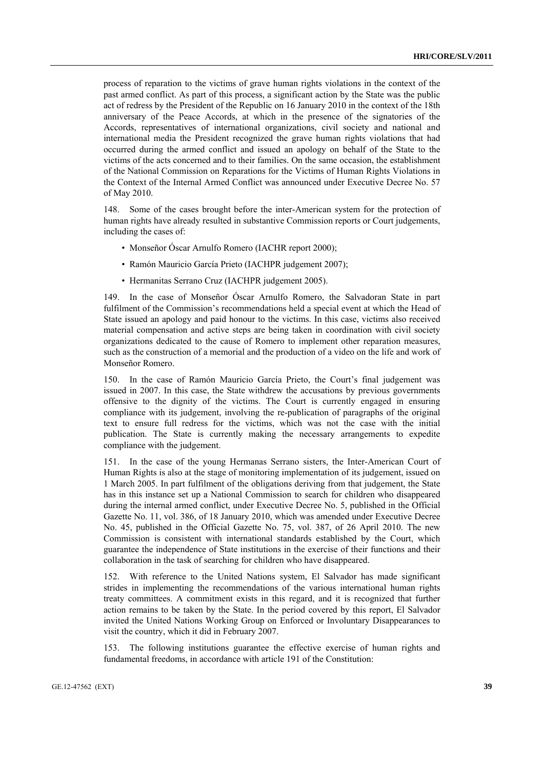process of reparation to the victims of grave human rights violations in the context of the past armed conflict. As part of this process, a significant action by the State was the public act of redress by the President of the Republic on 16 January 2010 in the context of the 18th anniversary of the Peace Accords, at which in the presence of the signatories of the Accords, representatives of international organizations, civil society and national and international media the President recognized the grave human rights violations that had occurred during the armed conflict and issued an apology on behalf of the State to the victims of the acts concerned and to their families. On the same occasion, the establishment of the National Commission on Reparations for the Victims of Human Rights Violations in the Context of the Internal Armed Conflict was announced under Executive Decree No. 57 of May 2010.

148. Some of the cases brought before the inter-American system for the protection of human rights have already resulted in substantive Commission reports or Court judgements, including the cases of:

- Monseñor Óscar Arnulfo Romero (IACHR report 2000);
- Ramón Mauricio García Prieto (IACHPR judgement 2007);
- Hermanitas Serrano Cruz (IACHPR judgement 2005).

149. In the case of Monseñor Óscar Arnulfo Romero, the Salvadoran State in part fulfilment of the Commission's recommendations held a special event at which the Head of State issued an apology and paid honour to the victims. In this case, victims also received material compensation and active steps are being taken in coordination with civil society organizations dedicated to the cause of Romero to implement other reparation measures, such as the construction of a memorial and the production of a video on the life and work of Monseñor Romero.

150. In the case of Ramón Mauricio García Prieto, the Court's final judgement was issued in 2007. In this case, the State withdrew the accusations by previous governments offensive to the dignity of the victims. The Court is currently engaged in ensuring compliance with its judgement, involving the re-publication of paragraphs of the original text to ensure full redress for the victims, which was not the case with the initial publication. The State is currently making the necessary arrangements to expedite compliance with the judgement.

151. In the case of the young Hermanas Serrano sisters, the Inter-American Court of Human Rights is also at the stage of monitoring implementation of its judgement, issued on 1 March 2005. In part fulfilment of the obligations deriving from that judgement, the State has in this instance set up a National Commission to search for children who disappeared during the internal armed conflict, under Executive Decree No. 5, published in the Official Gazette No. 11, vol. 386, of 18 January 2010, which was amended under Executive Decree No. 45, published in the Official Gazette No. 75, vol. 387, of 26 April 2010. The new Commission is consistent with international standards established by the Court, which guarantee the independence of State institutions in the exercise of their functions and their collaboration in the task of searching for children who have disappeared.

152. With reference to the United Nations system, El Salvador has made significant strides in implementing the recommendations of the various international human rights treaty committees. A commitment exists in this regard, and it is recognized that further action remains to be taken by the State. In the period covered by this report, El Salvador invited the United Nations Working Group on Enforced or Involuntary Disappearances to visit the country, which it did in February 2007.

153. The following institutions guarantee the effective exercise of human rights and fundamental freedoms, in accordance with article 191 of the Constitution: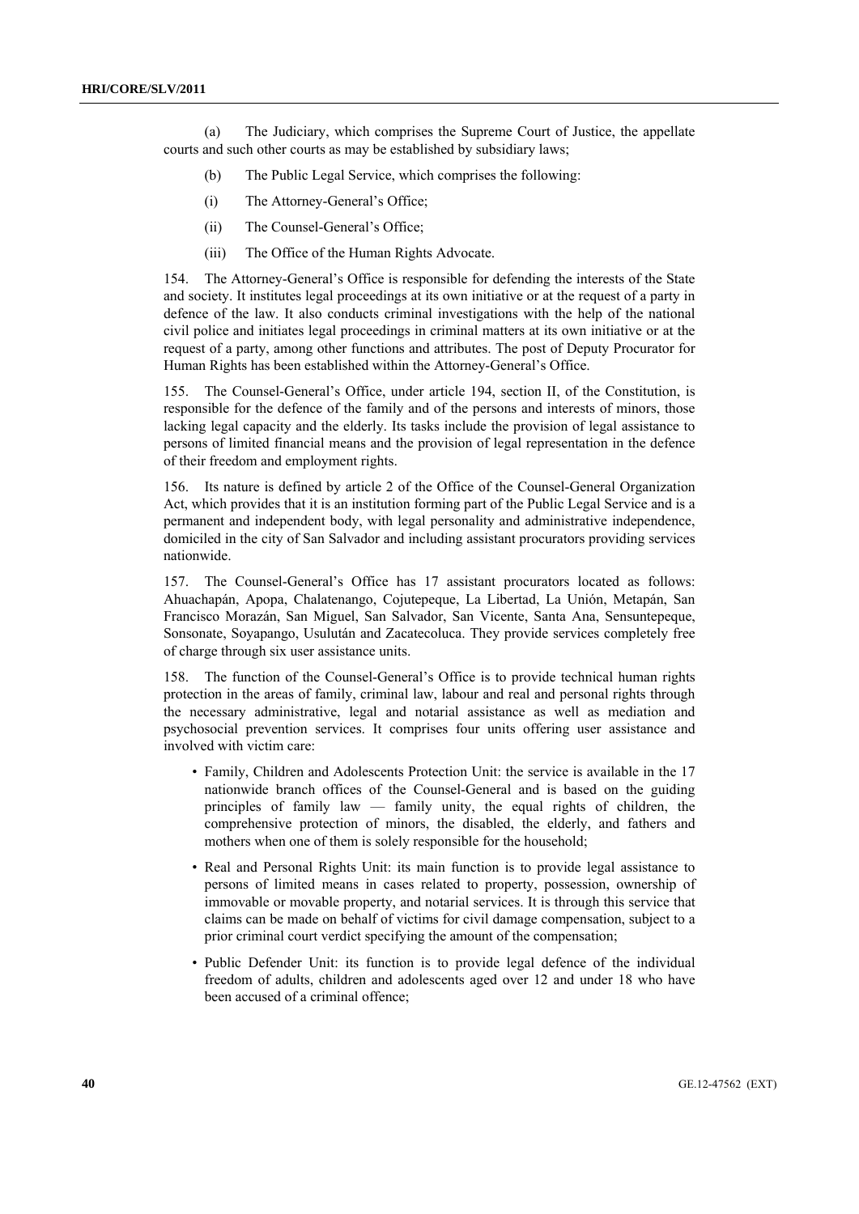(a) The Judiciary, which comprises the Supreme Court of Justice, the appellate courts and such other courts as may be established by subsidiary laws;

(b) The Public Legal Service, which comprises the following:

(i) The Attorney-General's Office;

(ii) The Counsel-General's Office;

(iii) The Office of the Human Rights Advocate.

154. The Attorney-General's Office is responsible for defending the interests of the State and society. It institutes legal proceedings at its own initiative or at the request of a party in defence of the law. It also conducts criminal investigations with the help of the national civil police and initiates legal proceedings in criminal matters at its own initiative or at the request of a party, among other functions and attributes. The post of Deputy Procurator for Human Rights has been established within the Attorney-General's Office.

155. The Counsel-General's Office, under article 194, section II, of the Constitution, is responsible for the defence of the family and of the persons and interests of minors, those lacking legal capacity and the elderly. Its tasks include the provision of legal assistance to persons of limited financial means and the provision of legal representation in the defence of their freedom and employment rights.

156. Its nature is defined by article 2 of the Office of the Counsel-General Organization Act, which provides that it is an institution forming part of the Public Legal Service and is a permanent and independent body, with legal personality and administrative independence, domiciled in the city of San Salvador and including assistant procurators providing services nationwide.

157. The Counsel-General's Office has 17 assistant procurators located as follows: Ahuachapán, Apopa, Chalatenango, Cojutepeque, La Libertad, La Unión, Metapán, San Francisco Morazán, San Miguel, San Salvador, San Vicente, Santa Ana, Sensuntepeque, Sonsonate, Soyapango, Usulután and Zacatecoluca. They provide services completely free of charge through six user assistance units.

158. The function of the Counsel-General's Office is to provide technical human rights protection in the areas of family, criminal law, labour and real and personal rights through the necessary administrative, legal and notarial assistance as well as mediation and psychosocial prevention services. It comprises four units offering user assistance and involved with victim care:

- Family, Children and Adolescents Protection Unit: the service is available in the 17 nationwide branch offices of the Counsel-General and is based on the guiding principles of family law — family unity, the equal rights of children, the comprehensive protection of minors, the disabled, the elderly, and fathers and mothers when one of them is solely responsible for the household;
- Real and Personal Rights Unit: its main function is to provide legal assistance to persons of limited means in cases related to property, possession, ownership of immovable or movable property, and notarial services. It is through this service that claims can be made on behalf of victims for civil damage compensation, subject to a prior criminal court verdict specifying the amount of the compensation;
- Public Defender Unit: its function is to provide legal defence of the individual freedom of adults, children and adolescents aged over 12 and under 18 who have been accused of a criminal offence;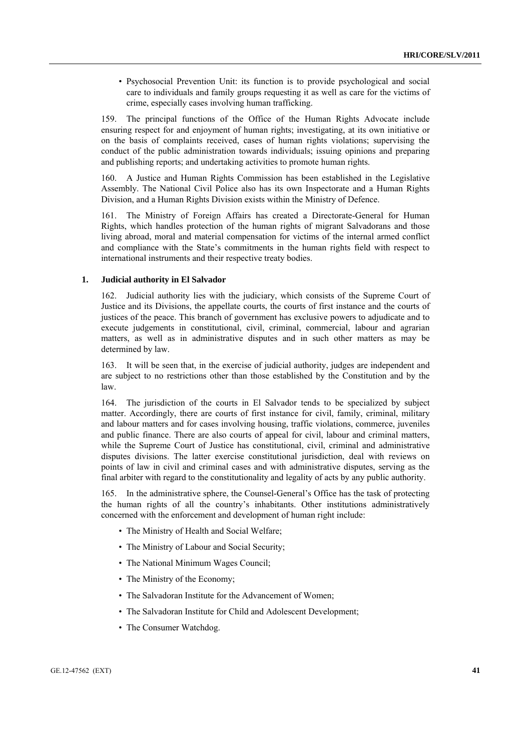- Psychosocial Prevention Unit: its function is to provide psychological and social care to individuals and family groups requesting it as well as care for the victims of crime, especially cases involving human trafficking.

159. The principal functions of the Office of the Human Rights Advocate include ensuring respect for and enjoyment of human rights; investigating, at its own initiative or on the basis of complaints received, cases of human rights violations; supervising the conduct of the public administration towards individuals; issuing opinions and preparing and publishing reports; and undertaking activities to promote human rights.

160. A Justice and Human Rights Commission has been established in the Legislative Assembly. The National Civil Police also has its own Inspectorate and a Human Rights Division, and a Human Rights Division exists within the Ministry of Defence.

161. The Ministry of Foreign Affairs has created a Directorate-General for Human Rights, which handles protection of the human rights of migrant Salvadorans and those living abroad, moral and material compensation for victims of the internal armed conflict and compliance with the State's commitments in the human rights field with respect to international instruments and their respective treaty bodies.

### 1. Judicial authority in El Salvador

162. Judicial authority lies with the judiciary, which consists of the Supreme Court of Justice and its Divisions, the appellate courts, the courts of first instance and the courts of justices of the peace. This branch of government has exclusive powers to adjudicate and to execute judgements in constitutional, civil, criminal, commercial, labour and agrarian matters, as well as in administrative disputes and in such other matters as may be determined by law.

163. It will be seen that, in the exercise of judicial authority, judges are independent and are subject to no restrictions other than those established by the Constitution and by the law.

164. The jurisdiction of the courts in El Salvador tends to be specialized by subject matter. Accordingly, there are courts of first instance for civil, family, criminal, military and labour matters and for cases involving housing, traffic violations, commerce, juveniles and public finance. There are also courts of appeal for civil, labour and criminal matters, while the Supreme Court of Justice has constitutional, civil, criminal and administrative disputes divisions. The latter exercise constitutional jurisdiction, deal with reviews on points of law in civil and criminal cases and with administrative disputes, serving as the final arbiter with regard to the constitutionality and legality of acts by any public authority.

165. In the administrative sphere, the Counsel-General's Office has the task of protecting the human rights of all the country's inhabitants. Other institutions administratively concerned with the enforcement and development of human right include:

- The Ministry of Health and Social Welfare;
- The Ministry of Labour and Social Security;
- The National Minimum Wages Council;
- The Ministry of the Economy;
- The Salvadoran Institute for the Advancement of Women;
- The Salvadoran Institute for Child and Adolescent Development;
- The Consumer Watchdog.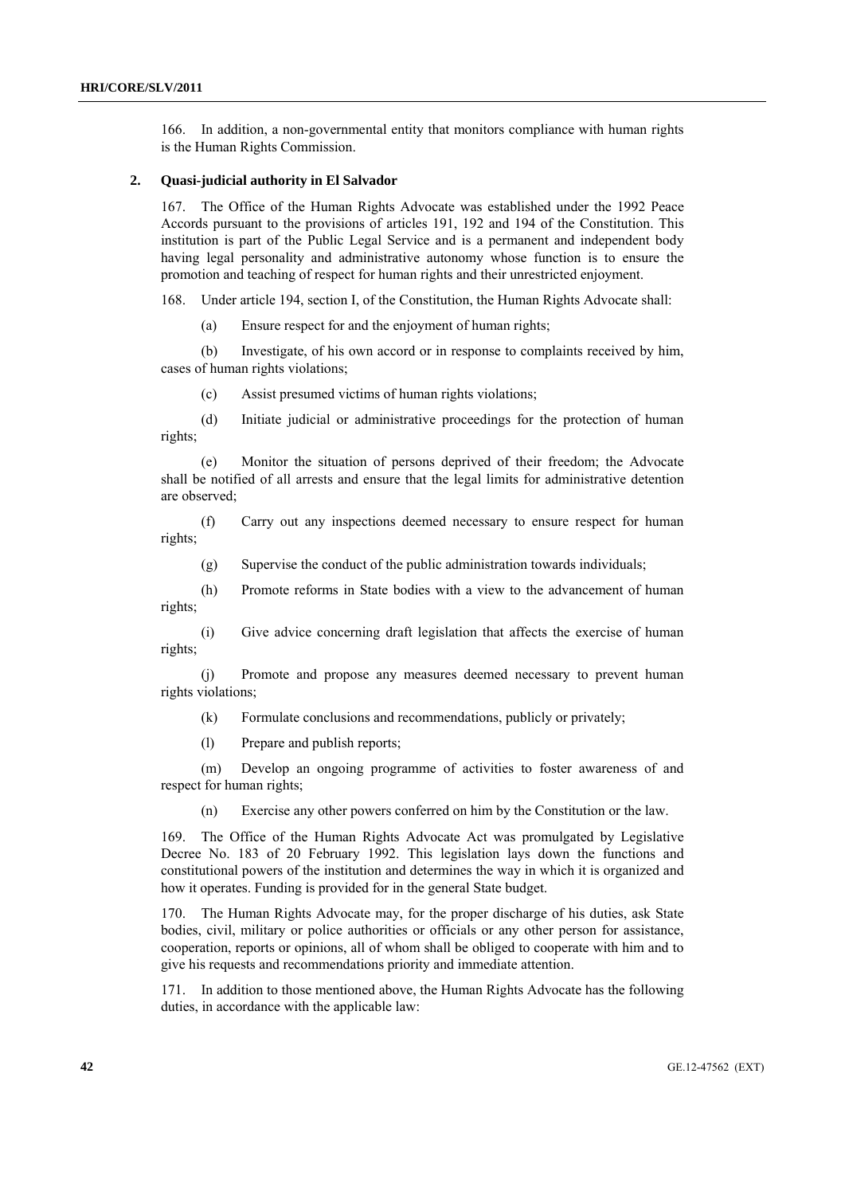166. In addition, a non-governmental entity that monitors compliance with human rights is the Human Rights Commission.

### 2. Quasi-judicial authority in El Salvador

167. The Office of the Human Rights Advocate was established under the 1992 Peace Accords pursuant to the provisions of articles 191, 192 and 194 of the Constitution. This institution is part of the Public Legal Service and is a permanent and independent body having legal personality and administrative autonomy whose function is to ensure the promotion and teaching of respect for human rights and their unrestricted enjoyment.

168. Under article 194, section I, of the Constitution, the Human Rights Advocate shall:

(a) Ensure respect for and the enjoyment of human rights;

(b) Investigate, of his own accord or in response to complaints received by him, cases of human rights violations;

(c) Assist presumed victims of human rights violations;

(d) Initiate judicial or administrative proceedings for the protection of human rights;

(e) Monitor the situation of persons deprived of their freedom; the Advocate shall be notified of all arrests and ensure that the legal limits for administrative detention are observed;

(f) Carry out any inspections deemed necessary to ensure respect for human rights;

(g) Supervise the conduct of the public administration towards individuals;

(h) Promote reforms in State bodies with a view to the advancement of human rights;

(i) Give advice concerning draft legislation that affects the exercise of human rights;

(j) Promote and propose any measures deemed necessary to prevent human rights violations;

(k) Formulate conclusions and recommendations, publicly or privately;

(l) Prepare and publish reports;

(m) Develop an ongoing programme of activities to foster awareness of and respect for human rights;

(n) Exercise any other powers conferred on him by the Constitution or the law.

169. The Office of the Human Rights Advocate Act was promulgated by Legislative Decree No. 183 of 20 February 1992. This legislation lays down the functions and constitutional powers of the institution and determines the way in which it is organized and how it operates. Funding is provided for in the general State budget.

170. The Human Rights Advocate may, for the proper discharge of his duties, ask State bodies, civil, military or police authorities or officials or any other person for assistance, cooperation, reports or opinions, all of whom shall be obliged to cooperate with him and to give his requests and recommendations priority and immediate attention.

171. In addition to those mentioned above, the Human Rights Advocate has the following duties, in accordance with the applicable law: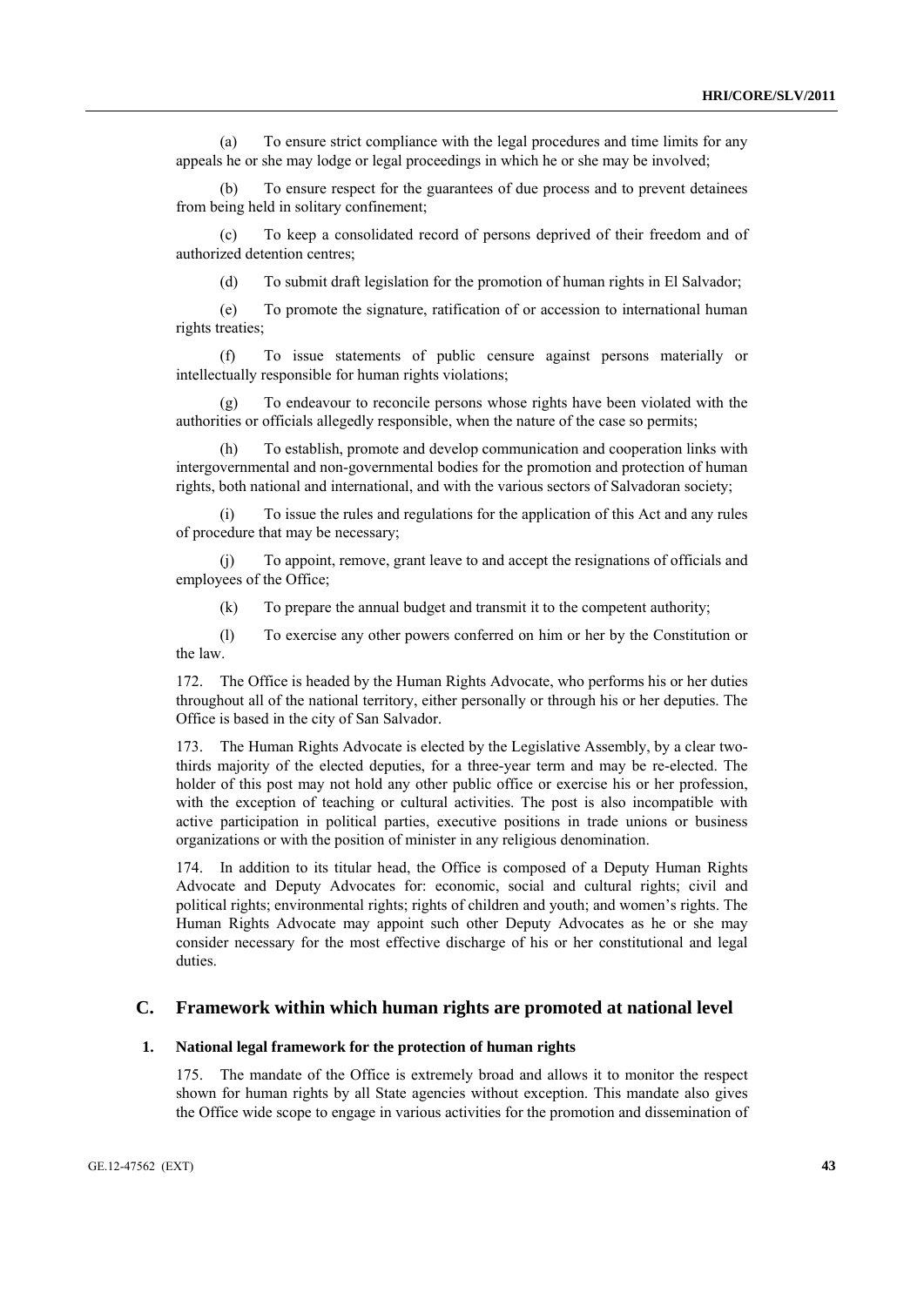(a) To ensure strict compliance with the legal procedures and time limits for any appeals he or she may lodge or legal proceedings in which he or she may be involved;

(b) To ensure respect for the guarantees of due process and to prevent detainees from being held in solitary confinement;

(c) To keep a consolidated record of persons deprived of their freedom and of authorized detention centres;

(d) To submit draft legislation for the promotion of human rights in El Salvador;

(e) To promote the signature, ratification of or accession to international human rights treaties;

(f) To issue statements of public censure against persons materially or intellectually responsible for human rights violations;

(g) To endeavour to reconcile persons whose rights have been violated with the authorities or officials allegedly responsible, when the nature of the case so permits;

(h) To establish, promote and develop communication and cooperation links with intergovernmental and non-governmental bodies for the promotion and protection of human rights, both national and international, and with the various sectors of Salvadoran society;

(i) To issue the rules and regulations for the application of this Act and any rules of procedure that may be necessary;

(j) To appoint, remove, grant leave to and accept the resignations of officials and employees of the Office;

(k) To prepare the annual budget and transmit it to the competent authority;

(l) To exercise any other powers conferred on him or her by the Constitution or the law.

172. The Office is headed by the Human Rights Advocate, who performs his or her duties throughout all of the national territory, either personally or through his or her deputies. The Office is based in the city of San Salvador.

173. The Human Rights Advocate is elected by the Legislative Assembly, by a clear two-thirds majority of the elected deputies, for a three-year term and may be re-elected. The holder of this post may not hold any other public office or exercise his or her profession, with the exception of teaching or cultural activities. The post is also incompatible with active participation in political parties, executive positions in trade unions or business organizations or with the position of minister in any religious denomination.

174. In addition to its titular head, the Office is composed of a Deputy Human Rights Advocate and Deputy Advocates for: economic, social and cultural rights; civil and political rights; environmental rights; rights of children and youth; and women's rights. The Human Rights Advocate may appoint such other Deputy Advocates as he or she may consider necessary for the most effective discharge of his or her constitutional and legal duties.

## C. Framework within which human rights are promoted at national level

### 1. National legal framework for the protection of human rights

175. The mandate of the Office is extremely broad and allows it to monitor the respect shown for human rights by all State agencies without exception. This mandate also gives the Office wide scope to engage in various activities for the promotion and dissemination of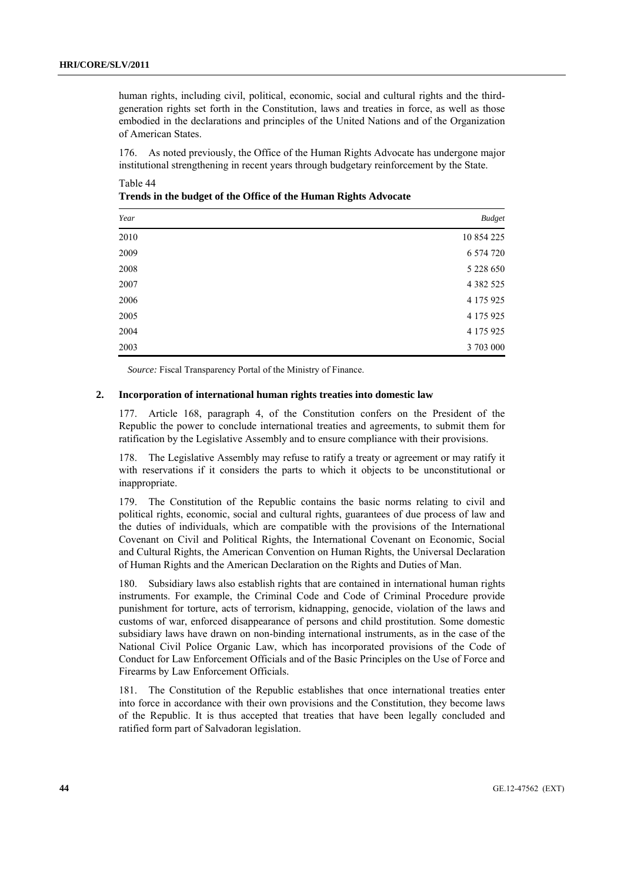human rights, including civil, political, economic, social and cultural rights and the third-generation rights set forth in the Constitution, laws and treaties in force, as well as those embodied in the declarations and principles of the United Nations and of the Organization of American States.

176. As noted previously, the Office of the Human Rights Advocate has undergone major institutional strengthening in recent years through budgetary reinforcement by the State.

Table 44
**Trends in the budget of the Office of the Human Rights Advocate**

| *Year* | *Budget* |
|---|---:|
| 2010 | 10 854 225 |
| 2009 | 6 574 720 |
| 2008 | 5 228 650 |
| 2007 | 4 382 525 |
| 2006 | 4 175 925 |
| 2005 | 4 175 925 |
| 2004 | 4 175 925 |
| 2003 | 3 703 000 |

*Source:* Fiscal Transparency Portal of the Ministry of Finance.

## 2. Incorporation of international human rights treaties into domestic law

177. Article 168, paragraph 4, of the Constitution confers on the President of the Republic the power to conclude international treaties and agreements, to submit them for ratification by the Legislative Assembly and to ensure compliance with their provisions.

178. The Legislative Assembly may refuse to ratify a treaty or agreement or may ratify it with reservations if it considers the parts to which it objects to be unconstitutional or inappropriate.

179. The Constitution of the Republic contains the basic norms relating to civil and political rights, economic, social and cultural rights, guarantees of due process of law and the duties of individuals, which are compatible with the provisions of the International Covenant on Civil and Political Rights, the International Covenant on Economic, Social and Cultural Rights, the American Convention on Human Rights, the Universal Declaration of Human Rights and the American Declaration on the Rights and Duties of Man.

180. Subsidiary laws also establish rights that are contained in international human rights instruments. For example, the Criminal Code and Code of Criminal Procedure provide punishment for torture, acts of terrorism, kidnapping, genocide, violation of the laws and customs of war, enforced disappearance of persons and child prostitution. Some domestic subsidiary laws have drawn on non-binding international instruments, as in the case of the National Civil Police Organic Law, which has incorporated provisions of the Code of Conduct for Law Enforcement Officials and of the Basic Principles on the Use of Force and Firearms by Law Enforcement Officials.

181. The Constitution of the Republic establishes that once international treaties enter into force in accordance with their own provisions and the Constitution, they become laws of the Republic. It is thus accepted that treaties that have been legally concluded and ratified form part of Salvadoran legislation.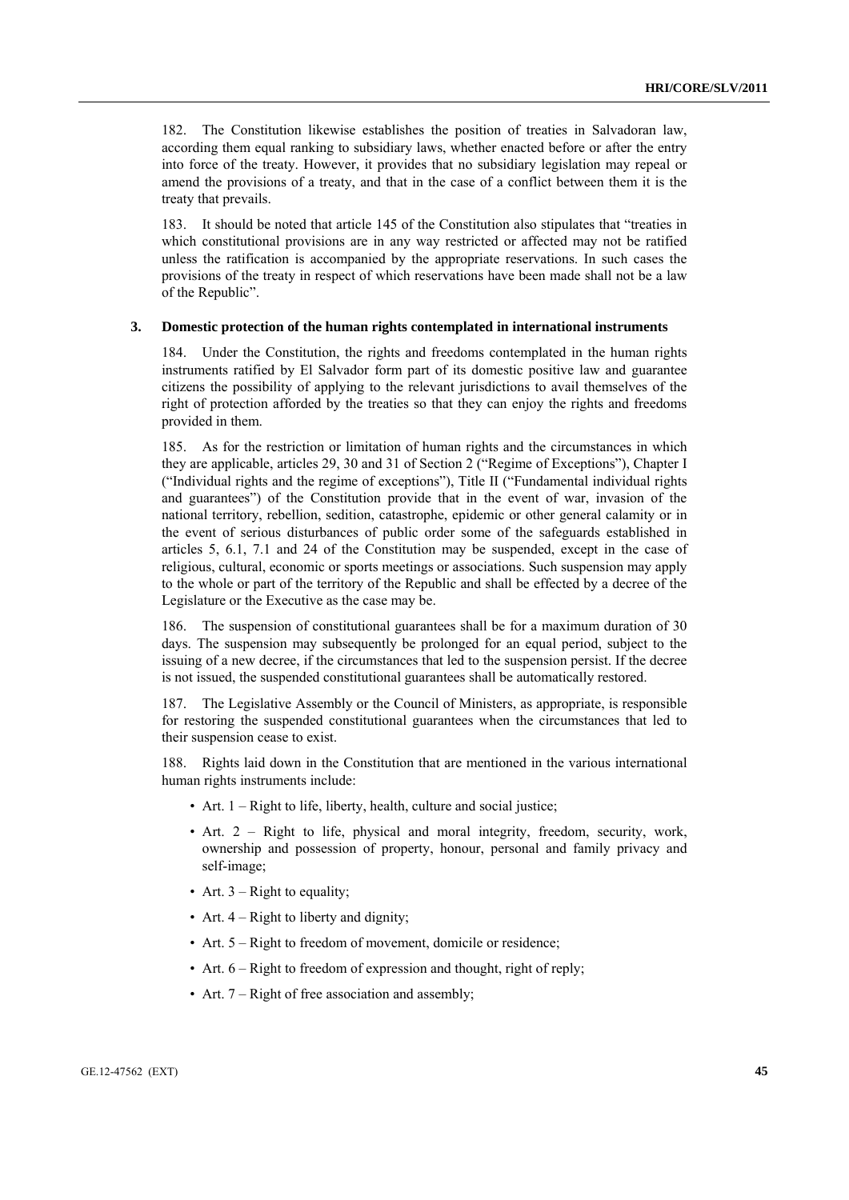182. The Constitution likewise establishes the position of treaties in Salvadoran law, according them equal ranking to subsidiary laws, whether enacted before or after the entry into force of the treaty. However, it provides that no subsidiary legislation may repeal or amend the provisions of a treaty, and that in the case of a conflict between them it is the treaty that prevails.

183. It should be noted that article 145 of the Constitution also stipulates that "treaties in which constitutional provisions are in any way restricted or affected may not be ratified unless the ratification is accompanied by the appropriate reservations. In such cases the provisions of the treaty in respect of which reservations have been made shall not be a law of the Republic".

### 3. Domestic protection of the human rights contemplated in international instruments

184. Under the Constitution, the rights and freedoms contemplated in the human rights instruments ratified by El Salvador form part of its domestic positive law and guarantee citizens the possibility of applying to the relevant jurisdictions to avail themselves of the right of protection afforded by the treaties so that they can enjoy the rights and freedoms provided in them.

185. As for the restriction or limitation of human rights and the circumstances in which they are applicable, articles 29, 30 and 31 of Section 2 ("Regime of Exceptions"), Chapter I ("Individual rights and the regime of exceptions"), Title II ("Fundamental individual rights and guarantees") of the Constitution provide that in the event of war, invasion of the national territory, rebellion, sedition, catastrophe, epidemic or other general calamity or in the event of serious disturbances of public order some of the safeguards established in articles 5, 6.1, 7.1 and 24 of the Constitution may be suspended, except in the case of religious, cultural, economic or sports meetings or associations. Such suspension may apply to the whole or part of the territory of the Republic and shall be effected by a decree of the Legislature or the Executive as the case may be.

186. The suspension of constitutional guarantees shall be for a maximum duration of 30 days. The suspension may subsequently be prolonged for an equal period, subject to the issuing of a new decree, if the circumstances that led to the suspension persist. If the decree is not issued, the suspended constitutional guarantees shall be automatically restored.

187. The Legislative Assembly or the Council of Ministers, as appropriate, is responsible for restoring the suspended constitutional guarantees when the circumstances that led to their suspension cease to exist.

188. Rights laid down in the Constitution that are mentioned in the various international human rights instruments include:

- Art. 1 – Right to life, liberty, health, culture and social justice;
- Art. 2 – Right to life, physical and moral integrity, freedom, security, work, ownership and possession of property, honour, personal and family privacy and self-image;
- Art. 3 – Right to equality;
- Art. 4 – Right to liberty and dignity;
- Art. 5 – Right to freedom of movement, domicile or residence;
- Art. 6 – Right to freedom of expression and thought, right of reply;
- Art. 7 – Right of free association and assembly;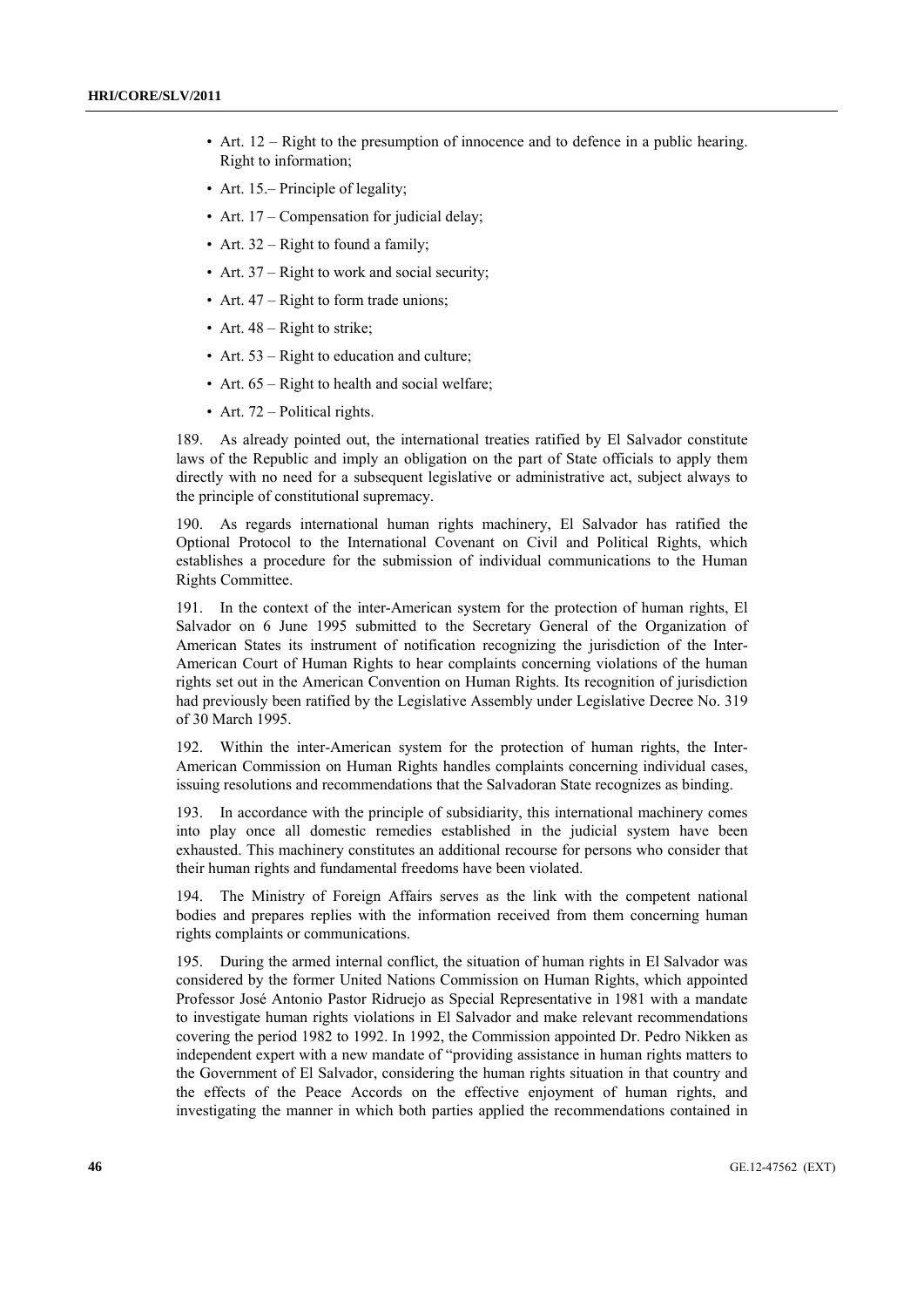- Art. 12 – Right to the presumption of innocence and to defence in a public hearing. Right to information;
- Art. 15.– Principle of legality;
- Art. 17 – Compensation for judicial delay;
- Art. 32 – Right to found a family;
- Art. 37 – Right to work and social security;
- Art. 47 – Right to form trade unions;
- Art. 48 – Right to strike;
- Art. 53 – Right to education and culture;
- Art. 65 – Right to health and social welfare;
- Art. 72 – Political rights.

189. As already pointed out, the international treaties ratified by El Salvador constitute laws of the Republic and imply an obligation on the part of State officials to apply them directly with no need for a subsequent legislative or administrative act, subject always to the principle of constitutional supremacy.

190. As regards international human rights machinery, El Salvador has ratified the Optional Protocol to the International Covenant on Civil and Political Rights, which establishes a procedure for the submission of individual communications to the Human Rights Committee.

191. In the context of the inter-American system for the protection of human rights, El Salvador on 6 June 1995 submitted to the Secretary General of the Organization of American States its instrument of notification recognizing the jurisdiction of the Inter-American Court of Human Rights to hear complaints concerning violations of the human rights set out in the American Convention on Human Rights. Its recognition of jurisdiction had previously been ratified by the Legislative Assembly under Legislative Decree No. 319 of 30 March 1995.

192. Within the inter-American system for the protection of human rights, the Inter-American Commission on Human Rights handles complaints concerning individual cases, issuing resolutions and recommendations that the Salvadoran State recognizes as binding.

193. In accordance with the principle of subsidiarity, this international machinery comes into play once all domestic remedies established in the judicial system have been exhausted. This machinery constitutes an additional recourse for persons who consider that their human rights and fundamental freedoms have been violated.

194. The Ministry of Foreign Affairs serves as the link with the competent national bodies and prepares replies with the information received from them concerning human rights complaints or communications.

195. During the armed internal conflict, the situation of human rights in El Salvador was considered by the former United Nations Commission on Human Rights, which appointed Professor José Antonio Pastor Ridruejo as Special Representative in 1981 with a mandate to investigate human rights violations in El Salvador and make relevant recommendations covering the period 1982 to 1992. In 1992, the Commission appointed Dr. Pedro Nikken as independent expert with a new mandate of "providing assistance in human rights matters to the Government of El Salvador, considering the human rights situation in that country and the effects of the Peace Accords on the effective enjoyment of human rights, and investigating the manner in which both parties applied the recommendations contained in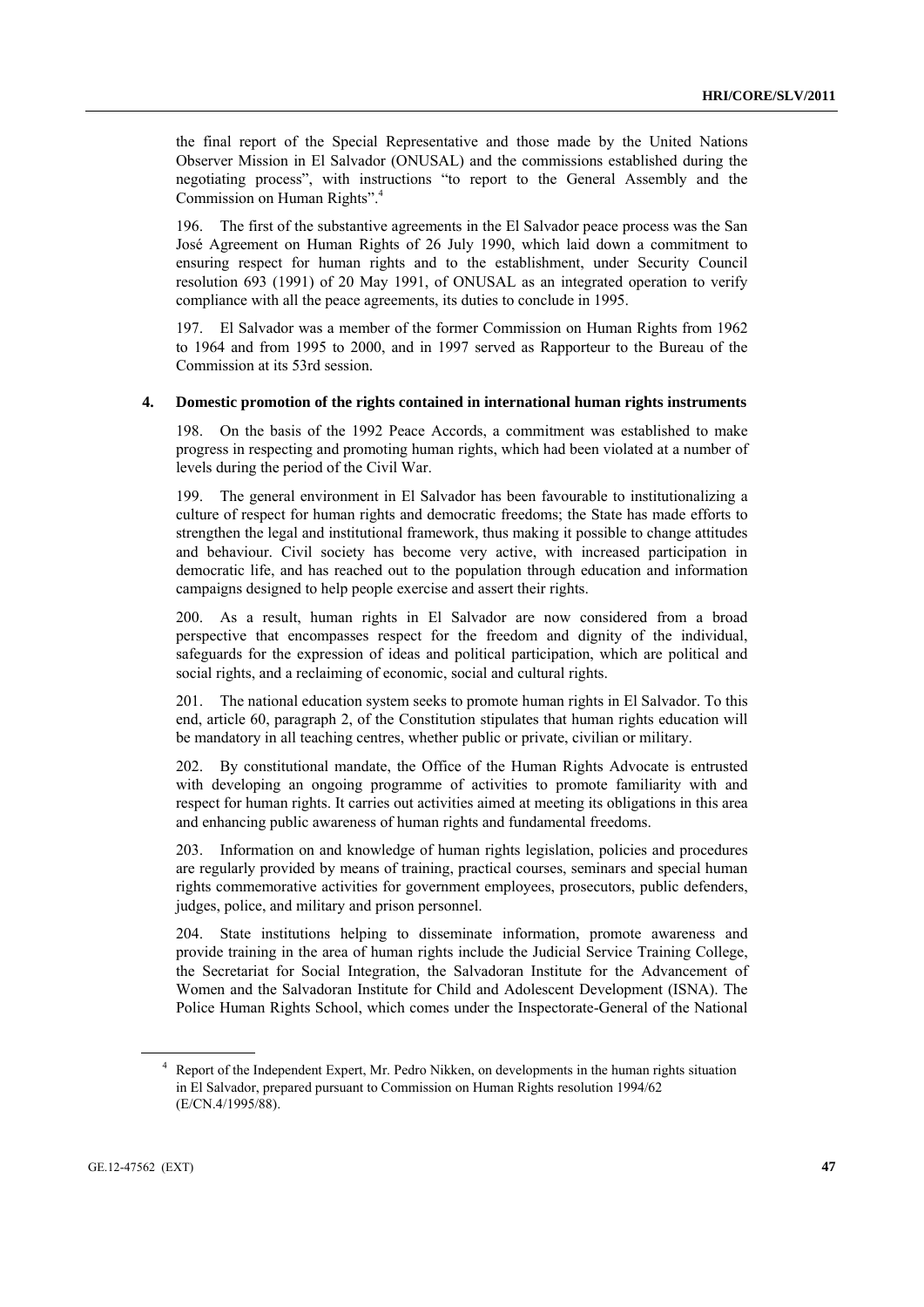the final report of the Special Representative and those made by the United Nations Observer Mission in El Salvador (ONUSAL) and the commissions established during the negotiating process", with instructions "to report to the General Assembly and the Commission on Human Rights".[4]

196. The first of the substantive agreements in the El Salvador peace process was the San José Agreement on Human Rights of 26 July 1990, which laid down a commitment to ensuring respect for human rights and to the establishment, under Security Council resolution 693 (1991) of 20 May 1991, of ONUSAL as an integrated operation to verify compliance with all the peace agreements, its duties to conclude in 1995.

197. El Salvador was a member of the former Commission on Human Rights from 1962 to 1964 and from 1995 to 2000, and in 1997 served as Rapporteur to the Bureau of the Commission at its 53rd session.

### 4. Domestic promotion of the rights contained in international human rights instruments

198. On the basis of the 1992 Peace Accords, a commitment was established to make progress in respecting and promoting human rights, which had been violated at a number of levels during the period of the Civil War.

199. The general environment in El Salvador has been favourable to institutionalizing a culture of respect for human rights and democratic freedoms; the State has made efforts to strengthen the legal and institutional framework, thus making it possible to change attitudes and behaviour. Civil society has become very active, with increased participation in democratic life, and has reached out to the population through education and information campaigns designed to help people exercise and assert their rights.

200. As a result, human rights in El Salvador are now considered from a broad perspective that encompasses respect for the freedom and dignity of the individual, safeguards for the expression of ideas and political participation, which are political and social rights, and a reclaiming of economic, social and cultural rights.

201. The national education system seeks to promote human rights in El Salvador. To this end, article 60, paragraph 2, of the Constitution stipulates that human rights education will be mandatory in all teaching centres, whether public or private, civilian or military.

202. By constitutional mandate, the Office of the Human Rights Advocate is entrusted with developing an ongoing programme of activities to promote familiarity with and respect for human rights. It carries out activities aimed at meeting its obligations in this area and enhancing public awareness of human rights and fundamental freedoms.

203. Information on and knowledge of human rights legislation, policies and procedures are regularly provided by means of training, practical courses, seminars and special human rights commemorative activities for government employees, prosecutors, public defenders, judges, police, and military and prison personnel.

204. State institutions helping to disseminate information, promote awareness and provide training in the area of human rights include the Judicial Service Training College, the Secretariat for Social Integration, the Salvadoran Institute for the Advancement of Women and the Salvadoran Institute for Child and Adolescent Development (ISNA). The Police Human Rights School, which comes under the Inspectorate-General of the National

[4] Report of the Independent Expert, Mr. Pedro Nikken, on developments in the human rights situation in El Salvador, prepared pursuant to Commission on Human Rights resolution 1994/62 (E/CN.4/1995/88).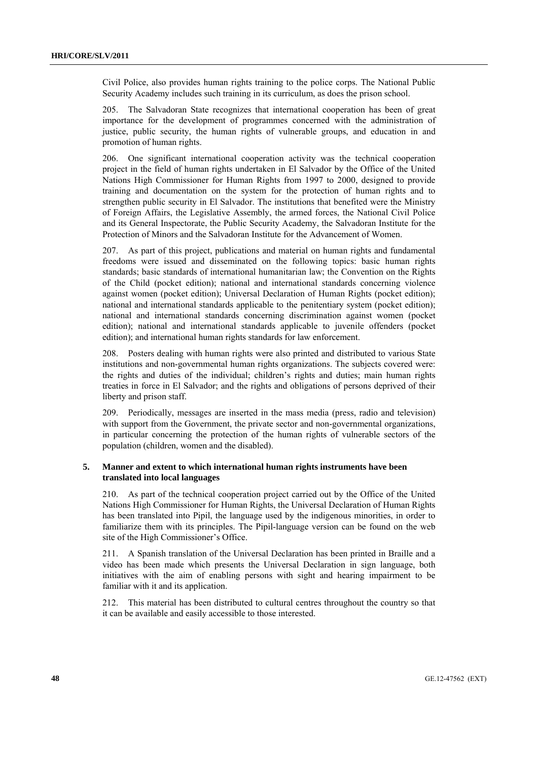Civil Police, also provides human rights training to the police corps. The National Public Security Academy includes such training in its curriculum, as does the prison school.

205. The Salvadoran State recognizes that international cooperation has been of great importance for the development of programmes concerned with the administration of justice, public security, the human rights of vulnerable groups, and education in and promotion of human rights.

206. One significant international cooperation activity was the technical cooperation project in the field of human rights undertaken in El Salvador by the Office of the United Nations High Commissioner for Human Rights from 1997 to 2000, designed to provide training and documentation on the system for the protection of human rights and to strengthen public security in El Salvador. The institutions that benefited were the Ministry of Foreign Affairs, the Legislative Assembly, the armed forces, the National Civil Police and its General Inspectorate, the Public Security Academy, the Salvadoran Institute for the Protection of Minors and the Salvadoran Institute for the Advancement of Women.

207. As part of this project, publications and material on human rights and fundamental freedoms were issued and disseminated on the following topics: basic human rights standards; basic standards of international humanitarian law; the Convention on the Rights of the Child (pocket edition); national and international standards concerning violence against women (pocket edition); Universal Declaration of Human Rights (pocket edition); national and international standards applicable to the penitentiary system (pocket edition); national and international standards concerning discrimination against women (pocket edition); national and international standards applicable to juvenile offenders (pocket edition); and international human rights standards for law enforcement.

208. Posters dealing with human rights were also printed and distributed to various State institutions and non-governmental human rights organizations. The subjects covered were: the rights and duties of the individual; children's rights and duties; main human rights treaties in force in El Salvador; and the rights and obligations of persons deprived of their liberty and prison staff.

209. Periodically, messages are inserted in the mass media (press, radio and television) with support from the Government, the private sector and non-governmental organizations, in particular concerning the protection of the human rights of vulnerable sectors of the population (children, women and the disabled).

## 5. Manner and extent to which international human rights instruments have been translated into local languages

210. As part of the technical cooperation project carried out by the Office of the United Nations High Commissioner for Human Rights, the Universal Declaration of Human Rights has been translated into Pipil, the language used by the indigenous minorities, in order to familiarize them with its principles. The Pipil-language version can be found on the web site of the High Commissioner's Office.

211. A Spanish translation of the Universal Declaration has been printed in Braille and a video has been made which presents the Universal Declaration in sign language, both initiatives with the aim of enabling persons with sight and hearing impairment to be familiar with it and its application.

212. This material has been distributed to cultural centres throughout the country so that it can be available and easily accessible to those interested.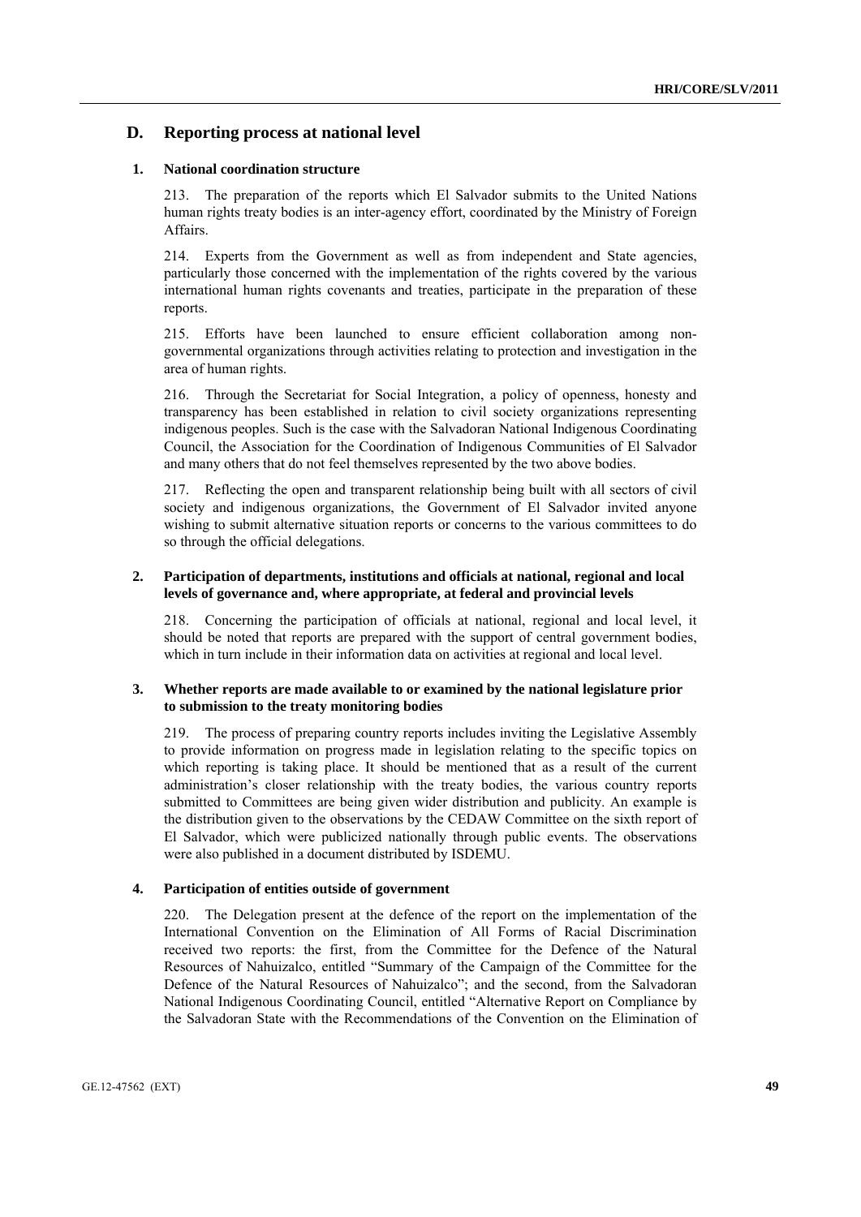## D. Reporting process at national level

### 1. National coordination structure

213. The preparation of the reports which El Salvador submits to the United Nations human rights treaty bodies is an inter-agency effort, coordinated by the Ministry of Foreign Affairs.

214. Experts from the Government as well as from independent and State agencies, particularly those concerned with the implementation of the rights covered by the various international human rights covenants and treaties, participate in the preparation of these reports.

215. Efforts have been launched to ensure efficient collaboration among non-governmental organizations through activities relating to protection and investigation in the area of human rights.

216. Through the Secretariat for Social Integration, a policy of openness, honesty and transparency has been established in relation to civil society organizations representing indigenous peoples. Such is the case with the Salvadoran National Indigenous Coordinating Council, the Association for the Coordination of Indigenous Communities of El Salvador and many others that do not feel themselves represented by the two above bodies.

217. Reflecting the open and transparent relationship being built with all sectors of civil society and indigenous organizations, the Government of El Salvador invited anyone wishing to submit alternative situation reports or concerns to the various committees to do so through the official delegations.

### 2. Participation of departments, institutions and officials at national, regional and local levels of governance and, where appropriate, at federal and provincial levels

218. Concerning the participation of officials at national, regional and local level, it should be noted that reports are prepared with the support of central government bodies, which in turn include in their information data on activities at regional and local level.

### 3. Whether reports are made available to or examined by the national legislature prior to submission to the treaty monitoring bodies

219. The process of preparing country reports includes inviting the Legislative Assembly to provide information on progress made in legislation relating to the specific topics on which reporting is taking place. It should be mentioned that as a result of the current administration's closer relationship with the treaty bodies, the various country reports submitted to Committees are being given wider distribution and publicity. An example is the distribution given to the observations by the CEDAW Committee on the sixth report of El Salvador, which were publicized nationally through public events. The observations were also published in a document distributed by ISDEMU.

### 4. Participation of entities outside of government

220. The Delegation present at the defence of the report on the implementation of the International Convention on the Elimination of All Forms of Racial Discrimination received two reports: the first, from the Committee for the Defence of the Natural Resources of Nahuizalco, entitled "Summary of the Campaign of the Committee for the Defence of the Natural Resources of Nahuizalco"; and the second, from the Salvadoran National Indigenous Coordinating Council, entitled "Alternative Report on Compliance by the Salvadoran State with the Recommendations of the Convention on the Elimination of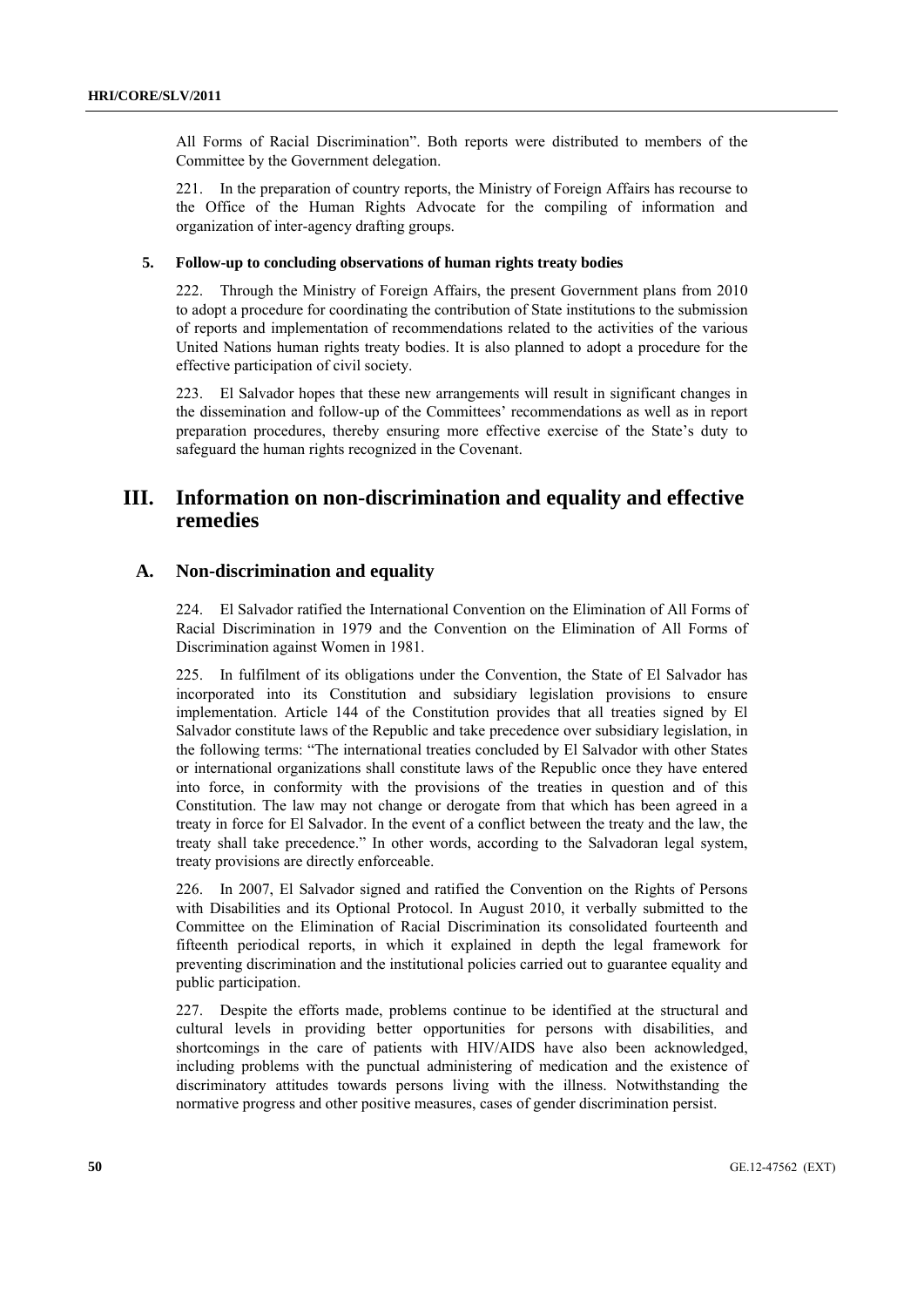All Forms of Racial Discrimination". Both reports were distributed to members of the Committee by the Government delegation.

221. In the preparation of country reports, the Ministry of Foreign Affairs has recourse to the Office of the Human Rights Advocate for the compiling of information and organization of inter-agency drafting groups.

### 5. Follow-up to concluding observations of human rights treaty bodies

222. Through the Ministry of Foreign Affairs, the present Government plans from 2010 to adopt a procedure for coordinating the contribution of State institutions to the submission of reports and implementation of recommendations related to the activities of the various United Nations human rights treaty bodies. It is also planned to adopt a procedure for the effective participation of civil society.

223. El Salvador hopes that these new arrangements will result in significant changes in the dissemination and follow-up of the Committees' recommendations as well as in report preparation procedures, thereby ensuring more effective exercise of the State's duty to safeguard the human rights recognized in the Covenant.

# III. Information on non-discrimination and equality and effective remedies

## A. Non-discrimination and equality

224. El Salvador ratified the International Convention on the Elimination of All Forms of Racial Discrimination in 1979 and the Convention on the Elimination of All Forms of Discrimination against Women in 1981.

225. In fulfilment of its obligations under the Convention, the State of El Salvador has incorporated into its Constitution and subsidiary legislation provisions to ensure implementation. Article 144 of the Constitution provides that all treaties signed by El Salvador constitute laws of the Republic and take precedence over subsidiary legislation, in the following terms: "The international treaties concluded by El Salvador with other States or international organizations shall constitute laws of the Republic once they have entered into force, in conformity with the provisions of the treaties in question and of this Constitution. The law may not change or derogate from that which has been agreed in a treaty in force for El Salvador. In the event of a conflict between the treaty and the law, the treaty shall take precedence." In other words, according to the Salvadoran legal system, treaty provisions are directly enforceable.

226. In 2007, El Salvador signed and ratified the Convention on the Rights of Persons with Disabilities and its Optional Protocol. In August 2010, it verbally submitted to the Committee on the Elimination of Racial Discrimination its consolidated fourteenth and fifteenth periodical reports, in which it explained in depth the legal framework for preventing discrimination and the institutional policies carried out to guarantee equality and public participation.

227. Despite the efforts made, problems continue to be identified at the structural and cultural levels in providing better opportunities for persons with disabilities, and shortcomings in the care of patients with HIV/AIDS have also been acknowledged, including problems with the punctual administering of medication and the existence of discriminatory attitudes towards persons living with the illness. Notwithstanding the normative progress and other positive measures, cases of gender discrimination persist.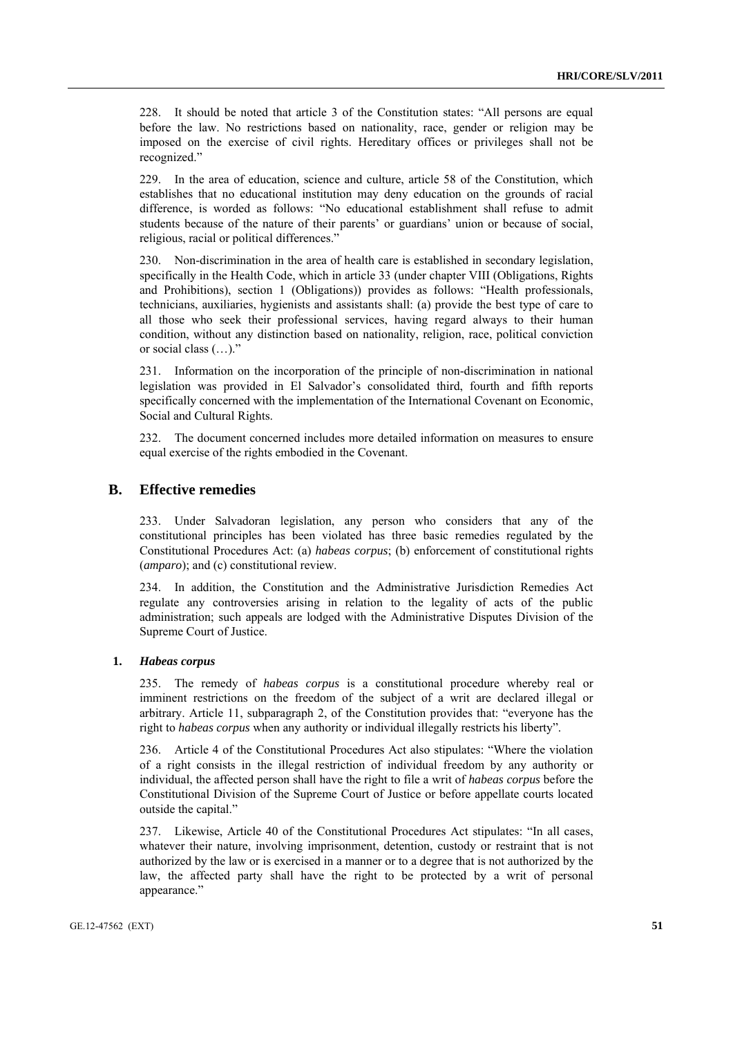228. It should be noted that article 3 of the Constitution states: "All persons are equal before the law. No restrictions based on nationality, race, gender or religion may be imposed on the exercise of civil rights. Hereditary offices or privileges shall not be recognized."

229. In the area of education, science and culture, article 58 of the Constitution, which establishes that no educational institution may deny education on the grounds of racial difference, is worded as follows: "No educational establishment shall refuse to admit students because of the nature of their parents' or guardians' union or because of social, religious, racial or political differences."

230. Non-discrimination in the area of health care is established in secondary legislation, specifically in the Health Code, which in article 33 (under chapter VIII (Obligations, Rights and Prohibitions), section 1 (Obligations)) provides as follows: "Health professionals, technicians, auxiliaries, hygienists and assistants shall: (a) provide the best type of care to all those who seek their professional services, having regard always to their human condition, without any distinction based on nationality, religion, race, political conviction or social class (…)."

231. Information on the incorporation of the principle of non-discrimination in national legislation was provided in El Salvador's consolidated third, fourth and fifth reports specifically concerned with the implementation of the International Covenant on Economic, Social and Cultural Rights.

232. The document concerned includes more detailed information on measures to ensure equal exercise of the rights embodied in the Covenant.

## B. Effective remedies

233. Under Salvadoran legislation, any person who considers that any of the constitutional principles has been violated has three basic remedies regulated by the Constitutional Procedures Act: (a) *habeas corpus*; (b) enforcement of constitutional rights (*amparo*); and (c) constitutional review.

234. In addition, the Constitution and the Administrative Jurisdiction Remedies Act regulate any controversies arising in relation to the legality of acts of the public administration; such appeals are lodged with the Administrative Disputes Division of the Supreme Court of Justice.

### 1. *Habeas corpus*

235. The remedy of *habeas corpus* is a constitutional procedure whereby real or imminent restrictions on the freedom of the subject of a writ are declared illegal or arbitrary. Article 11, subparagraph 2, of the Constitution provides that: "everyone has the right to *habeas corpus* when any authority or individual illegally restricts his liberty".

236. Article 4 of the Constitutional Procedures Act also stipulates: "Where the violation of a right consists in the illegal restriction of individual freedom by any authority or individual, the affected person shall have the right to file a writ of *habeas corpus* before the Constitutional Division of the Supreme Court of Justice or before appellate courts located outside the capital."

237. Likewise, Article 40 of the Constitutional Procedures Act stipulates: "In all cases, whatever their nature, involving imprisonment, detention, custody or restraint that is not authorized by the law or is exercised in a manner or to a degree that is not authorized by the law, the affected party shall have the right to be protected by a writ of personal appearance."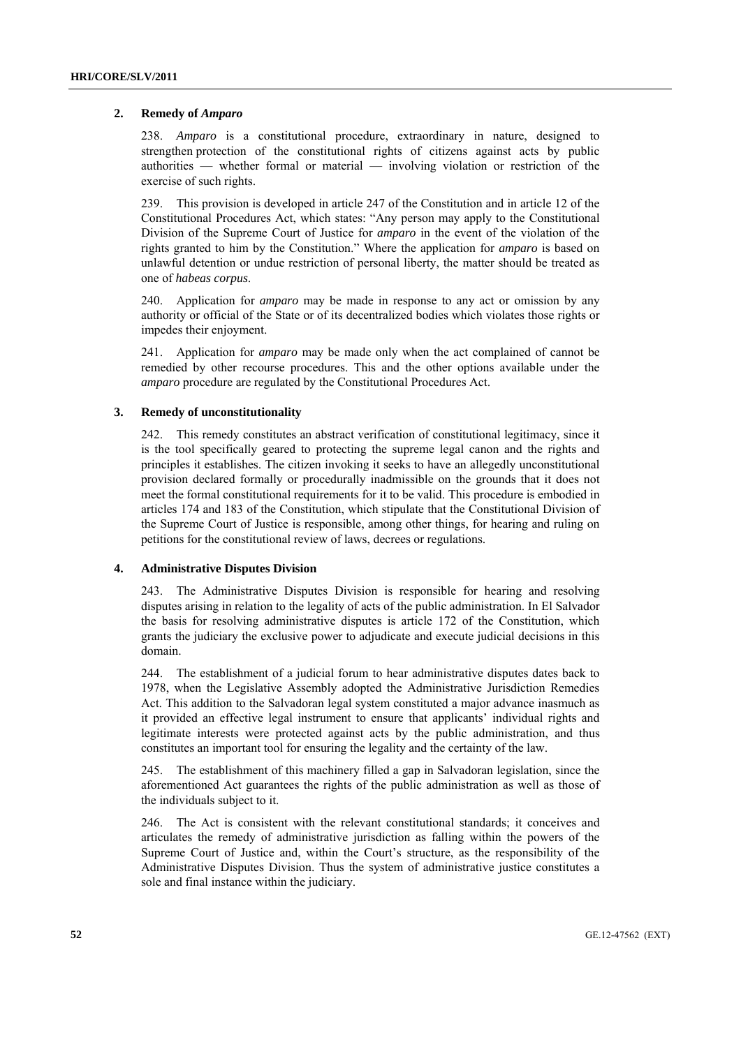### 2. Remedy of *Amparo*

238. *Amparo* is a constitutional procedure, extraordinary in nature, designed to strengthen protection of the constitutional rights of citizens against acts by public authorities — whether formal or material — involving violation or restriction of the exercise of such rights.

239. This provision is developed in article 247 of the Constitution and in article 12 of the Constitutional Procedures Act, which states: "Any person may apply to the Constitutional Division of the Supreme Court of Justice for *amparo* in the event of the violation of the rights granted to him by the Constitution." Where the application for *amparo* is based on unlawful detention or undue restriction of personal liberty, the matter should be treated as one of *habeas corpus*.

240. Application for *amparo* may be made in response to any act or omission by any authority or official of the State or of its decentralized bodies which violates those rights or impedes their enjoyment.

241. Application for *amparo* may be made only when the act complained of cannot be remedied by other recourse procedures. This and the other options available under the *amparo* procedure are regulated by the Constitutional Procedures Act.

### 3. Remedy of unconstitutionality

242. This remedy constitutes an abstract verification of constitutional legitimacy, since it is the tool specifically geared to protecting the supreme legal canon and the rights and principles it establishes. The citizen invoking it seeks to have an allegedly unconstitutional provision declared formally or procedurally inadmissible on the grounds that it does not meet the formal constitutional requirements for it to be valid. This procedure is embodied in articles 174 and 183 of the Constitution, which stipulate that the Constitutional Division of the Supreme Court of Justice is responsible, among other things, for hearing and ruling on petitions for the constitutional review of laws, decrees or regulations.

### 4. Administrative Disputes Division

243. The Administrative Disputes Division is responsible for hearing and resolving disputes arising in relation to the legality of acts of the public administration. In El Salvador the basis for resolving administrative disputes is article 172 of the Constitution, which grants the judiciary the exclusive power to adjudicate and execute judicial decisions in this domain.

244. The establishment of a judicial forum to hear administrative disputes dates back to 1978, when the Legislative Assembly adopted the Administrative Jurisdiction Remedies Act. This addition to the Salvadoran legal system constituted a major advance inasmuch as it provided an effective legal instrument to ensure that applicants' individual rights and legitimate interests were protected against acts by the public administration, and thus constitutes an important tool for ensuring the legality and the certainty of the law.

245. The establishment of this machinery filled a gap in Salvadoran legislation, since the aforementioned Act guarantees the rights of the public administration as well as those of the individuals subject to it.

246. The Act is consistent with the relevant constitutional standards; it conceives and articulates the remedy of administrative jurisdiction as falling within the powers of the Supreme Court of Justice and, within the Court's structure, as the responsibility of the Administrative Disputes Division. Thus the system of administrative justice constitutes a sole and final instance within the judiciary.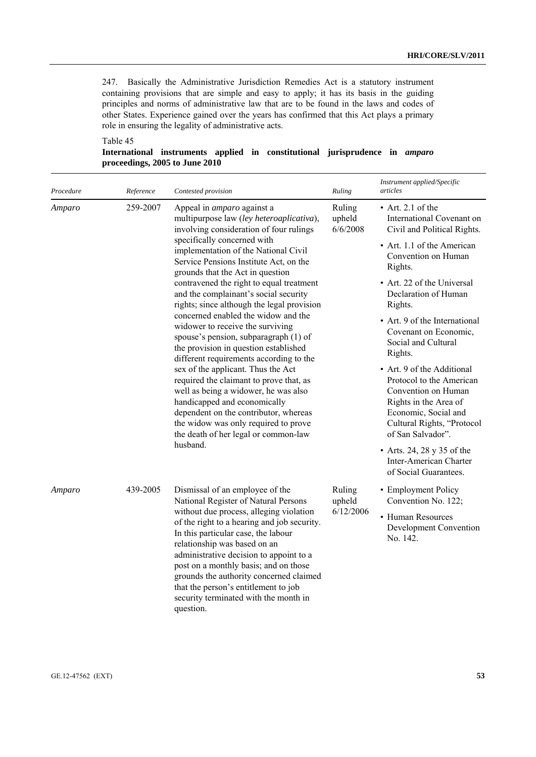247. Basically the Administrative Jurisdiction Remedies Act is a statutory instrument containing provisions that are simple and easy to apply; it has its basis in the guiding principles and norms of administrative law that are to be found in the laws and codes of other States. Experience gained over the years has confirmed that this Act plays a primary role in ensuring the legality of administrative acts.

Table 45

**International instruments applied in constitutional jurisprudence in *amparo* proceedings, 2005 to June 2010**

| *Procedure* | *Reference* | *Contested provision* | *Ruling* | *Instrument applied/Specific articles* |
|---|---|---|---|---|
| *Amparo* | 259-2007 | Appeal in *amparo* against a multipurpose law (*ley heteroaplicativa*), involving consideration of four rulings specifically concerned with implementation of the National Civil Service Pensions Institute Act, on the grounds that the Act in question contravened the right to equal treatment and the complainant's social security rights; since although the legal provision concerned enabled the widow and the widower to receive the surviving spouse's pension, subparagraph (1) of the provision in question established different requirements according to the sex of the applicant. Thus the Act required the claimant to prove that, as well as being a widower, he was also handicapped and economically dependent on the contributor, whereas the widow was only required to prove the death of her legal or common-law husband. | Ruling upheld 6/6/2008 | • Art. 2.1 of the International Covenant on Civil and Political Rights.<br>• Art. 1.1 of the American Convention on Human Rights.<br>• Art. 22 of the Universal Declaration of Human Rights.<br>• Art. 9 of the International Covenant on Economic, Social and Cultural Rights.<br>• Art. 9 of the Additional Protocol to the American Convention on Human Rights in the Area of Economic, Social and Cultural Rights, "Protocol of San Salvador".<br>• Arts. 24, 28 y 35 of the Inter-American Charter of Social Guarantees. |
| *Amparo* | 439-2005 | Dismissal of an employee of the National Register of Natural Persons without due process, alleging violation of the right to a hearing and job security. In this particular case, the labour relationship was based on an administrative decision to appoint to a post on a monthly basis; and on those grounds the authority concerned claimed that the person's entitlement to job security terminated with the month in question. | Ruling upheld 6/12/2006 | • Employment Policy Convention No. 122;<br>• Human Resources Development Convention No. 142. |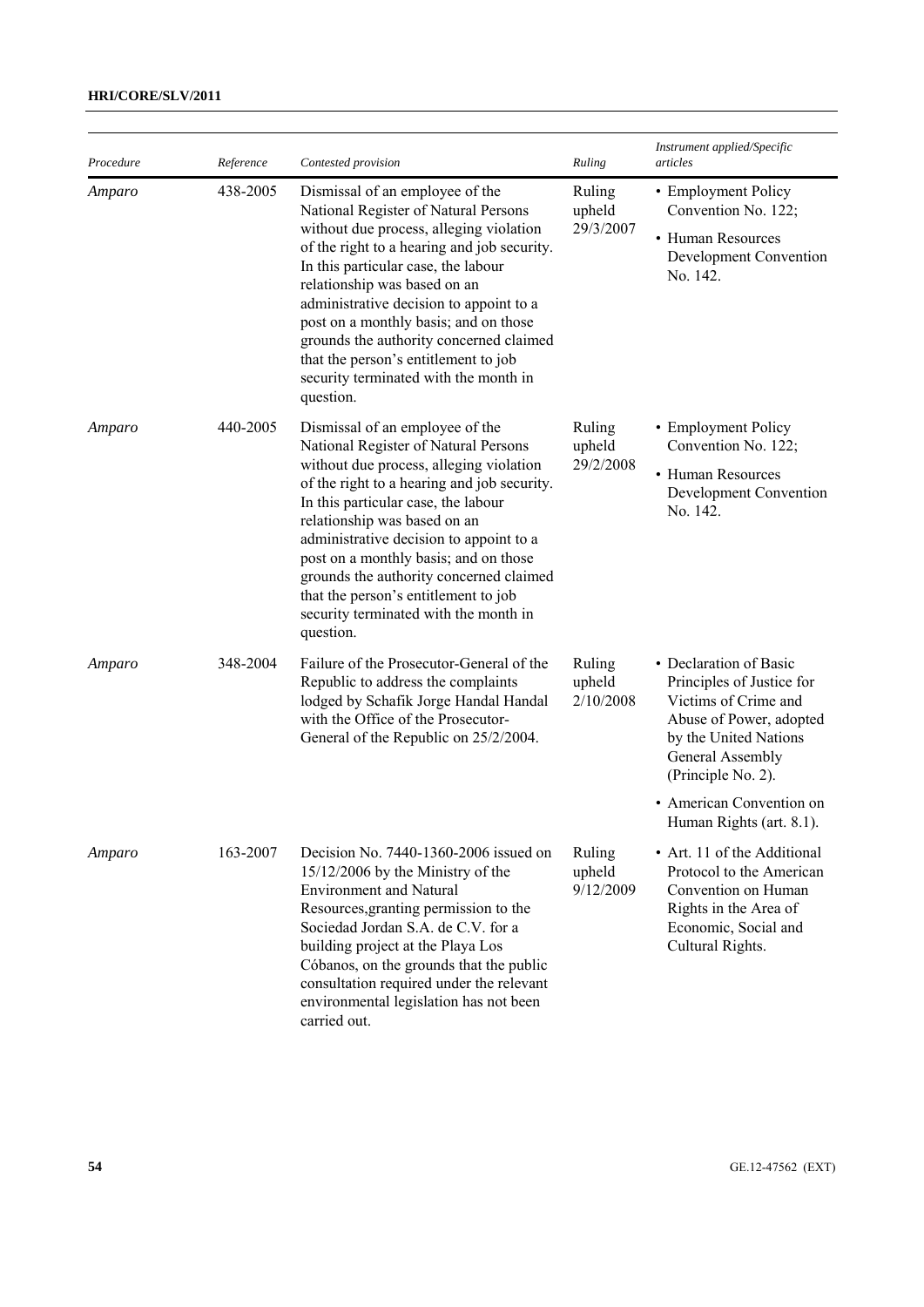| *Procedure* | *Reference* | *Contested provision* | *Ruling* | *Instrument applied/Specific articles* |
|---|---|---|---|---|
| *Amparo* | 438-2005 | Dismissal of an employee of the National Register of Natural Persons without due process, alleging violation of the right to a hearing and job security. In this particular case, the labour relationship was based on an administrative decision to appoint to a post on a monthly basis; and on those grounds the authority concerned claimed that the person's entitlement to job security terminated with the month in question. | Ruling upheld 29/3/2007 | • Employment Policy Convention No. 122;<br>• Human Resources Development Convention No. 142. |
| *Amparo* | 440-2005 | Dismissal of an employee of the National Register of Natural Persons without due process, alleging violation of the right to a hearing and job security. In this particular case, the labour relationship was based on an administrative decision to appoint to a post on a monthly basis; and on those grounds the authority concerned claimed that the person's entitlement to job security terminated with the month in question. | Ruling upheld 29/2/2008 | • Employment Policy Convention No. 122;<br>• Human Resources Development Convention No. 142. |
| *Amparo* | 348-2004 | Failure of the Prosecutor-General of the Republic to address the complaints lodged by Schafik Jorge Handal Handal with the Office of the Prosecutor-General of the Republic on 25/2/2004. | Ruling upheld 2/10/2008 | • Declaration of Basic Principles of Justice for Victims of Crime and Abuse of Power, adopted by the United Nations General Assembly (Principle No. 2).<br>• American Convention on Human Rights (art. 8.1). |
| *Amparo* | 163-2007 | Decision No. 7440-1360-2006 issued on 15/12/2006 by the Ministry of the Environment and Natural Resources,granting permission to the Sociedad Jordan S.A. de C.V. for a building project at the Playa Los Cóbanos, on the grounds that the public consultation required under the relevant environmental legislation has not been carried out. | Ruling upheld 9/12/2009 | • Art. 11 of the Additional Protocol to the American Convention on Human Rights in the Area of Economic, Social and Cultural Rights. |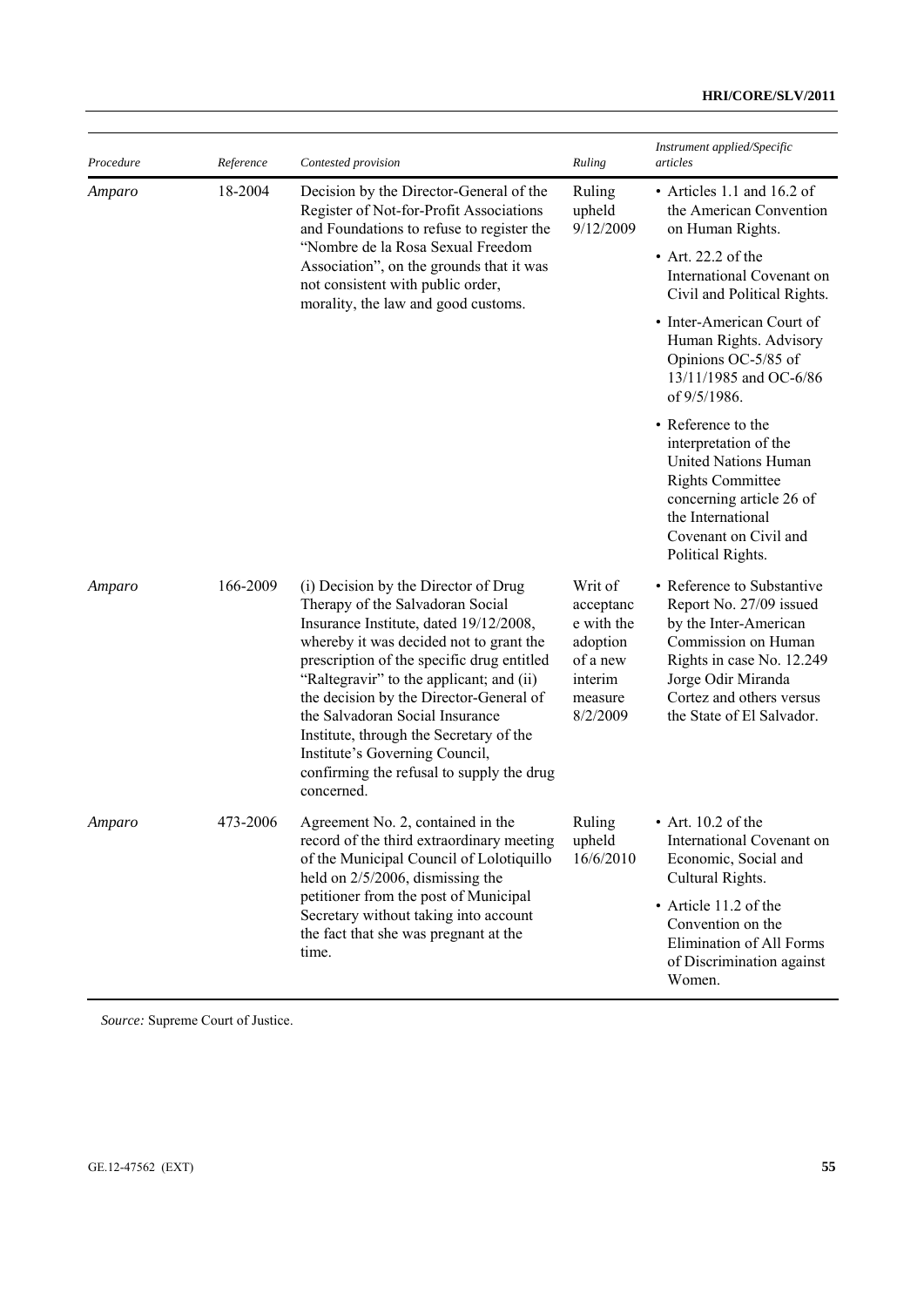| *Procedure* | *Reference* | *Contested provision* | *Ruling* | *Instrument applied/Specific articles* |
|---|---|---|---|---|
| *Amparo* | 18-2004 | Decision by the Director-General of the Register of Not-for-Profit Associations and Foundations to refuse to register the "Nombre de la Rosa Sexual Freedom Association", on the grounds that it was not consistent with public order, morality, the law and good customs. | Ruling upheld 9/12/2009 | • Articles 1.1 and 16.2 of the American Convention on Human Rights.<br>• Art. 22.2 of the International Covenant on Civil and Political Rights.<br>• Inter-American Court of Human Rights. Advisory Opinions OC-5/85 of 13/11/1985 and OC-6/86 of 9/5/1986.<br>• Reference to the interpretation of the United Nations Human Rights Committee concerning article 26 of the International Covenant on Civil and Political Rights. |
| *Amparo* | 166-2009 | (i) Decision by the Director of Drug Therapy of the Salvadoran Social Insurance Institute, dated 19/12/2008, whereby it was decided not to grant the prescription of the specific drug entitled "Raltegravir" to the applicant; and (ii) the decision by the Director-General of the Salvadoran Social Insurance Institute, through the Secretary of the Institute's Governing Council, confirming the refusal to supply the drug concerned. | Writ of acceptance with the adoption of a new interim measure 8/2/2009 | • Reference to Substantive Report No. 27/09 issued by the Inter-American Commission on Human Rights in case No. 12.249 Jorge Odir Miranda Cortez and others versus the State of El Salvador. |
| *Amparo* | 473-2006 | Agreement No. 2, contained in the record of the third extraordinary meeting of the Municipal Council of Lolotiquillo held on 2/5/2006, dismissing the petitioner from the post of Municipal Secretary without taking into account the fact that she was pregnant at the time. | Ruling upheld 16/6/2010 | • Art. 10.2 of the International Covenant on Economic, Social and Cultural Rights.<br>• Article 11.2 of the Convention on the Elimination of All Forms of Discrimination against Women. |

*Source:* Supreme Court of Justice.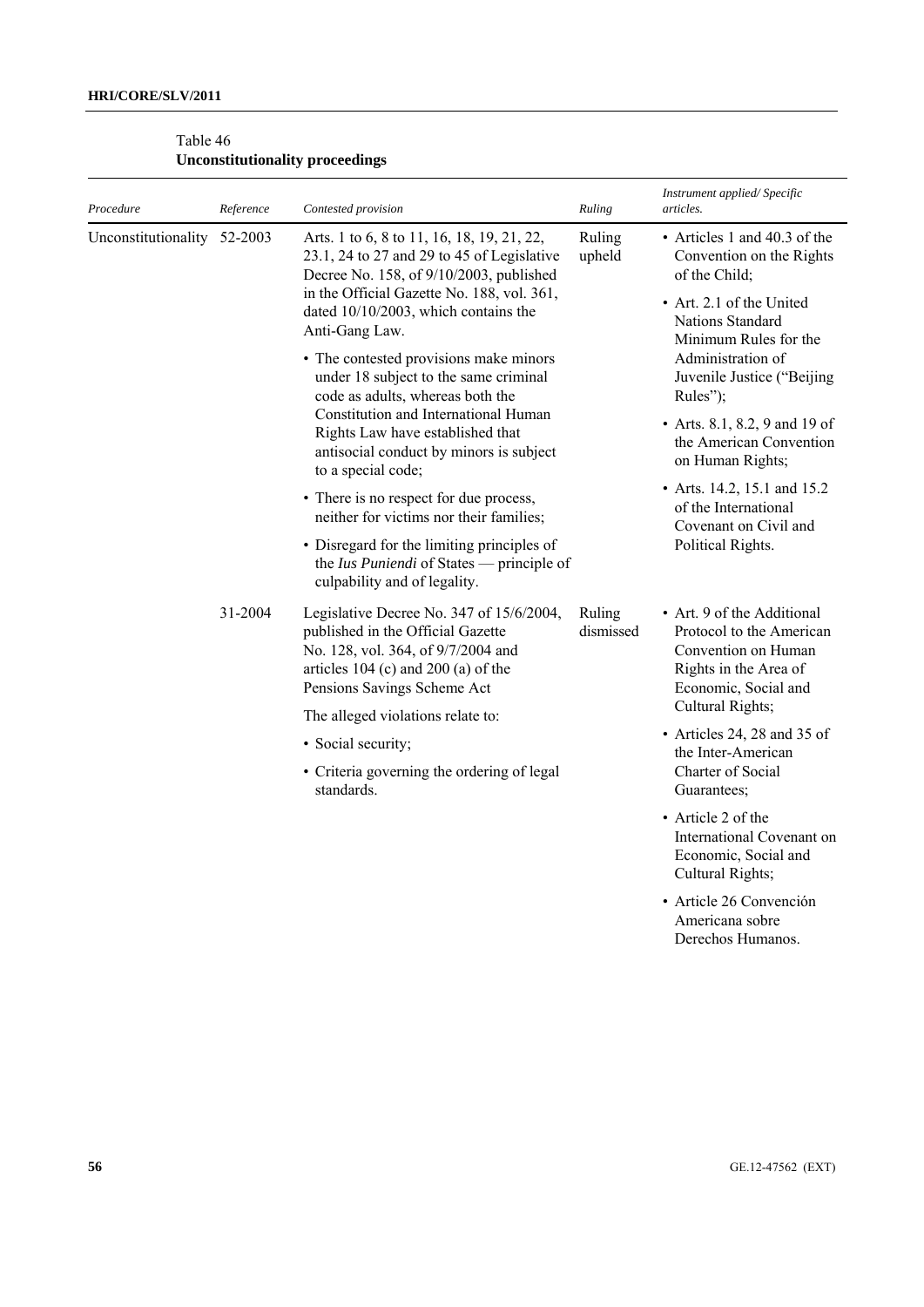Table 46
**Unconstitutionality proceedings**

| *Procedure* | *Reference* | *Contested provision* | *Ruling* | *Instrument applied/ Specific articles.* |
|---|---|---|---|---|
| Unconstitutionality | 52-2003 | Arts. 1 to 6, 8 to 11, 16, 18, 19, 21, 22, 23.1, 24 to 27 and 29 to 45 of Legislative Decree No. 158, of 9/10/2003, published in the Official Gazette No. 188, vol. 361, dated 10/10/2003, which contains the Anti-Gang Law.<br>• The contested provisions make minors under 18 subject to the same criminal code as adults, whereas both the Constitution and International Human Rights Law have established that antisocial conduct by minors is subject to a special code;<br>• There is no respect for due process, neither for victims nor their families;<br>• Disregard for the limiting principles of the *Ius Puniendi* of States — principle of culpability and of legality. | Ruling upheld | • Articles 1 and 40.3 of the Convention on the Rights of the Child;<br>• Art. 2.1 of the United Nations Standard Minimum Rules for the Administration of Juvenile Justice ("Beijing Rules");<br>• Arts. 8.1, 8.2, 9 and 19 of the American Convention on Human Rights;<br>• Arts. 14.2, 15.1 and 15.2 of the International Covenant on Civil and Political Rights. |
| | 31-2004 | Legislative Decree No. 347 of 15/6/2004, published in the Official Gazette No. 128, vol. 364, of 9/7/2004 and articles 104 (c) and 200 (a) of the Pensions Savings Scheme Act<br>The alleged violations relate to:<br>• Social security;<br>• Criteria governing the ordering of legal standards. | Ruling dismissed | • Art. 9 of the Additional Protocol to the American Convention on Human Rights in the Area of Economic, Social and Cultural Rights;<br>• Articles 24, 28 and 35 of the Inter-American Charter of Social Guarantees;<br>• Article 2 of the International Covenant on Economic, Social and Cultural Rights;<br>• Article 26 Convención Americana sobre Derechos Humanos. |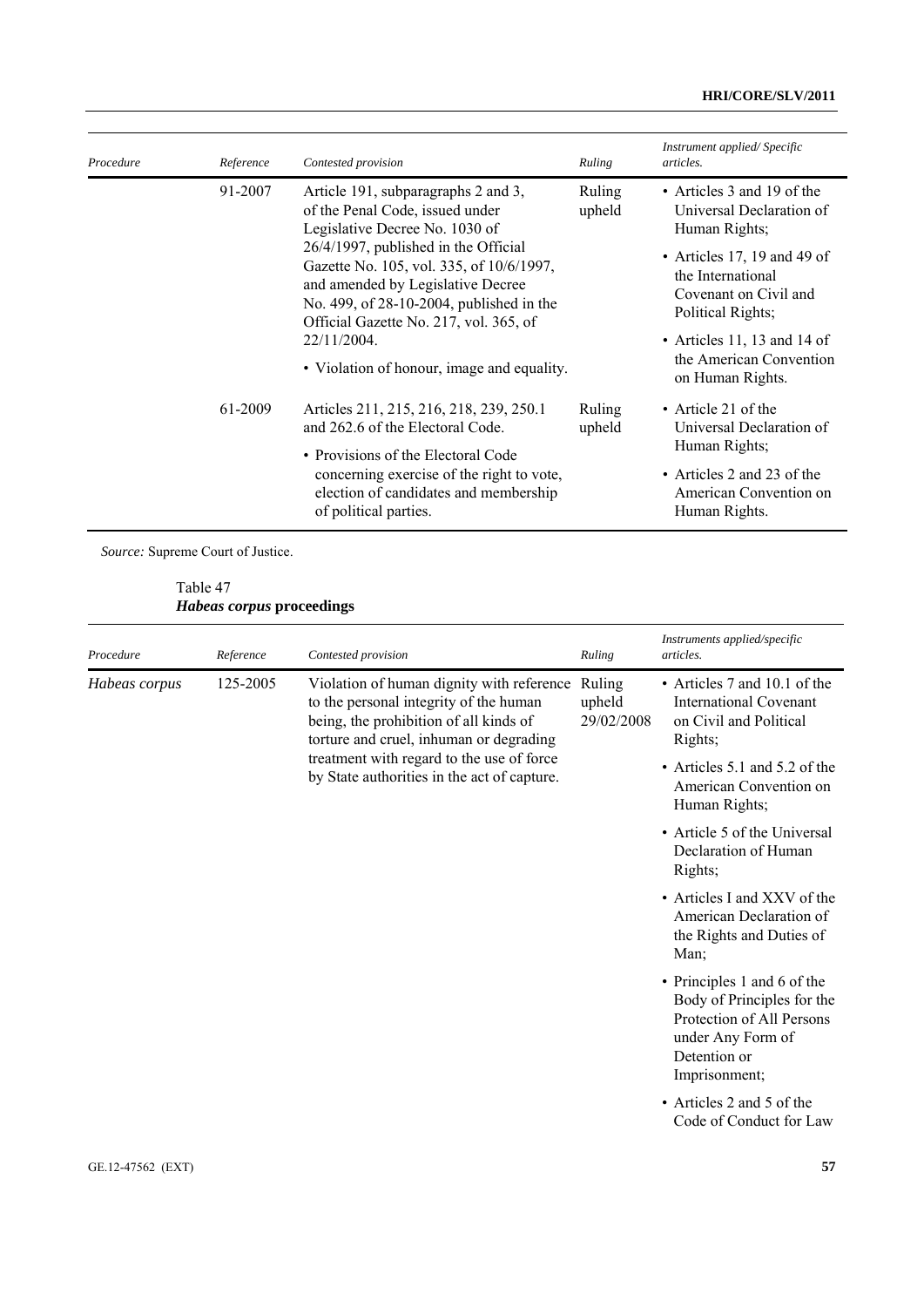| Procedure | Reference | Contested provision | Ruling | Instrument applied/ Specific articles. |
|---|---|---|---|---|
| | 91-2007 | Article 191, subparagraphs 2 and 3, of the Penal Code, issued under Legislative Decree No. 1030 of 26/4/1997, published in the Official Gazette No. 105, vol. 335, of 10/6/1997, and amended by Legislative Decree No. 499, of 28-10-2004, published in the Official Gazette No. 217, vol. 365, of 22/11/2004. • Violation of honour, image and equality. | Ruling upheld | • Articles 3 and 19 of the Universal Declaration of Human Rights; • Articles 17, 19 and 49 of the International Covenant on Civil and Political Rights; • Articles 11, 13 and 14 of the American Convention on Human Rights. |
| | 61-2009 | Articles 211, 215, 216, 218, 239, 250.1 and 262.6 of the Electoral Code. • Provisions of the Electoral Code concerning exercise of the right to vote, election of candidates and membership of political parties. | Ruling upheld | • Article 21 of the Universal Declaration of Human Rights; • Articles 2 and 23 of the American Convention on Human Rights. |

*Source:* Supreme Court of Justice.

Table 47
***Habeas corpus* proceedings**

| Procedure | Reference | Contested provision | Ruling | Instruments applied/specific articles. |
|---|---|---|---|---|
| *Habeas corpus* | 125-2005 | Violation of human dignity with reference to the personal integrity of the human being, the prohibition of all kinds of torture and cruel, inhuman or degrading treatment with regard to the use of force by State authorities in the act of capture. | Ruling upheld 29/02/2008 | • Articles 7 and 10.1 of the International Covenant on Civil and Political Rights; • Articles 5.1 and 5.2 of the American Convention on Human Rights; • Article 5 of the Universal Declaration of Human Rights; • Articles I and XXV of the American Declaration of the Rights and Duties of Man; • Principles 1 and 6 of the Body of Principles for the Protection of All Persons under Any Form of Detention or Imprisonment; • Articles 2 and 5 of the Code of Conduct for Law |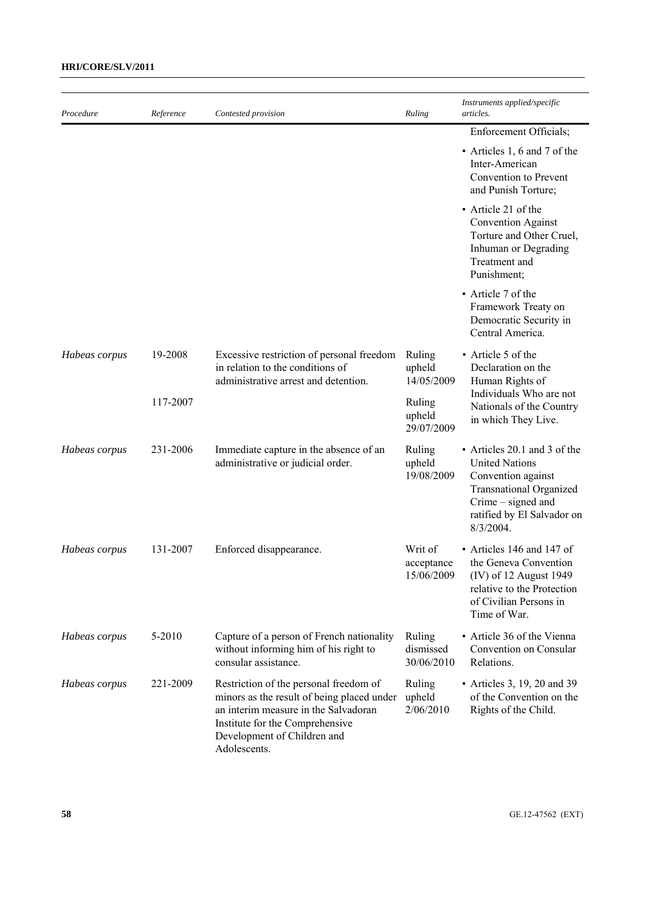| *Procedure* | *Reference* | *Contested provision* | *Ruling* | *Instruments applied/specific articles.* |
|---|---|---|---|---|
| | | | | Enforcement Officials;<br>• Articles 1, 6 and 7 of the Inter-American Convention to Prevent and Punish Torture;<br>• Article 21 of the Convention Against Torture and Other Cruel, Inhuman or Degrading Treatment and Punishment;<br>• Article 7 of the Framework Treaty on Democratic Security in Central America. |
| *Habeas corpus* | 19-2008 | Excessive restriction of personal freedom in relation to the conditions of administrative arrest and detention. | Ruling upheld 14/05/2009 | • Article 5 of the Declaration on the Human Rights of Individuals Who are not Nationals of the Country in which They Live. |
| | 117-2007 | | Ruling upheld 29/07/2009 | |
| *Habeas corpus* | 231-2006 | Immediate capture in the absence of an administrative or judicial order. | Ruling upheld 19/08/2009 | • Articles 20.1 and 3 of the United Nations Convention against Transnational Organized Crime – signed and ratified by El Salvador on 8/3/2004. |
| *Habeas corpus* | 131-2007 | Enforced disappearance. | Writ of acceptance 15/06/2009 | • Articles 146 and 147 of the Geneva Convention (IV) of 12 August 1949 relative to the Protection of Civilian Persons in Time of War. |
| *Habeas corpus* | 5-2010 | Capture of a person of French nationality without informing him of his right to consular assistance. | Ruling dismissed 30/06/2010 | • Article 36 of the Vienna Convention on Consular Relations. |
| *Habeas corpus* | 221-2009 | Restriction of the personal freedom of minors as the result of being placed under an interim measure in the Salvadoran Institute for the Comprehensive Development of Children and Adolescents. | Ruling upheld 2/06/2010 | • Articles 3, 19, 20 and 39 of the Convention on the Rights of the Child. |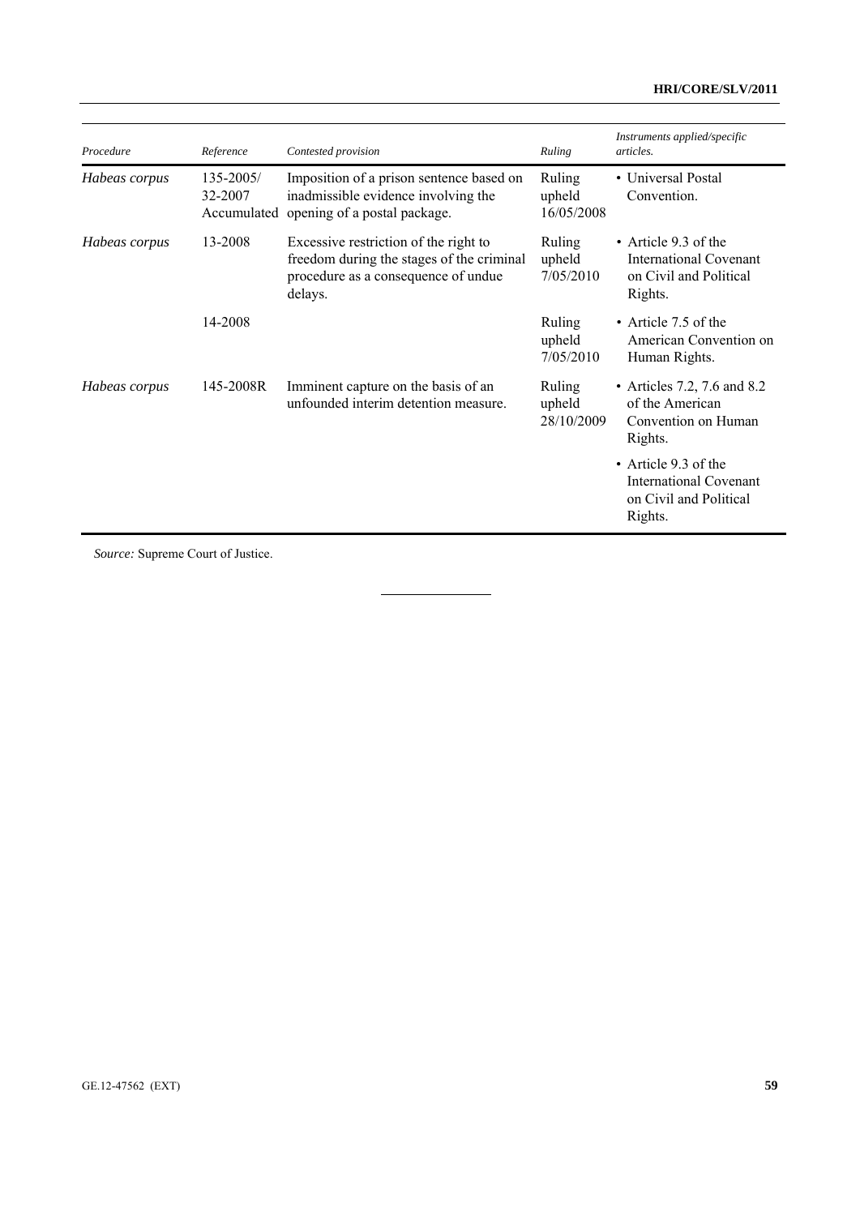| Procedure | Reference | Contested provision | Ruling | Instruments applied/specific articles. |
|---|---|---|---|---|
| *Habeas corpus* | 135-2005/ 32-2007 Accumulated | Imposition of a prison sentence based on inadmissible evidence involving the opening of a postal package. | Ruling upheld 16/05/2008 | • Universal Postal Convention. |
| *Habeas corpus* | 13-2008 | Excessive restriction of the right to freedom during the stages of the criminal procedure as a consequence of undue delays. | Ruling upheld 7/05/2010 | • Article 9.3 of the International Covenant on Civil and Political Rights. |
| | 14-2008 | | Ruling upheld 7/05/2010 | • Article 7.5 of the American Convention on Human Rights. |
| *Habeas corpus* | 145-2008R | Imminent capture on the basis of an unfounded interim detention measure. | Ruling upheld 28/10/2009 | • Articles 7.2, 7.6 and 8.2 of the American Convention on Human Rights. |
| | | | | • Article 9.3 of the International Covenant on Civil and Political Rights. |

*Source:* Supreme Court of Justice.